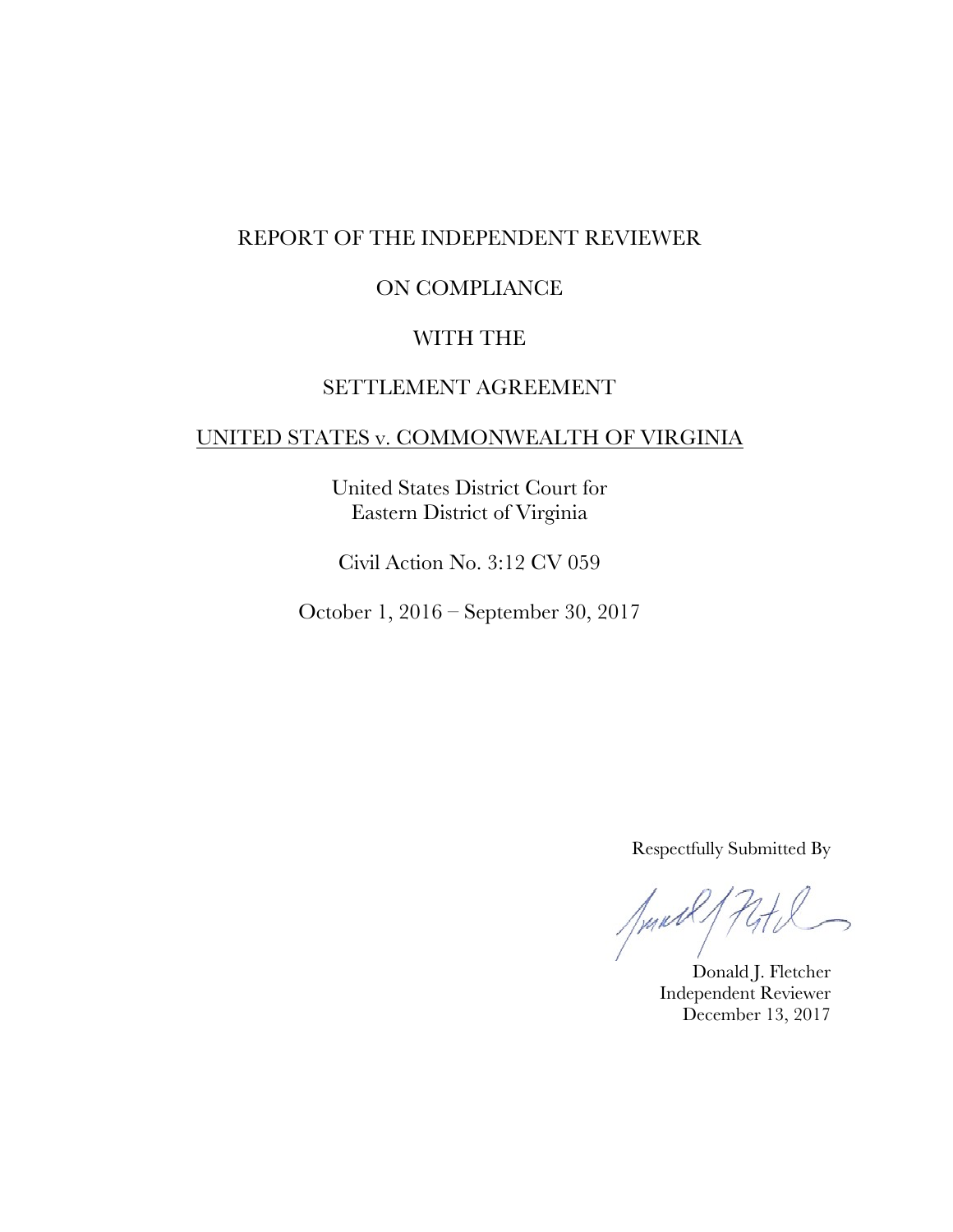# REPORT OF THE INDEPENDENT REVIEWER

# ON COMPLIANCE

# WITH THE

# SETTLEMENT AGREEMENT

# UNITED STATES v. COMMONWEALTH OF VIRGINIA

United States District Court for
Eastern District of Virginia

Civil Action No. 3:12 CV 059

October 1, 2016 – September 30, 2017

Respectfully Submitted By

Donald J. Fletcher
Independent Reviewer
December 13, 2017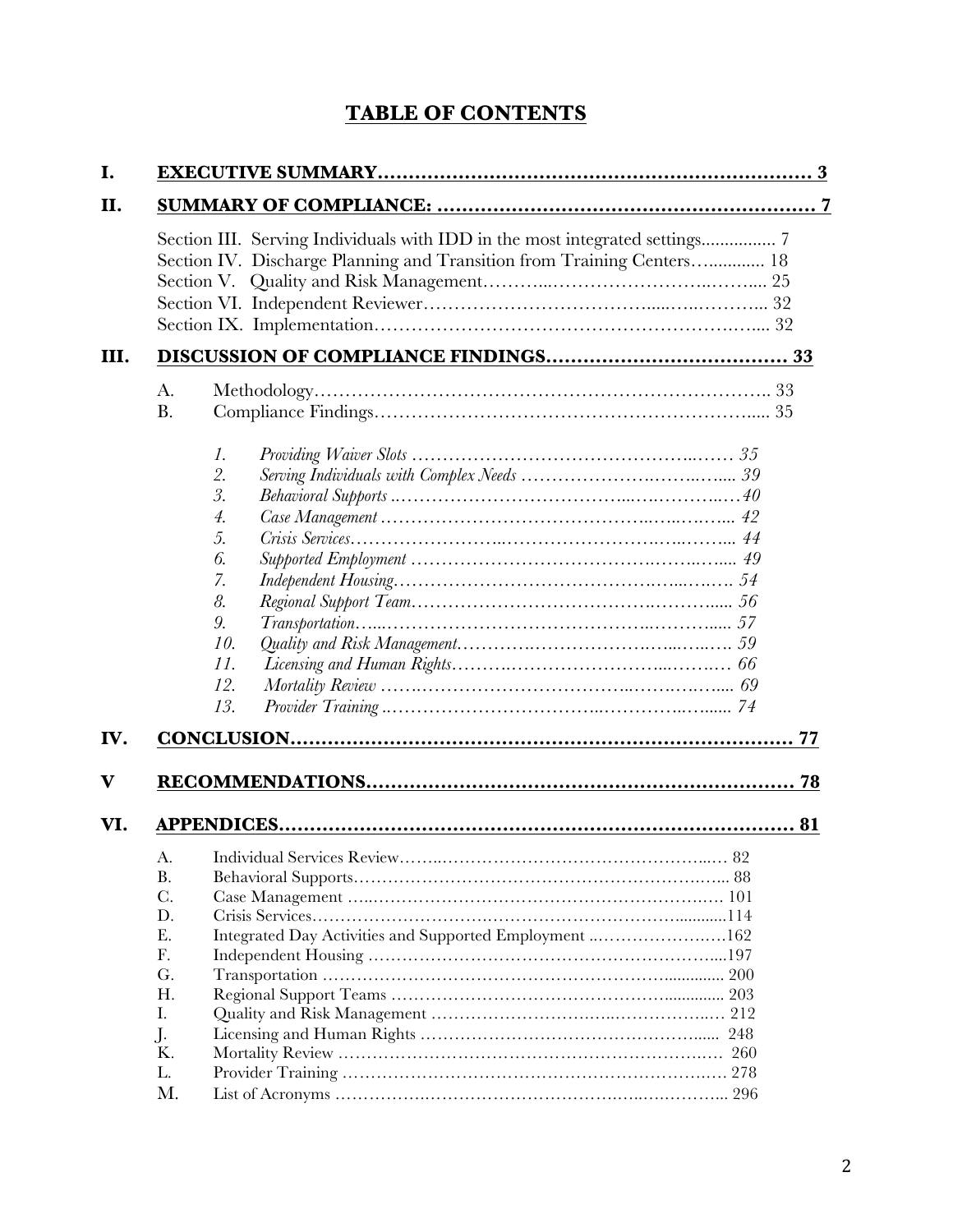# TABLE OF CONTENTS

**I. EXECUTIVE SUMMARY……………………………………………………………… 3**

**II. SUMMARY OF COMPLIANCE: …………………………………………………… 7**

Section III. Serving Individuals with IDD in the most integrated settings................ 7
Section IV. Discharge Planning and Transition from Training Centers…........... 18
Section V. Quality and Risk Management………...…………………….……... 25
Section VI. Independent Reviewer……………………………......…..……….. 32
Section IX. Implementation…………….……………………………….…..... 32

**III. DISCUSSION OF COMPLIANCE FINDINGS………………………………… 33**

A. Methodology……………………………………………………………….. 33
B. Compliance Findings…………………………………………………….... 35

1. *Providing Waiver Slots ……………………………………….…… 35*
2. *Serving Individuals with Complex Needs ………………….……..….... 39*
3. *Behavioral Supports ..………………………………...….……….…40*
4. *Case Management ……………………………………..….…..…... 42*
5. *Crisis Services…………………….………………………..….……... 44*
6. *Supported Employment ……………………………….……..…..... 49*
7. *Independent Housing……………………………………..…...….…. 54*
8. *Regional Support Team…………………………………….………..... 56*
9. *Transportation…..………………………………………..………..... 57*
10. *Quality and Risk Management……………………….…...…..…. 59*
11. *Licensing and Human Rights……….…………………...….…… 66*
12. *Mortality Review …….……………………………..……….……... 69*
13. *Provider Training ..………………………….………….…....... 74*

**IV. CONCLUSION……………………………………………………………………… 77**

**V RECOMMENDATIONS……………………………………………………………… 78**

**VI. APPENDICES……………………………………………………………………… 81**

A. Individual Services Review……..…………………………………………..… 82
B. Behavioral Supports…………………………………………………….….... 88
C. Case Management …..……………………………………………….… 101
D. Crisis Services…………………….………………………………...........114
E. Integrated Day Activities and Supported Employment ..……………….….162
F. Independent Housing ……………………………………………………....197
G. Transportation ……………………………………………………............. 200
H. Regional Support Teams ……………………………………….............. 203
I. Quality and Risk Management ………………………….…..…………..… 212
J. Licensing and Human Rights …………………………………………...... 248
K. Mortality Review …………………………………………………….… 260
L. Provider Training ………………………………………………………..…. 278
M. List of Acronyms ……………….………………………….…..….……….. 296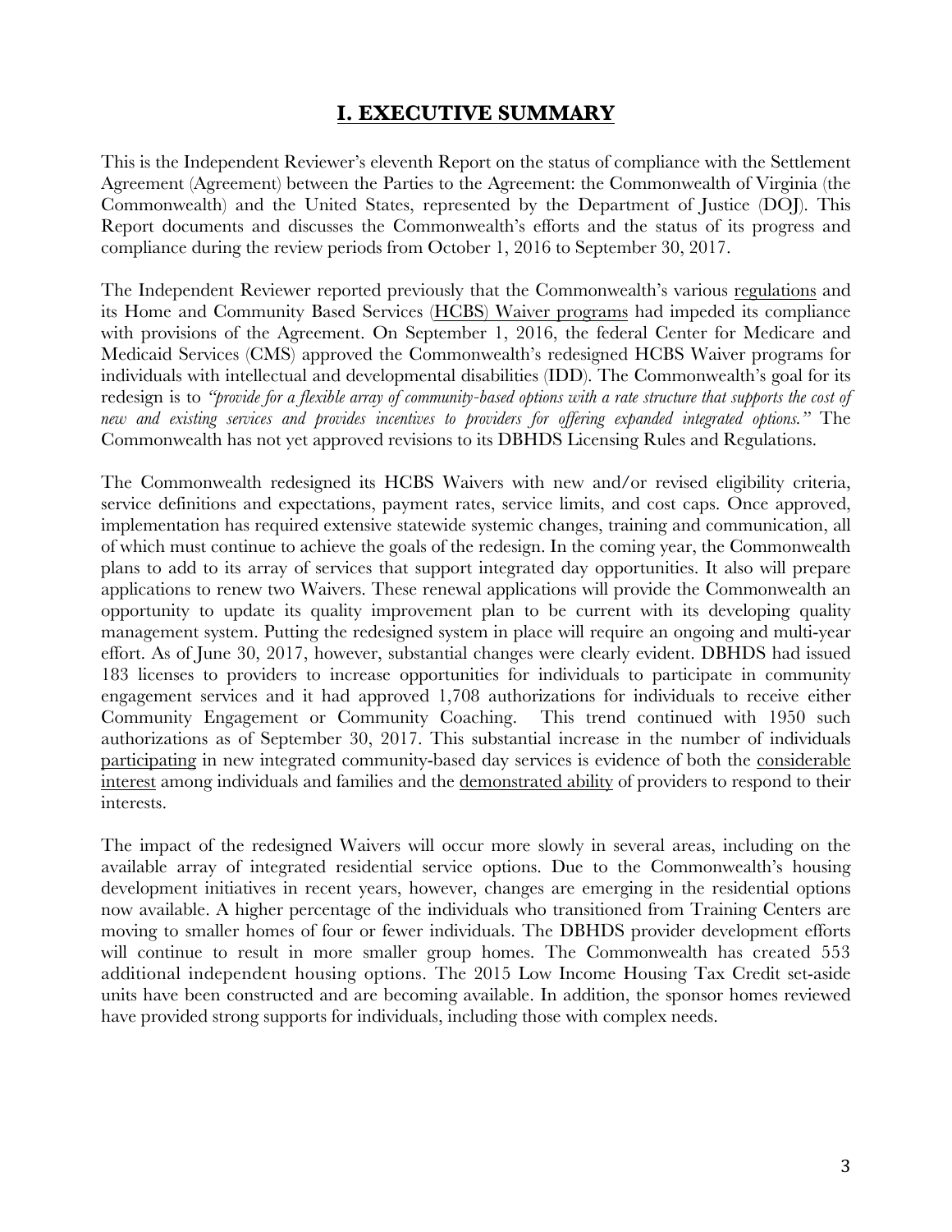# I. EXECUTIVE SUMMARY

This is the Independent Reviewer's eleventh Report on the status of compliance with the Settlement Agreement (Agreement) between the Parties to the Agreement: the Commonwealth of Virginia (the Commonwealth) and the United States, represented by the Department of Justice (DOJ). This Report documents and discusses the Commonwealth's efforts and the status of its progress and compliance during the review periods from October 1, 2016 to September 30, 2017.

The Independent Reviewer reported previously that the Commonwealth's various regulations and its Home and Community Based Services (HCBS) Waiver programs had impeded its compliance with provisions of the Agreement. On September 1, 2016, the federal Center for Medicare and Medicaid Services (CMS) approved the Commonwealth's redesigned HCBS Waiver programs for individuals with intellectual and developmental disabilities (IDD). The Commonwealth's goal for its redesign is to *"provide for a flexible array of community-based options with a rate structure that supports the cost of new and existing services and provides incentives to providers for offering expanded integrated options."* The Commonwealth has not yet approved revisions to its DBHDS Licensing Rules and Regulations.

The Commonwealth redesigned its HCBS Waivers with new and/or revised eligibility criteria, service definitions and expectations, payment rates, service limits, and cost caps. Once approved, implementation has required extensive statewide systemic changes, training and communication, all of which must continue to achieve the goals of the redesign. In the coming year, the Commonwealth plans to add to its array of services that support integrated day opportunities. It also will prepare applications to renew two Waivers. These renewal applications will provide the Commonwealth an opportunity to update its quality improvement plan to be current with its developing quality management system. Putting the redesigned system in place will require an ongoing and multi-year effort. As of June 30, 2017, however, substantial changes were clearly evident. DBHDS had issued 183 licenses to providers to increase opportunities for individuals to participate in community engagement services and it had approved 1,708 authorizations for individuals to receive either Community Engagement or Community Coaching. This trend continued with 1950 such authorizations as of September 30, 2017. This substantial increase in the number of individuals participating in new integrated community-based day services is evidence of both the considerable interest among individuals and families and the demonstrated ability of providers to respond to their interests.

The impact of the redesigned Waivers will occur more slowly in several areas, including on the available array of integrated residential service options. Due to the Commonwealth's housing development initiatives in recent years, however, changes are emerging in the residential options now available. A higher percentage of the individuals who transitioned from Training Centers are moving to smaller homes of four or fewer individuals. The DBHDS provider development efforts will continue to result in more smaller group homes. The Commonwealth has created 553 additional independent housing options. The 2015 Low Income Housing Tax Credit set-aside units have been constructed and are becoming available. In addition, the sponsor homes reviewed have provided strong supports for individuals, including those with complex needs.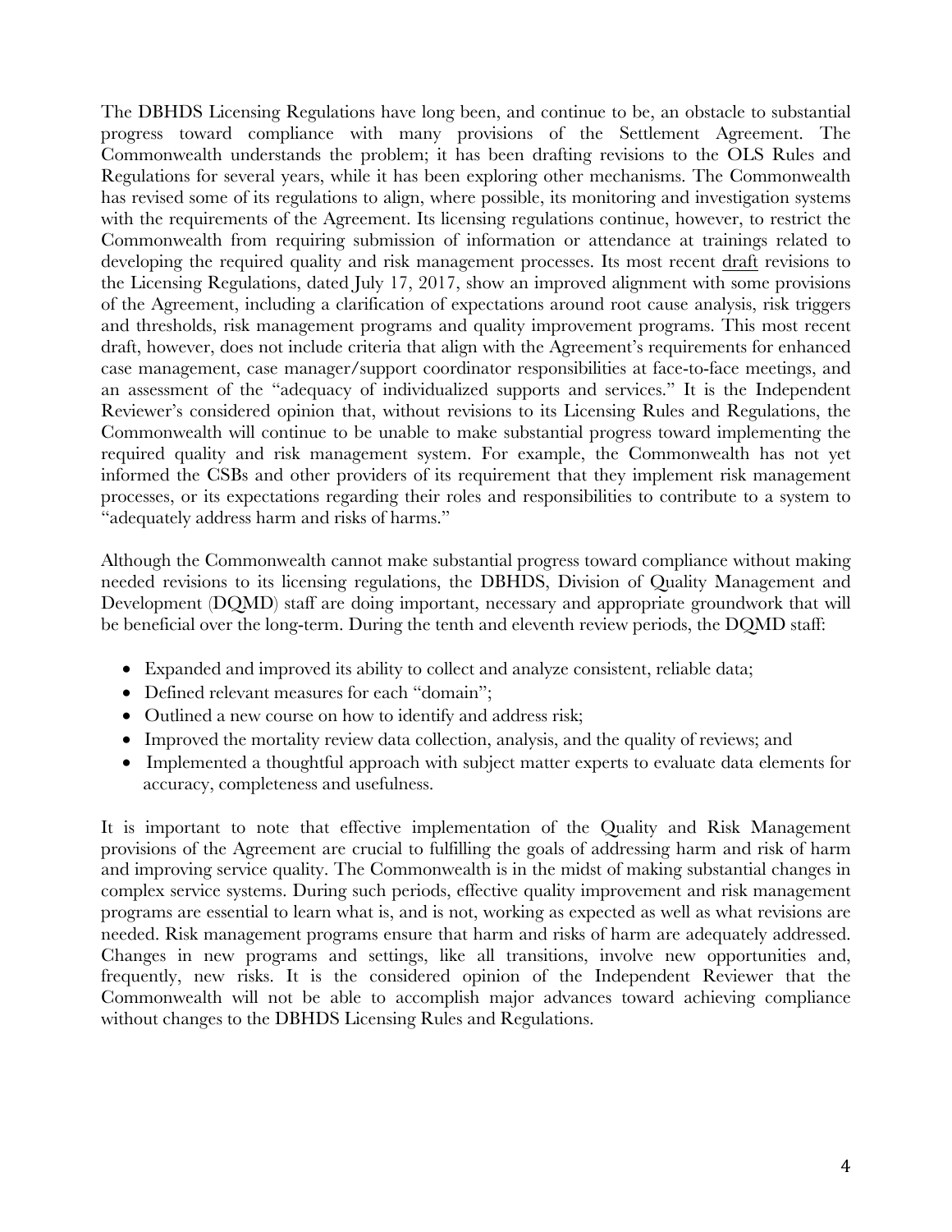The DBHDS Licensing Regulations have long been, and continue to be, an obstacle to substantial progress toward compliance with many provisions of the Settlement Agreement. The Commonwealth understands the problem; it has been drafting revisions to the OLS Rules and Regulations for several years, while it has been exploring other mechanisms. The Commonwealth has revised some of its regulations to align, where possible, its monitoring and investigation systems with the requirements of the Agreement. Its licensing regulations continue, however, to restrict the Commonwealth from requiring submission of information or attendance at trainings related to developing the required quality and risk management processes. Its most recent draft revisions to the Licensing Regulations, dated July 17, 2017, show an improved alignment with some provisions of the Agreement, including a clarification of expectations around root cause analysis, risk triggers and thresholds, risk management programs and quality improvement programs. This most recent draft, however, does not include criteria that align with the Agreement's requirements for enhanced case management, case manager/support coordinator responsibilities at face-to-face meetings, and an assessment of the "adequacy of individualized supports and services." It is the Independent Reviewer's considered opinion that, without revisions to its Licensing Rules and Regulations, the Commonwealth will continue to be unable to make substantial progress toward implementing the required quality and risk management system. For example, the Commonwealth has not yet informed the CSBs and other providers of its requirement that they implement risk management processes, or its expectations regarding their roles and responsibilities to contribute to a system to "adequately address harm and risks of harms."

Although the Commonwealth cannot make substantial progress toward compliance without making needed revisions to its licensing regulations, the DBHDS, Division of Quality Management and Development (DQMD) staff are doing important, necessary and appropriate groundwork that will be beneficial over the long-term. During the tenth and eleventh review periods, the DQMD staff:

- Expanded and improved its ability to collect and analyze consistent, reliable data;
- Defined relevant measures for each "domain";
- Outlined a new course on how to identify and address risk;
- Improved the mortality review data collection, analysis, and the quality of reviews; and
- Implemented a thoughtful approach with subject matter experts to evaluate data elements for accuracy, completeness and usefulness.

It is important to note that effective implementation of the Quality and Risk Management provisions of the Agreement are crucial to fulfilling the goals of addressing harm and risk of harm and improving service quality. The Commonwealth is in the midst of making substantial changes in complex service systems. During such periods, effective quality improvement and risk management programs are essential to learn what is, and is not, working as expected as well as what revisions are needed. Risk management programs ensure that harm and risks of harm are adequately addressed. Changes in new programs and settings, like all transitions, involve new opportunities and, frequently, new risks. It is the considered opinion of the Independent Reviewer that the Commonwealth will not be able to accomplish major advances toward achieving compliance without changes to the DBHDS Licensing Rules and Regulations.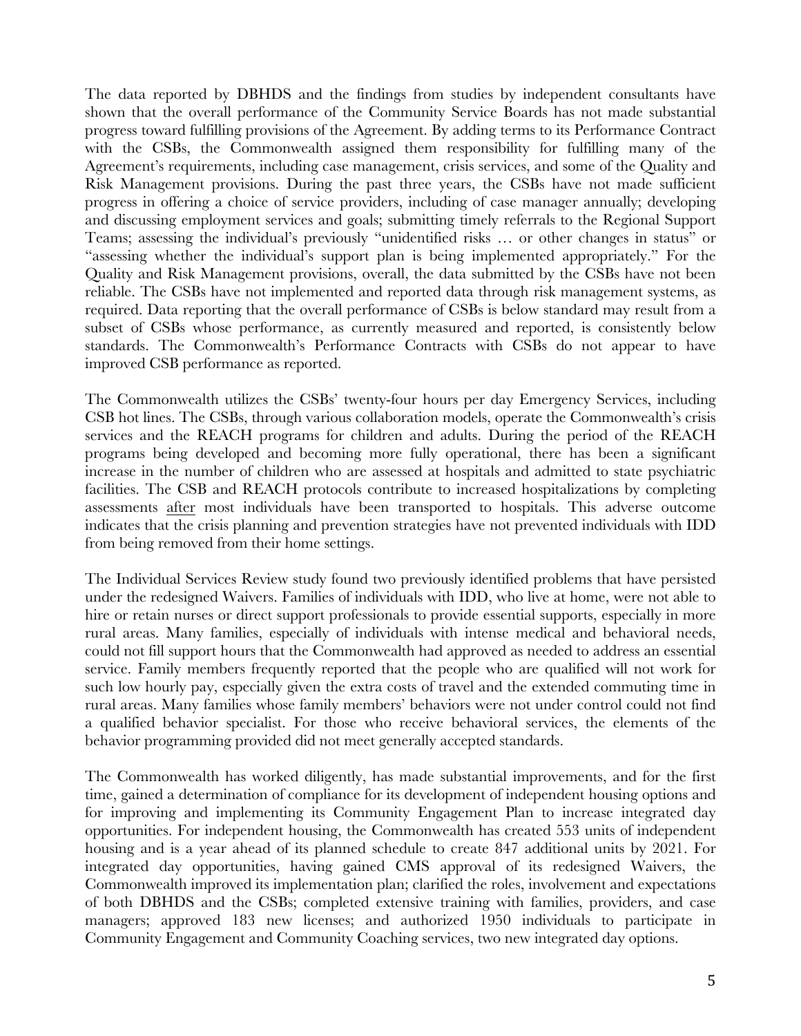The data reported by DBHDS and the findings from studies by independent consultants have shown that the overall performance of the Community Service Boards has not made substantial progress toward fulfilling provisions of the Agreement. By adding terms to its Performance Contract with the CSBs, the Commonwealth assigned them responsibility for fulfilling many of the Agreement's requirements, including case management, crisis services, and some of the Quality and Risk Management provisions. During the past three years, the CSBs have not made sufficient progress in offering a choice of service providers, including of case manager annually; developing and discussing employment services and goals; submitting timely referrals to the Regional Support Teams; assessing the individual's previously "unidentified risks … or other changes in status" or "assessing whether the individual's support plan is being implemented appropriately." For the Quality and Risk Management provisions, overall, the data submitted by the CSBs have not been reliable. The CSBs have not implemented and reported data through risk management systems, as required. Data reporting that the overall performance of CSBs is below standard may result from a subset of CSBs whose performance, as currently measured and reported, is consistently below standards. The Commonwealth's Performance Contracts with CSBs do not appear to have improved CSB performance as reported.

The Commonwealth utilizes the CSBs' twenty-four hours per day Emergency Services, including CSB hot lines. The CSBs, through various collaboration models, operate the Commonwealth's crisis services and the REACH programs for children and adults. During the period of the REACH programs being developed and becoming more fully operational, there has been a significant increase in the number of children who are assessed at hospitals and admitted to state psychiatric facilities. The CSB and REACH protocols contribute to increased hospitalizations by completing assessments <u>after</u> most individuals have been transported to hospitals. This adverse outcome indicates that the crisis planning and prevention strategies have not prevented individuals with IDD from being removed from their home settings.

The Individual Services Review study found two previously identified problems that have persisted under the redesigned Waivers. Families of individuals with IDD, who live at home, were not able to hire or retain nurses or direct support professionals to provide essential supports, especially in more rural areas. Many families, especially of individuals with intense medical and behavioral needs, could not fill support hours that the Commonwealth had approved as needed to address an essential service. Family members frequently reported that the people who are qualified will not work for such low hourly pay, especially given the extra costs of travel and the extended commuting time in rural areas. Many families whose family members' behaviors were not under control could not find a qualified behavior specialist. For those who receive behavioral services, the elements of the behavior programming provided did not meet generally accepted standards.

The Commonwealth has worked diligently, has made substantial improvements, and for the first time, gained a determination of compliance for its development of independent housing options and for improving and implementing its Community Engagement Plan to increase integrated day opportunities. For independent housing, the Commonwealth has created 553 units of independent housing and is a year ahead of its planned schedule to create 847 additional units by 2021. For integrated day opportunities, having gained CMS approval of its redesigned Waivers, the Commonwealth improved its implementation plan; clarified the roles, involvement and expectations of both DBHDS and the CSBs; completed extensive training with families, providers, and case managers; approved 183 new licenses; and authorized 1950 individuals to participate in Community Engagement and Community Coaching services, two new integrated day options.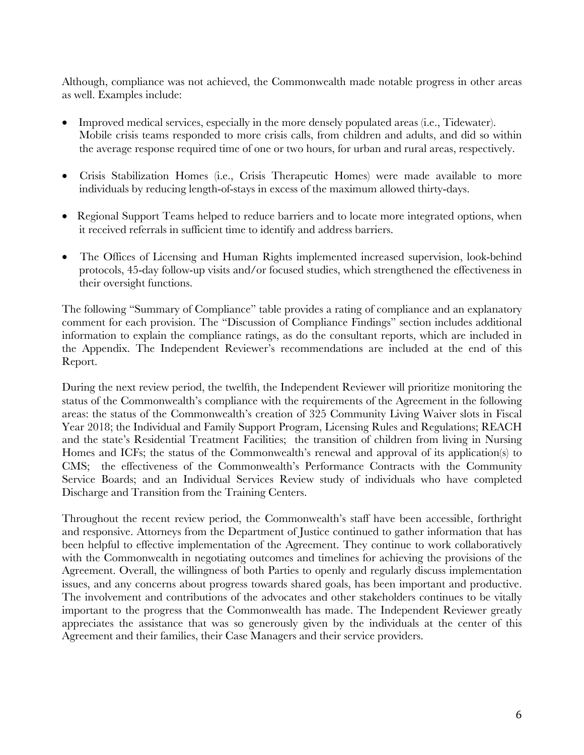Although, compliance was not achieved, the Commonwealth made notable progress in other areas as well. Examples include:

- Improved medical services, especially in the more densely populated areas (i.e., Tidewater). Mobile crisis teams responded to more crisis calls, from children and adults, and did so within the average response required time of one or two hours, for urban and rural areas, respectively.
- Crisis Stabilization Homes (i.e., Crisis Therapeutic Homes) were made available to more individuals by reducing length-of-stays in excess of the maximum allowed thirty-days.
- Regional Support Teams helped to reduce barriers and to locate more integrated options, when it received referrals in sufficient time to identify and address barriers.
- The Offices of Licensing and Human Rights implemented increased supervision, look-behind protocols, 45-day follow-up visits and/or focused studies, which strengthened the effectiveness in their oversight functions.

The following "Summary of Compliance" table provides a rating of compliance and an explanatory comment for each provision. The "Discussion of Compliance Findings" section includes additional information to explain the compliance ratings, as do the consultant reports, which are included in the Appendix. The Independent Reviewer's recommendations are included at the end of this Report.

During the next review period, the twelfth, the Independent Reviewer will prioritize monitoring the status of the Commonwealth's compliance with the requirements of the Agreement in the following areas: the status of the Commonwealth's creation of 325 Community Living Waiver slots in Fiscal Year 2018; the Individual and Family Support Program, Licensing Rules and Regulations; REACH and the state's Residential Treatment Facilities; the transition of children from living in Nursing Homes and ICFs; the status of the Commonwealth's renewal and approval of its application(s) to CMS; the effectiveness of the Commonwealth's Performance Contracts with the Community Service Boards; and an Individual Services Review study of individuals who have completed Discharge and Transition from the Training Centers.

Throughout the recent review period, the Commonwealth's staff have been accessible, forthright and responsive. Attorneys from the Department of Justice continued to gather information that has been helpful to effective implementation of the Agreement. They continue to work collaboratively with the Commonwealth in negotiating outcomes and timelines for achieving the provisions of the Agreement. Overall, the willingness of both Parties to openly and regularly discuss implementation issues, and any concerns about progress towards shared goals, has been important and productive. The involvement and contributions of the advocates and other stakeholders continues to be vitally important to the progress that the Commonwealth has made. The Independent Reviewer greatly appreciates the assistance that was so generously given by the individuals at the center of this Agreement and their families, their Case Managers and their service providers.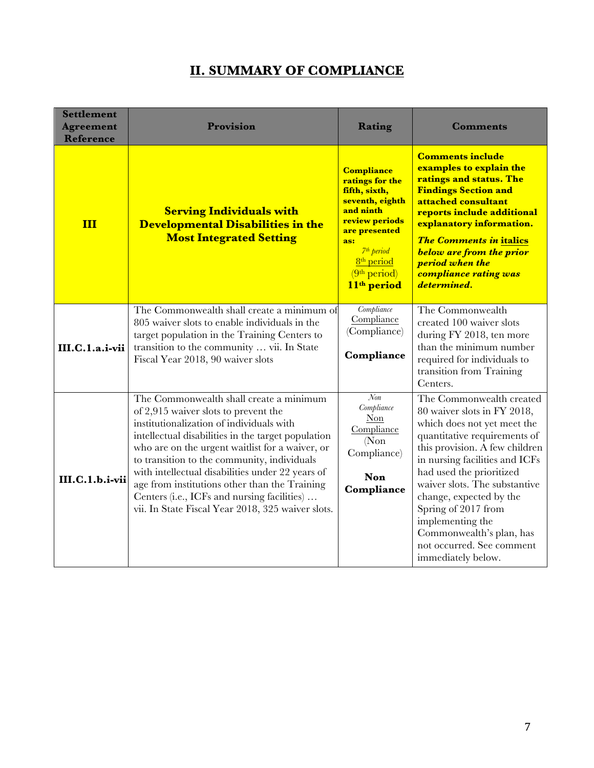## II. SUMMARY OF COMPLIANCE

| Settlement Agreement Reference | Provision | Rating | Comments |
|---|---|---|---|
| **III** | **Serving Individuals with Developmental Disabilities in the Most Integrated Setting** | **Compliance ratings for the fifth, sixth, seventh, eighth and ninth review periods are presented as:** *7th period* 8th period (9th period) **11th period** | **Comments include examples to explain the ratings and status. The Findings Section and attached consultant reports include additional explanatory information.** ***The Comments in italics below are from the prior period when the compliance rating was determined.*** |
| **III.C.1.a.i-vii** | The Commonwealth shall create a minimum of 805 waiver slots to enable individuals in the target population in the Training Centers to transition to the community … vii. In State Fiscal Year 2018, 90 waiver slots | *Compliance* Compliance (Compliance) **Compliance** | The Commonwealth created 100 waiver slots during FY 2018, ten more than the minimum number required for individuals to transition from Training Centers. |
| **III.C.1.b.i-vii** | The Commonwealth shall create a minimum of 2,915 waiver slots to prevent the institutionalization of individuals with intellectual disabilities in the target population who are on the urgent waitlist for a waiver, or to transition to the community, individuals with intellectual disabilities under 22 years of age from institutions other than the Training Centers (i.e., ICFs and nursing facilities) … vii. In State Fiscal Year 2018, 325 waiver slots. | *Non Compliance* Non Compliance (Non Compliance) **Non Compliance** | The Commonwealth created 80 waiver slots in FY 2018, which does not yet meet the quantitative requirements of this provision. A few children in nursing facilities and ICFs had used the prioritized waiver slots. The substantive change, expected by the Spring of 2017 from implementing the Commonwealth's plan, has not occurred. See comment immediately below. |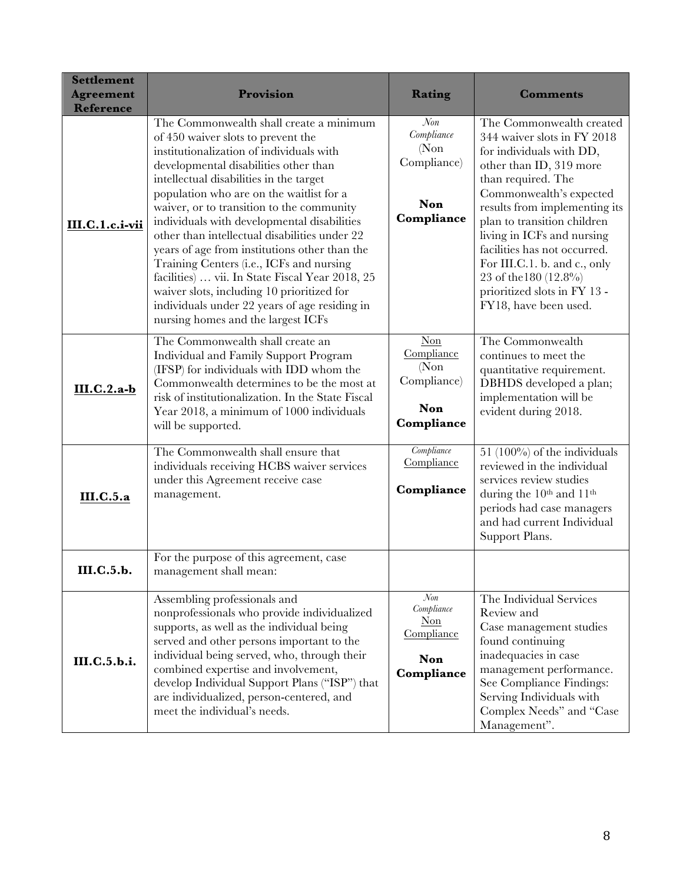| Settlement Agreement Reference | Provision | Rating | Comments |
|---|---|---|---|
| **III.C.1.c.i-vii** | The Commonwealth shall create a minimum of 450 waiver slots to prevent the institutionalization of individuals with developmental disabilities other than intellectual disabilities in the target population who are on the waitlist for a waiver, or to transition to the community individuals with developmental disabilities other than intellectual disabilities under 22 years of age from institutions other than the Training Centers (i.e., ICFs and nursing facilities) … vii. In State Fiscal Year 2018, 25 waiver slots, including 10 prioritized for individuals under 22 years of age residing in nursing homes and the largest ICFs | *Non Compliance* (Non Compliance) **Non Compliance** | The Commonwealth created 344 waiver slots in FY 2018 for individuals with DD, other than ID, 319 more than required. The Commonwealth's expected results from implementing its plan to transition children living in ICFs and nursing facilities has not occurred. For III.C.1. b. and c., only 23 of the180 (12.8%) prioritized slots in FY 13 - FY18, have been used. |
| **III.C.2.a-b** | The Commonwealth shall create an Individual and Family Support Program (IFSP) for individuals with IDD whom the Commonwealth determines to be the most at risk of institutionalization. In the State Fiscal Year 2018, a minimum of 1000 individuals will be supported. | Non Compliance (Non Compliance) **Non Compliance** | The Commonwealth continues to meet the quantitative requirement. DBHDS developed a plan; implementation will be evident during 2018. |
| **III.C.5.a** | The Commonwealth shall ensure that individuals receiving HCBS waiver services under this Agreement receive case management. | *Compliance* Compliance **Compliance** | 51 (100%) of the individuals reviewed in the individual services review studies during the 10th and 11th periods had case managers and had current Individual Support Plans. |
| **III.C.5.b.** | For the purpose of this agreement, case management shall mean: | | |
| **III.C.5.b.i.** | Assembling professionals and nonprofessionals who provide individualized supports, as well as the individual being served and other persons important to the individual being served, who, through their combined expertise and involvement, develop Individual Support Plans ("ISP") that are individualized, person-centered, and meet the individual's needs. | *Non Compliance* Non Compliance **Non Compliance** | The Individual Services Review and Case management studies found continuing inadequacies in case management performance. See Compliance Findings: Serving Individuals with Complex Needs" and "Case Management". |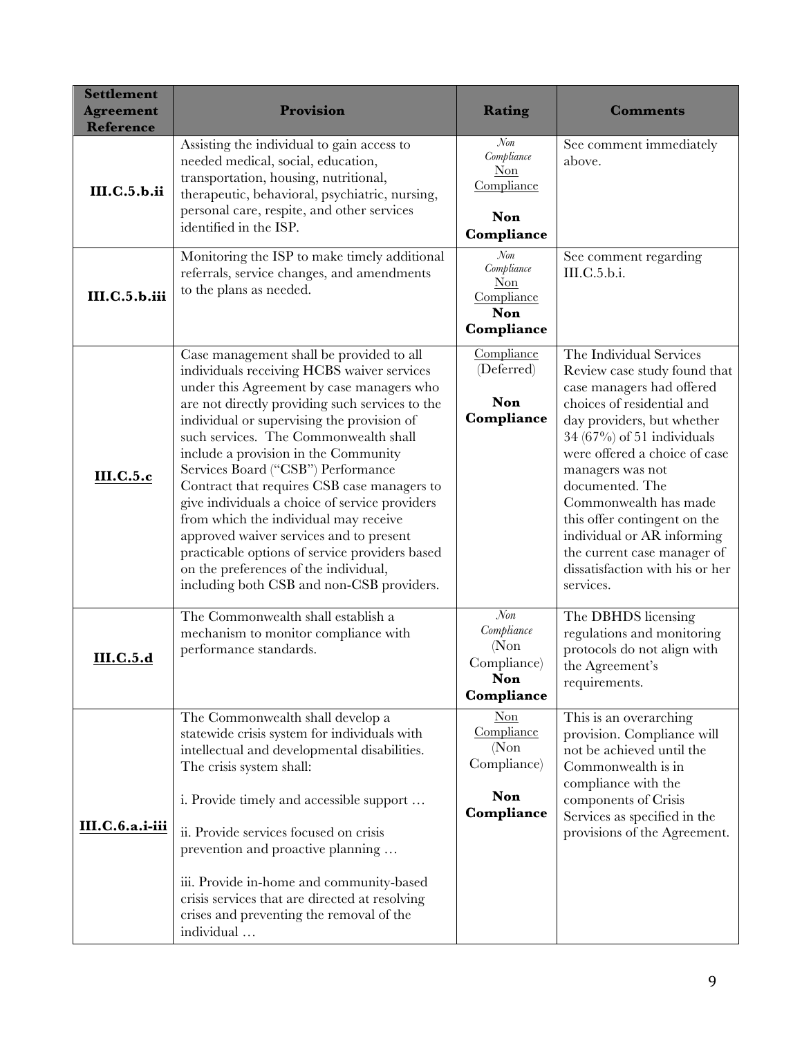| Settlement Agreement Reference | Provision | Rating | Comments |
|---|---|---|---|
| **III.C.5.b.ii** | Assisting the individual to gain access to needed medical, social, education, transportation, housing, nutritional, therapeutic, behavioral, psychiatric, nursing, personal care, respite, and other services identified in the ISP. | *Non Compliance*<br>Non Compliance<br><br>**Non Compliance** | See comment immediately above. |
| **III.C.5.b.iii** | Monitoring the ISP to make timely additional referrals, service changes, and amendments to the plans as needed. | *Non Compliance*<br>Non Compliance<br>**Non Compliance** | See comment regarding III.C.5.b.i. |
| **III.C.5.c** | Case management shall be provided to all individuals receiving HCBS waiver services under this Agreement by case managers who are not directly providing such services to the individual or supervising the provision of such services. The Commonwealth shall include a provision in the Community Services Board ("CSB") Performance Contract that requires CSB case managers to give individuals a choice of service providers from which the individual may receive approved waiver services and to present practicable options of service providers based on the preferences of the individual, including both CSB and non-CSB providers. | Compliance<br>(Deferred)<br><br>**Non Compliance** | The Individual Services Review case study found that case managers had offered choices of residential and day providers, but whether 34 (67%) of 51 individuals were offered a choice of case managers was not documented. The Commonwealth has made this offer contingent on the individual or AR informing the current case manager of dissatisfaction with his or her services. |
| **III.C.5.d** | The Commonwealth shall establish a mechanism to monitor compliance with performance standards. | *Non Compliance*<br>(Non Compliance)<br>**Non Compliance** | The DBHDS licensing regulations and monitoring protocols do not align with the Agreement's requirements. |
| **III.C.6.a.i-iii** | The Commonwealth shall develop a statewide crisis system for individuals with intellectual and developmental disabilities. The crisis system shall:<br><br>i. Provide timely and accessible support …<br><br>ii. Provide services focused on crisis prevention and proactive planning …<br><br>iii. Provide in-home and community-based crisis services that are directed at resolving crises and preventing the removal of the individual … | Non Compliance<br>(Non Compliance)<br><br>**Non Compliance** | This is an overarching provision. Compliance will not be achieved until the Commonwealth is in compliance with the components of Crisis Services as specified in the provisions of the Agreement. |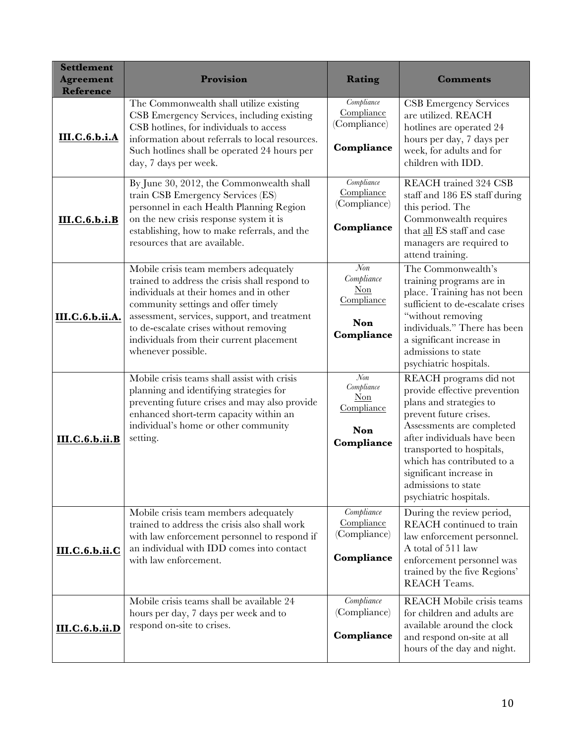| Settlement Agreement Reference | Provision | Rating | Comments |
|---|---|---|---|
| **III.C.6.b.i.A** | The Commonwealth shall utilize existing CSB Emergency Services, including existing CSB hotlines, for individuals to access information about referrals to local resources. Such hotlines shall be operated 24 hours per day, 7 days per week. | *Compliance* <br> Compliance <br> (Compliance) <br> **Compliance** | CSB Emergency Services are utilized. REACH hotlines are operated 24 hours per day, 7 days per week, for adults and for children with IDD. |
| **III.C.6.b.i.B** | By June 30, 2012, the Commonwealth shall train CSB Emergency Services (ES) personnel in each Health Planning Region on the new crisis response system it is establishing, how to make referrals, and the resources that are available. | *Compliance* <br> Compliance <br> (Compliance) <br> **Compliance** | REACH trained 324 CSB staff and 186 ES staff during this period. The Commonwealth requires that all ES staff and case managers are required to attend training. |
| **III.C.6.b.ii.A.** | Mobile crisis team members adequately trained to address the crisis shall respond to individuals at their homes and in other community settings and offer timely assessment, services, support, and treatment to de-escalate crises without removing individuals from their current placement whenever possible. | *Non Compliance* <br> Non Compliance <br> **Non Compliance** | The Commonwealth's training programs are in place. Training has not been sufficient to de-escalate crises "without removing individuals." There has been a significant increase in admissions to state psychiatric hospitals. |
| **III.C.6.b.ii.B** | Mobile crisis teams shall assist with crisis planning and identifying strategies for preventing future crises and may also provide enhanced short-term capacity within an individual's home or other community setting. | *Non Compliance* <br> Non Compliance <br> **Non Compliance** | REACH programs did not provide effective prevention plans and strategies to prevent future crises. Assessments are completed after individuals have been transported to hospitals, which has contributed to a significant increase in admissions to state psychiatric hospitals. |
| **III.C.6.b.ii.C** | Mobile crisis team members adequately trained to address the crisis also shall work with law enforcement personnel to respond if an individual with IDD comes into contact with law enforcement. | *Compliance* <br> Compliance <br> (Compliance) <br> **Compliance** | During the review period, REACH continued to train law enforcement personnel. A total of 511 law enforcement personnel was trained by the five Regions' REACH Teams. |
| **III.C.6.b.ii.D** | Mobile crisis teams shall be available 24 hours per day, 7 days per week and to respond on-site to crises. | *Compliance* <br> (Compliance) <br> **Compliance** | REACH Mobile crisis teams for children and adults are available around the clock and respond on-site at all hours of the day and night. |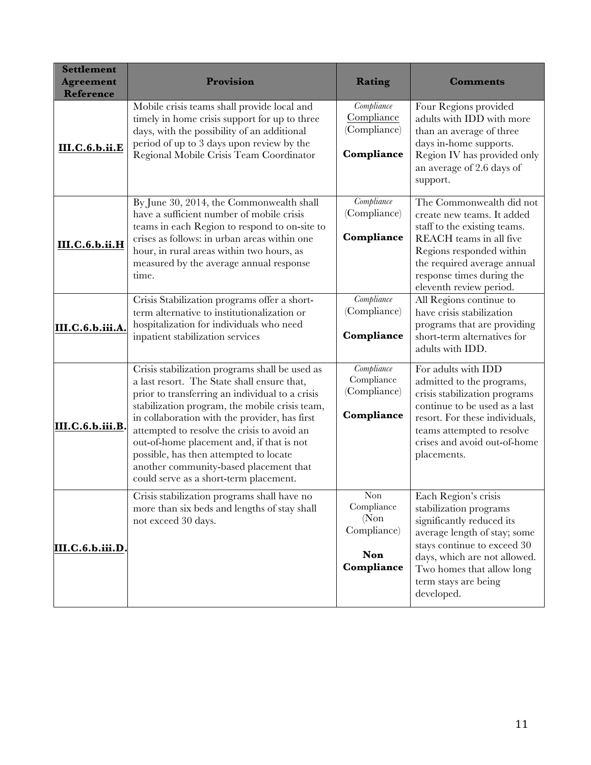| Settlement Agreement Reference | Provision | Rating | Comments |
|---|---|---|---|
| **III.C.6.b.ii.E** | Mobile crisis teams shall provide local and timely in home crisis support for up to three days, with the possibility of an additional period of up to 3 days upon review by the Regional Mobile Crisis Team Coordinator | *Compliance* Compliance (Compliance) **Compliance** | Four Regions provided adults with IDD with more than an average of three days in-home supports. Region IV has provided only an average of 2.6 days of support. |
| **III.C.6.b.ii.H** | By June 30, 2014, the Commonwealth shall have a sufficient number of mobile crisis teams in each Region to respond to on-site to crises as follows: in urban areas within one hour, in rural areas within two hours, as measured by the average annual response time. | *Compliance* (Compliance) **Compliance** | The Commonwealth did not create new teams. It added staff to the existing teams. REACH teams in all five Regions responded within the required average annual response times during the eleventh review period. |
| **III.C.6.b.iii.A.** | Crisis Stabilization programs offer a short-term alternative to institutionalization or hospitalization for individuals who need inpatient stabilization services | *Compliance* (Compliance) **Compliance** | All Regions continue to have crisis stabilization programs that are providing short-term alternatives for adults with IDD. |
| **III.C.6.b.iii.B.** | Crisis stabilization programs shall be used as a last resort. The State shall ensure that, prior to transferring an individual to a crisis stabilization program, the mobile crisis team, in collaboration with the provider, has first attempted to resolve the crisis to avoid an out-of-home placement and, if that is not possible, has then attempted to locate another community-based placement that could serve as a short-term placement. | *Compliance* Compliance (Compliance) **Compliance** | For adults with IDD admitted to the programs, crisis stabilization programs continue to be used as a last resort. For these individuals, teams attempted to resolve crises and avoid out-of-home placements. |
| **III.C.6.b.iii.D.** | Crisis stabilization programs shall have no more than six beds and lengths of stay shall not exceed 30 days. | Non Compliance (Non Compliance) **Non Compliance** | Each Region's crisis stabilization programs significantly reduced its average length of stay; some stays continue to exceed 30 days, which are not allowed. Two homes that allow long term stays are being developed. |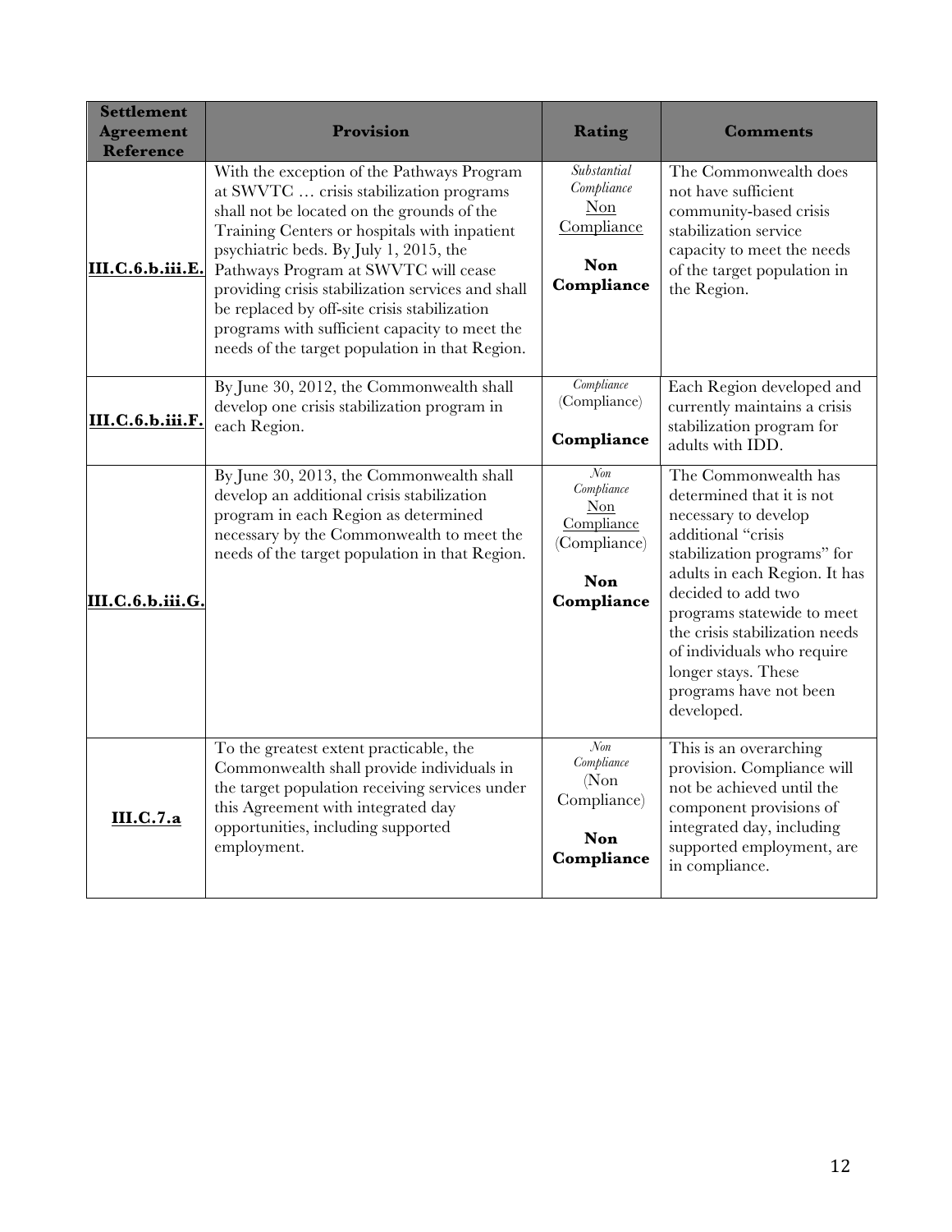| Settlement Agreement Reference | Provision | Rating | Comments |
|---|---|---|---|
| **III.C.6.b.iii.E.** | With the exception of the Pathways Program at SWVTC … crisis stabilization programs shall not be located on the grounds of the Training Centers or hospitals with inpatient psychiatric beds. By July 1, 2015, the Pathways Program at SWVTC will cease providing crisis stabilization services and shall be replaced by off-site crisis stabilization programs with sufficient capacity to meet the needs of the target population in that Region. | *Substantial Compliance*<br>Non Compliance<br><br>**Non Compliance** | The Commonwealth does not have sufficient community-based crisis stabilization service capacity to meet the needs of the target population in the Region. |
| **III.C.6.b.iii.F.** | By June 30, 2012, the Commonwealth shall develop one crisis stabilization program in each Region. | *Compliance*<br>(Compliance)<br><br>**Compliance** | Each Region developed and currently maintains a crisis stabilization program for adults with IDD. |
| **III.C.6.b.iii.G.** | By June 30, 2013, the Commonwealth shall develop an additional crisis stabilization program in each Region as determined necessary by the Commonwealth to meet the needs of the target population in that Region. | *Non Compliance*<br>Non Compliance<br>(Compliance)<br><br>**Non Compliance** | The Commonwealth has determined that it is not necessary to develop additional "crisis stabilization programs" for adults in each Region. It has decided to add two programs statewide to meet the crisis stabilization needs of individuals who require longer stays. These programs have not been developed. |
| **III.C.7.a** | To the greatest extent practicable, the Commonwealth shall provide individuals in the target population receiving services under this Agreement with integrated day opportunities, including supported employment. | *Non Compliance*<br>(Non Compliance)<br><br>**Non Compliance** | This is an overarching provision. Compliance will not be achieved until the component provisions of integrated day, including supported employment, are in compliance. |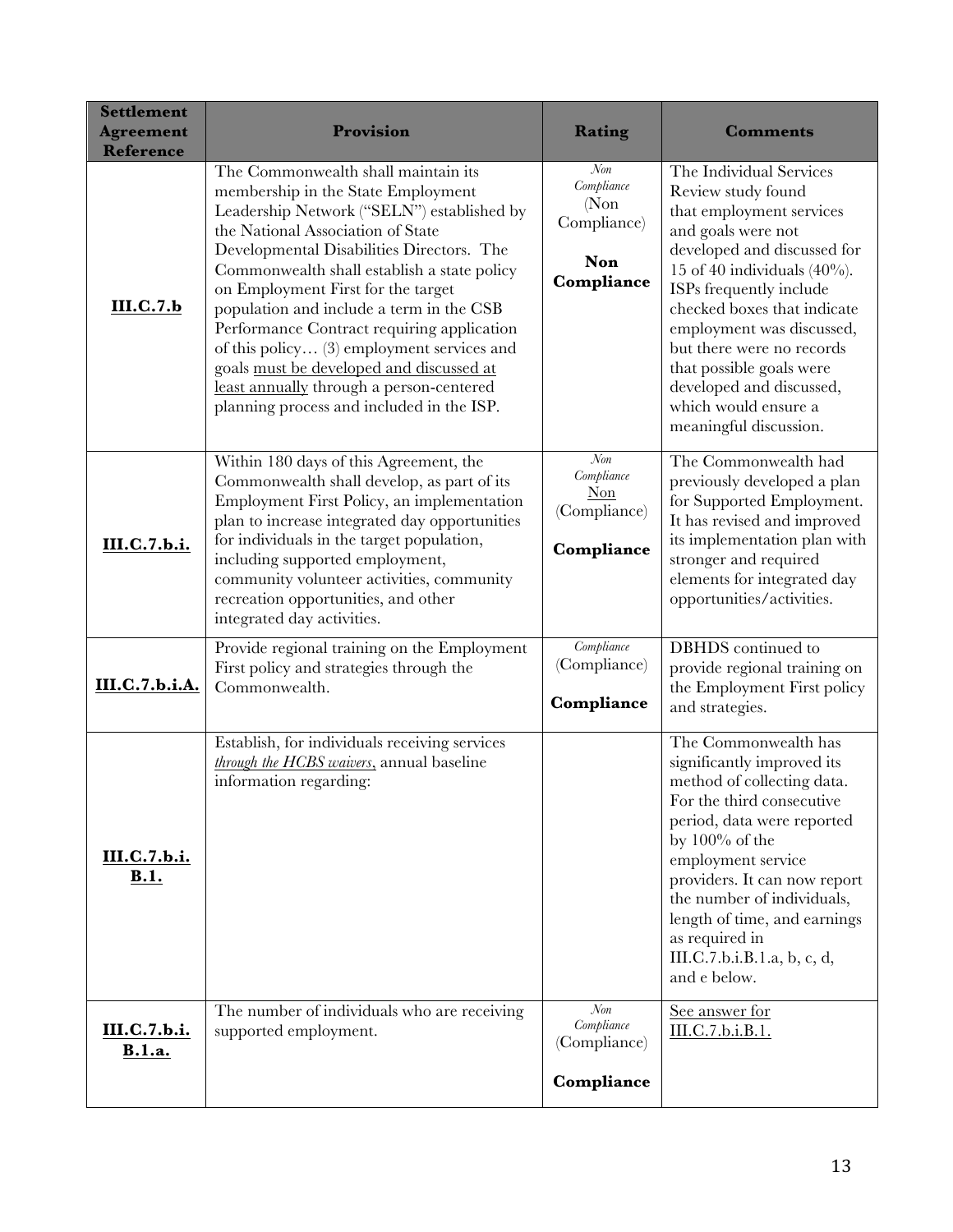| Settlement Agreement Reference | Provision | Rating | Comments |
|---|---|---|---|
| **III.C.7.b** | The Commonwealth shall maintain its membership in the State Employment Leadership Network ("SELN") established by the National Association of State Developmental Disabilities Directors. The Commonwealth shall establish a state policy on Employment First for the target population and include a term in the CSB Performance Contract requiring application of this policy… (3) employment services and goals must be developed and discussed at least annually through a person-centered planning process and included in the ISP. | *Non Compliance* (Non Compliance) **Non Compliance** | The Individual Services Review study found that employment services and goals were not developed and discussed for 15 of 40 individuals (40%). ISPs frequently include checked boxes that indicate employment was discussed, but there were no records that possible goals were developed and discussed, which would ensure a meaningful discussion. |
| **III.C.7.b.i.** | Within 180 days of this Agreement, the Commonwealth shall develop, as part of its Employment First Policy, an implementation plan to increase integrated day opportunities for individuals in the target population, including supported employment, community volunteer activities, community recreation opportunities, and other integrated day activities. | *Non Compliance* Non (Compliance) **Compliance** | The Commonwealth had previously developed a plan for Supported Employment. It has revised and improved its implementation plan with stronger and required elements for integrated day opportunities/activities. |
| **III.C.7.b.i.A.** | Provide regional training on the Employment First policy and strategies through the Commonwealth. | *Compliance* (Compliance) **Compliance** | DBHDS continued to provide regional training on the Employment First policy and strategies. |
| **III.C.7.b.i. B.1.** | Establish, for individuals receiving services *through the HCBS waivers*, annual baseline information regarding: | | The Commonwealth has significantly improved its method of collecting data. For the third consecutive period, data were reported by 100% of the employment service providers. It can now report the number of individuals, length of time, and earnings as required in III.C.7.b.i.B.1.a, b, c, d, and e below. |
| **III.C.7.b.i. B.1.a.** | The number of individuals who are receiving supported employment. | *Non Compliance* (Compliance) **Compliance** | See answer for III.C.7.b.i.B.1. |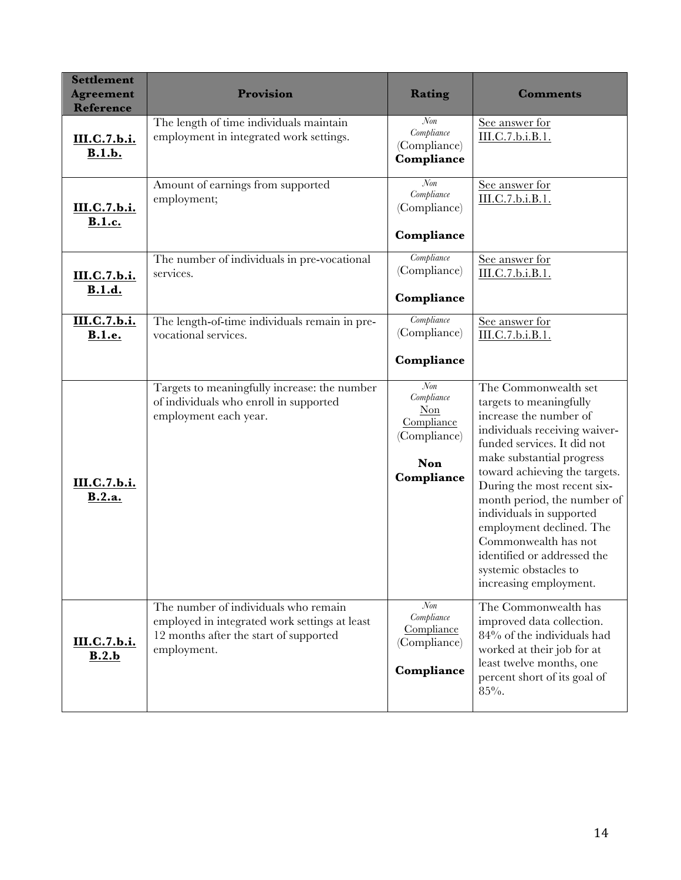| Settlement Agreement Reference | Provision | Rating | Comments |
|---|---|---|---|
| **III.C.7.b.i. B.1.b.** | The length of time individuals maintain employment in integrated work settings. | *Non Compliance* (Compliance) **Compliance** | See answer for III.C.7.b.i.B.1. |
| **III.C.7.b.i. B.1.c.** | Amount of earnings from supported employment; | *Non Compliance* (Compliance) **Compliance** | See answer for III.C.7.b.i.B.1. |
| **III.C.7.b.i. B.1.d.** | The number of individuals in pre-vocational services. | *Compliance* (Compliance) **Compliance** | See answer for III.C.7.b.i.B.1. |
| **III.C.7.b.i. B.1.e.** | The length-of-time individuals remain in pre-vocational services. | *Compliance* (Compliance) **Compliance** | See answer for III.C.7.b.i.B.1. |
| **III.C.7.b.i. B.2.a.** | Targets to meaningfully increase: the number of individuals who enroll in supported employment each year. | *Non Compliance* Non Compliance (Compliance) **Non Compliance** | The Commonwealth set targets to meaningfully increase the number of individuals receiving waiver-funded services. It did not make substantial progress toward achieving the targets. During the most recent six-month period, the number of individuals in supported employment declined. The Commonwealth has not identified or addressed the systemic obstacles to increasing employment. |
| **III.C.7.b.i. B.2.b** | The number of individuals who remain employed in integrated work settings at least 12 months after the start of supported employment. | *Non Compliance* Compliance (Compliance) **Compliance** | The Commonwealth has improved data collection. 84% of the individuals had worked at their job for at least twelve months, one percent short of its goal of 85%. |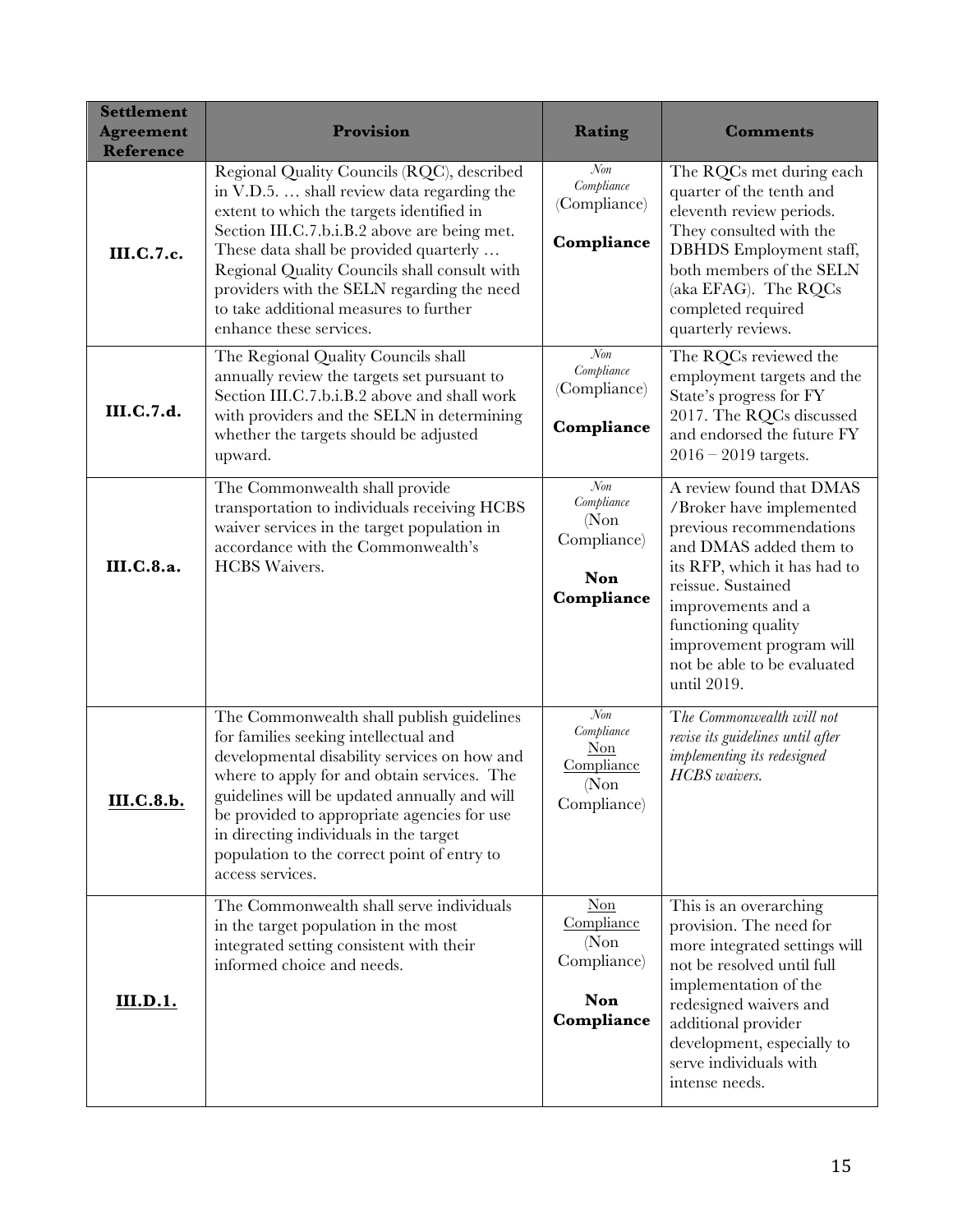| Settlement Agreement Reference | Provision | Rating | Comments |
|---|---|---|---|
| **III.C.7.c.** | Regional Quality Councils (RQC), described in V.D.5. … shall review data regarding the extent to which the targets identified in Section III.C.7.b.i.B.2 above are being met. These data shall be provided quarterly … Regional Quality Councils shall consult with providers with the SELN regarding the need to take additional measures to further enhance these services. | *Non Compliance* (Compliance) **Compliance** | The RQCs met during each quarter of the tenth and eleventh review periods. They consulted with the DBHDS Employment staff, both members of the SELN (aka EFAG). The RQCs completed required quarterly reviews. |
| **III.C.7.d.** | The Regional Quality Councils shall annually review the targets set pursuant to Section III.C.7.b.i.B.2 above and shall work with providers and the SELN in determining whether the targets should be adjusted upward. | *Non Compliance* (Compliance) **Compliance** | The RQCs reviewed the employment targets and the State's progress for FY 2017. The RQCs discussed and endorsed the future FY 2016 – 2019 targets. |
| **III.C.8.a.** | The Commonwealth shall provide transportation to individuals receiving HCBS waiver services in the target population in accordance with the Commonwealth's HCBS Waivers. | *Non Compliance* (Non Compliance) **Non Compliance** | A review found that DMAS /Broker have implemented previous recommendations and DMAS added them to its RFP, which it has had to reissue. Sustained improvements and a functioning quality improvement program will not be able to be evaluated until 2019. |
| **III.C.8.b.** | The Commonwealth shall publish guidelines for families seeking intellectual and developmental disability services on how and where to apply for and obtain services. The guidelines will be updated annually and will be provided to appropriate agencies for use in directing individuals in the target population to the correct point of entry to access services. | *Non Compliance* Non Compliance (Non Compliance) | *The Commonwealth will not revise its guidelines until after implementing its redesigned HCBS waivers.* |
| **III.D.1.** | The Commonwealth shall serve individuals in the target population in the most integrated setting consistent with their informed choice and needs. | Non Compliance (Non Compliance) **Non Compliance** | This is an overarching provision. The need for more integrated settings will not be resolved until full implementation of the redesigned waivers and additional provider development, especially to serve individuals with intense needs. |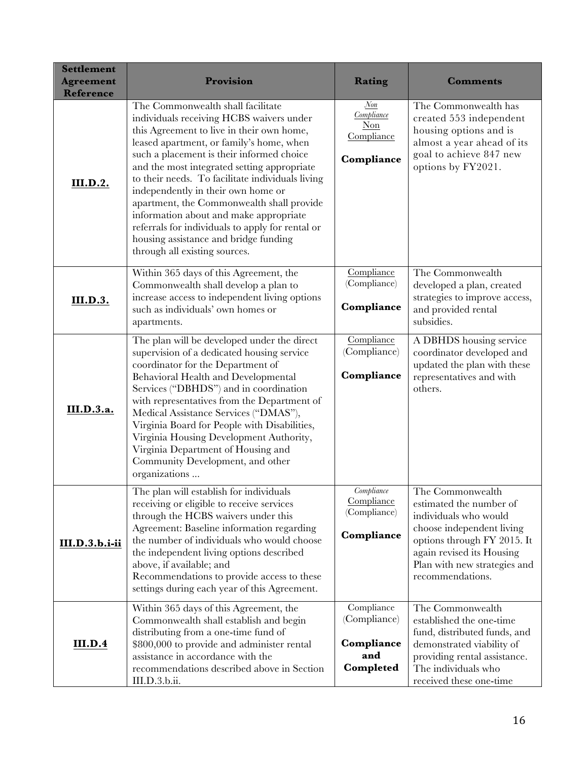| Settlement Agreement Reference | Provision | Rating | Comments |
|---|---|---|---|
| **III.D.2.** | The Commonwealth shall facilitate individuals receiving HCBS waivers under this Agreement to live in their own home, leased apartment, or family's home, when such a placement is their informed choice and the most integrated setting appropriate to their needs. To facilitate individuals living independently in their own home or apartment, the Commonwealth shall provide information about and make appropriate referrals for individuals to apply for rental or housing assistance and bridge funding through all existing sources. | *Non Compliance* Non Compliance **Compliance** | The Commonwealth has created 553 independent housing options and is almost a year ahead of its goal to achieve 847 new options by FY2021. |
| **III.D.3.** | Within 365 days of this Agreement, the Commonwealth shall develop a plan to increase access to independent living options such as individuals' own homes or apartments. | Compliance (Compliance) **Compliance** | The Commonwealth developed a plan, created strategies to improve access, and provided rental subsidies. |
| **III.D.3.a.** | The plan will be developed under the direct supervision of a dedicated housing service coordinator for the Department of Behavioral Health and Developmental Services ("DBHDS") and in coordination with representatives from the Department of Medical Assistance Services ("DMAS"), Virginia Board for People with Disabilities, Virginia Housing Development Authority, Virginia Department of Housing and Community Development, and other organizations ... | Compliance (Compliance) **Compliance** | A DBHDS housing service coordinator developed and updated the plan with these representatives and with others. |
| **III.D.3.b.i-ii** | The plan will establish for individuals receiving or eligible to receive services through the HCBS waivers under this Agreement: Baseline information regarding the number of individuals who would choose the independent living options described above, if available; and Recommendations to provide access to these settings during each year of this Agreement. | *Compliance* Compliance (Compliance) **Compliance** | The Commonwealth estimated the number of individuals who would choose independent living options through FY 2015. It again revised its Housing Plan with new strategies and recommendations. |
| **III.D.4** | Within 365 days of this Agreement, the Commonwealth shall establish and begin distributing from a one-time fund of \$800,000 to provide and administer rental assistance in accordance with the recommendations described above in Section III.D.3.b.ii. | Compliance (Compliance) **Compliance and Completed** | The Commonwealth established the one-time fund, distributed funds, and demonstrated viability of providing rental assistance. The individuals who received these one-time |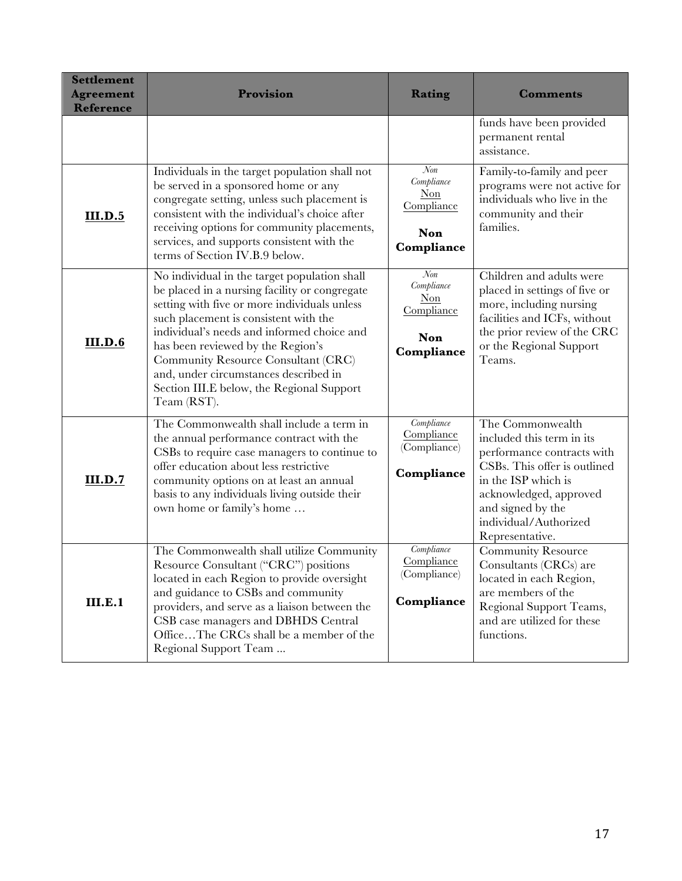| Settlement Agreement Reference | Provision | Rating | Comments |
|---|---|---|---|
| | | | funds have been provided permanent rental assistance. |
| **III.D.5** | Individuals in the target population shall not be served in a sponsored home or any congregate setting, unless such placement is consistent with the individual's choice after receiving options for community placements, services, and supports consistent with the terms of Section IV.B.9 below. | *Non Compliance* Non Compliance **Non Compliance** | Family-to-family and peer programs were not active for individuals who live in the community and their families. |
| **III.D.6** | No individual in the target population shall be placed in a nursing facility or congregate setting with five or more individuals unless such placement is consistent with the individual's needs and informed choice and has been reviewed by the Region's Community Resource Consultant (CRC) and, under circumstances described in Section III.E below, the Regional Support Team (RST). | *Non Compliance* Non Compliance **Non Compliance** | Children and adults were placed in settings of five or more, including nursing facilities and ICFs, without the prior review of the CRC or the Regional Support Teams. |
| **III.D.7** | The Commonwealth shall include a term in the annual performance contract with the CSBs to require case managers to continue to offer education about less restrictive community options on at least an annual basis to any individuals living outside their own home or family's home … | *Compliance* Compliance (Compliance) **Compliance** | The Commonwealth included this term in its performance contracts with CSBs. This offer is outlined in the ISP which is acknowledged, approved and signed by the individual/Authorized Representative. |
| **III.E.1** | The Commonwealth shall utilize Community Resource Consultant ("CRC") positions located in each Region to provide oversight and guidance to CSBs and community providers, and serve as a liaison between the CSB case managers and DBHDS Central Office…The CRCs shall be a member of the Regional Support Team ... | *Compliance* Compliance (Compliance) **Compliance** | Community Resource Consultants (CRCs) are located in each Region, are members of the Regional Support Teams, and are utilized for these functions. |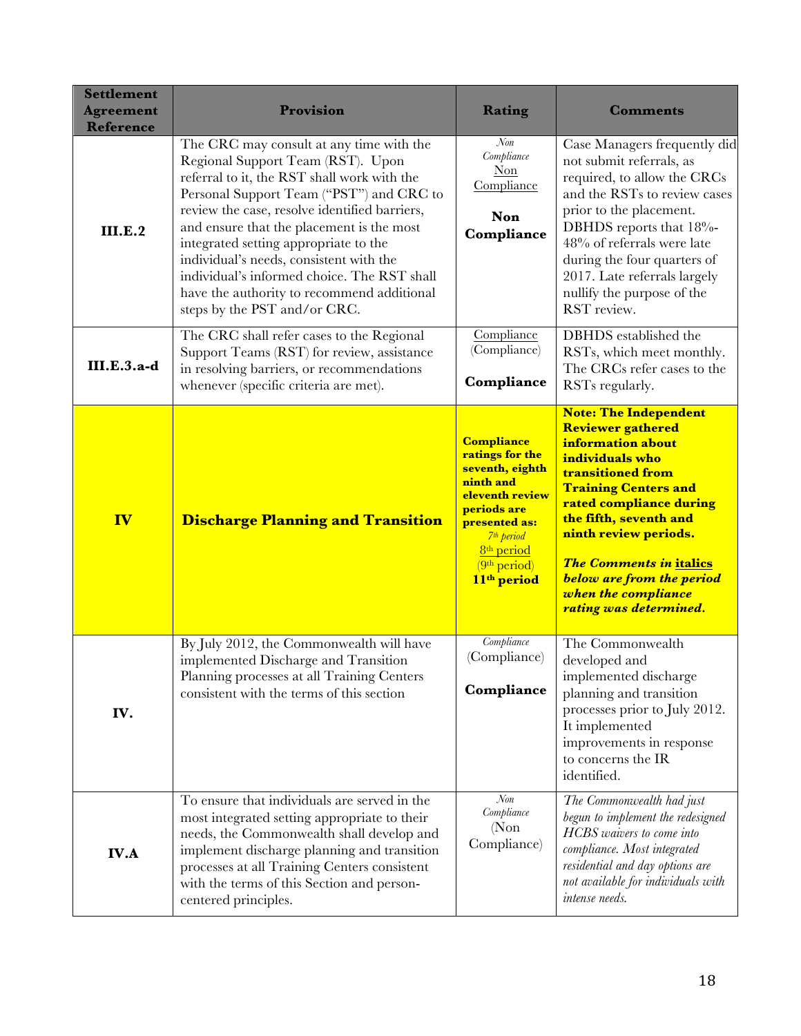| Settlement Agreement Reference | Provision | Rating | Comments |
|---|---|---|---|
| **III.E.2** | The CRC may consult at any time with the Regional Support Team (RST). Upon referral to it, the RST shall work with the Personal Support Team ("PST") and CRC to review the case, resolve identified barriers, and ensure that the placement is the most integrated setting appropriate to the individual's needs, consistent with the individual's informed choice. The RST shall have the authority to recommend additional steps by the PST and/or CRC. | *Non Compliance* <u>Non Compliance</u> **Non Compliance** | Case Managers frequently did not submit referrals, as required, to allow the CRCs and the RSTs to review cases prior to the placement. DBHDS reports that 18%-48% of referrals were late during the four quarters of 2017. Late referrals largely nullify the purpose of the RST review. |
| **III.E.3.a-d** | The CRC shall refer cases to the Regional Support Teams (RST) for review, assistance in resolving barriers, or recommendations whenever (specific criteria are met). | <u>Compliance</u> (Compliance) **Compliance** | DBHDS established the RSTs, which meet monthly. The CRCs refer cases to the RSTs regularly. |
| **IV** | **Discharge Planning and Transition** | **Compliance ratings for the seventh, eighth ninth and eleventh review periods are presented as:** *7th period* <u>8th period</u> (9th period) **11th period** | **Note: The Independent Reviewer gathered information about individuals who transitioned from Training Centers and rated compliance during the fifth, seventh and ninth review periods.** ***The Comments in <u>italics</u> below are from the period when the compliance rating was determined.*** |
| **IV.** | By July 2012, the Commonwealth will have implemented Discharge and Transition Planning processes at all Training Centers consistent with the terms of this section | *Compliance* (Compliance) **Compliance** | The Commonwealth developed and implemented discharge planning and transition processes prior to July 2012. It implemented improvements in response to concerns the IR identified. |
| **IV.A** | To ensure that individuals are served in the most integrated setting appropriate to their needs, the Commonwealth shall develop and implement discharge planning and transition processes at all Training Centers consistent with the terms of this Section and person-centered principles. | *Non Compliance* (Non Compliance) | *The Commonwealth had just begun to implement the redesigned HCBS waivers to come into compliance. Most integrated residential and day options are not available for individuals with intense needs.* |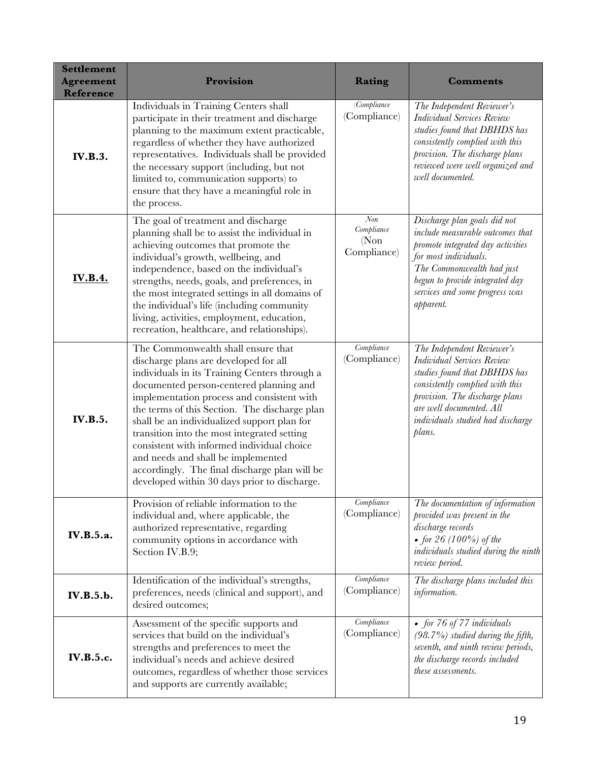| Settlement Agreement Reference | Provision | Rating | Comments |
|---|---|---|---|
| **IV.B.3.** | Individuals in Training Centers shall participate in their treatment and discharge planning to the maximum extent practicable, regardless of whether they have authorized representatives. Individuals shall be provided the necessary support (including, but not limited to, communication supports) to ensure that they have a meaningful role in the process. | *(Compliance* (Compliance) | *The Independent Reviewer's Individual Services Review studies found that DBHDS has consistently complied with this provision. The discharge plans reviewed were well organized and well documented.* |
| **IV.B.4.** | The goal of treatment and discharge planning shall be to assist the individual in achieving outcomes that promote the individual's growth, wellbeing, and independence, based on the individual's strengths, needs, goals, and preferences, in the most integrated settings in all domains of the individual's life (including community living, activities, employment, education, recreation, healthcare, and relationships). | *Non Compliance* (Non Compliance) | *Discharge plan goals did not include measurable outcomes that promote integrated day activities for most individuals.* *The Commonwealth had just begun to provide integrated day services and some progress was apparent.* |
| **IV.B.5.** | The Commonwealth shall ensure that discharge plans are developed for all individuals in its Training Centers through a documented person-centered planning and implementation process and consistent with the terms of this Section. The discharge plan shall be an individualized support plan for transition into the most integrated setting consistent with informed individual choice and needs and shall be implemented accordingly. The final discharge plan will be developed within 30 days prior to discharge. | *Compliance* (Compliance) | *The Independent Reviewer's Individual Services Review studies found that DBHDS has consistently complied with this provision. The discharge plans are well documented. All individuals studied had discharge plans.* |
| **IV.B.5.a.** | Provision of reliable information to the individual and, where applicable, the authorized representative, regarding community options in accordance with Section IV.B.9; | *Compliance* (Compliance) | *The documentation of information provided was present in the discharge records* <br>• *for 26 (100%) of the individuals studied during the ninth review period.* |
| **IV.B.5.b.** | Identification of the individual's strengths, preferences, needs (clinical and support), and desired outcomes; | *Compliance* (Compliance) | *The discharge plans included this information.* |
| **IV.B.5.c.** | Assessment of the specific supports and services that build on the individual's strengths and preferences to meet the individual's needs and achieve desired outcomes, regardless of whether those services and supports are currently available; | *Compliance* (Compliance) | • *for 76 of 77 individuals (98.7%) studied during the fifth, seventh, and ninth review periods, the discharge records included these assessments.* |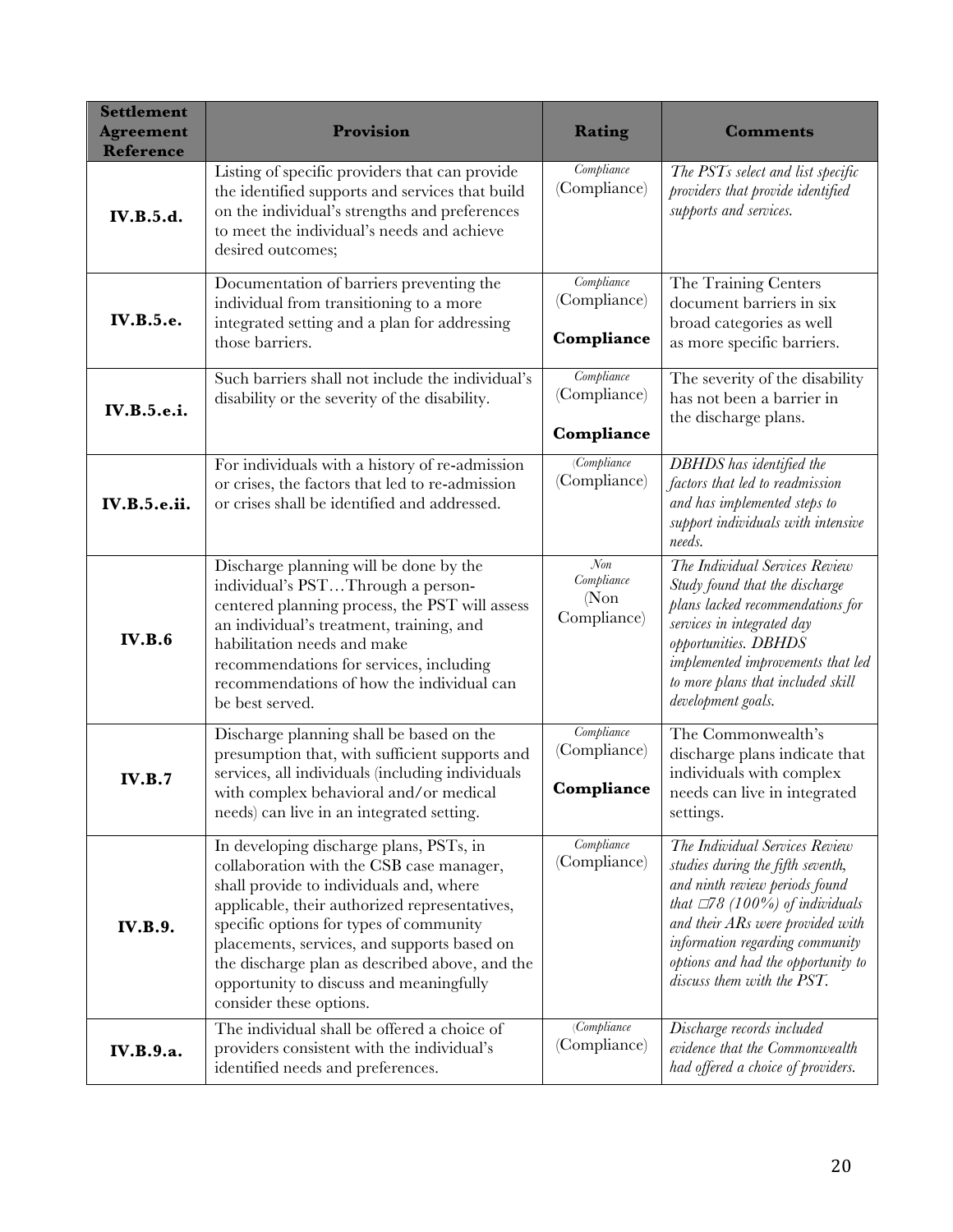| Settlement Agreement Reference | Provision | Rating | Comments |
|---|---|---|---|
| **IV.B.5.d.** | Listing of specific providers that can provide the identified supports and services that build on the individual's strengths and preferences to meet the individual's needs and achieve desired outcomes; | *Compliance* (Compliance) | *The PSTs select and list specific providers that provide identified supports and services.* |
| **IV.B.5.e.** | Documentation of barriers preventing the individual from transitioning to a more integrated setting and a plan for addressing those barriers. | *Compliance* (Compliance) **Compliance** | The Training Centers document barriers in six broad categories as well as more specific barriers. |
| **IV.B.5.e.i.** | Such barriers shall not include the individual's disability or the severity of the disability. | *Compliance* (Compliance) **Compliance** | The severity of the disability has not been a barrier in the discharge plans. |
| **IV.B.5.e.ii.** | For individuals with a history of re-admission or crises, the factors that led to re-admission or crises shall be identified and addressed. | *(Compliance* (Compliance) | *DBHDS has identified the factors that led to readmission and has implemented steps to support individuals with intensive needs.* |
| **IV.B.6** | Discharge planning will be done by the individual's PST…Through a person-centered planning process, the PST will assess an individual's treatment, training, and habilitation needs and make recommendations for services, including recommendations of how the individual can be best served. | *Non Compliance* (Non Compliance) | *The Individual Services Review Study found that the discharge plans lacked recommendations for services in integrated day opportunities. DBHDS implemented improvements that led to more plans that included skill development goals.* |
| **IV.B.7** | Discharge planning shall be based on the presumption that, with sufficient supports and services, all individuals (including individuals with complex behavioral and/or medical needs) can live in an integrated setting. | *Compliance* (Compliance) **Compliance** | The Commonwealth's discharge plans indicate that individuals with complex needs can live in integrated settings. |
| **IV.B.9.** | In developing discharge plans, PSTs, in collaboration with the CSB case manager, shall provide to individuals and, where applicable, their authorized representatives, specific options for types of community placements, services, and supports based on the discharge plan as described above, and the opportunity to discuss and meaningfully consider these options. | *Compliance* (Compliance) | *The Individual Services Review studies during the fifth seventh, and ninth review periods found that □78 (100%) of individuals and their ARs were provided with information regarding community options and had the opportunity to discuss them with the PST.* |
| **IV.B.9.a.** | The individual shall be offered a choice of providers consistent with the individual's identified needs and preferences. | *(Compliance* (Compliance) | *Discharge records included evidence that the Commonwealth had offered a choice of providers.* |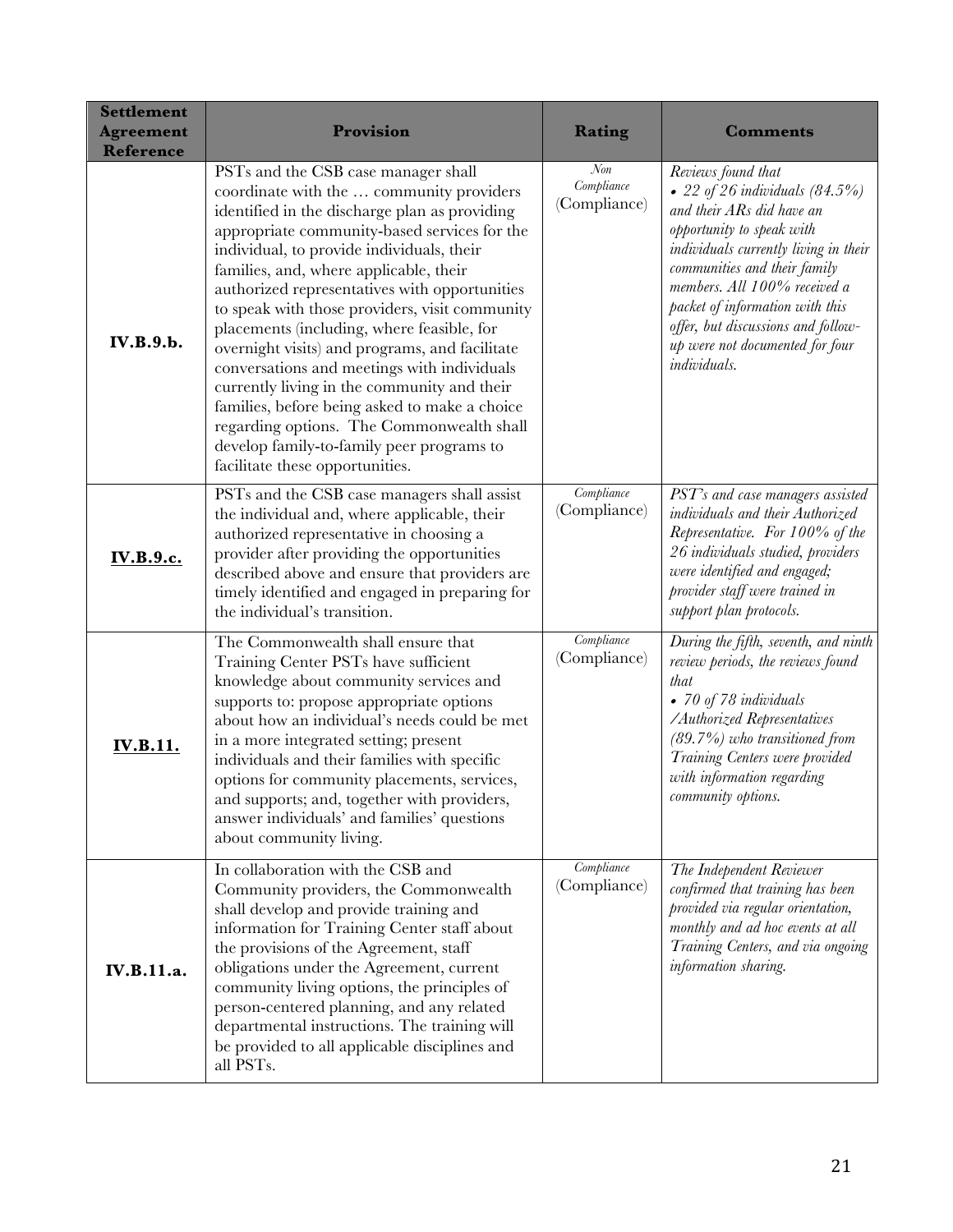| Settlement Agreement Reference | Provision | Rating | Comments |
|---|---|---|---|
| **IV.B.9.b.** | PSTs and the CSB case manager shall coordinate with the … community providers identified in the discharge plan as providing appropriate community-based services for the individual, to provide individuals, their families, and, where applicable, their authorized representatives with opportunities to speak with those providers, visit community placements (including, where feasible, for overnight visits) and programs, and facilitate conversations and meetings with individuals currently living in the community and their families, before being asked to make a choice regarding options. The Commonwealth shall develop family-to-family peer programs to facilitate these opportunities. | *Non Compliance* (Compliance) | *Reviews found that* <br> • *22 of 26 individuals (84.5%) and their ARs did have an opportunity to speak with individuals currently living in their communities and their family members. All 100% received a packet of information with this offer, but discussions and follow-up were not documented for four individuals.* |
| **IV.B.9.c.** | PSTs and the CSB case managers shall assist the individual and, where applicable, their authorized representative in choosing a provider after providing the opportunities described above and ensure that providers are timely identified and engaged in preparing for the individual's transition. | *Compliance* (Compliance) | *PST's and case managers assisted individuals and their Authorized Representative. For 100% of the 26 individuals studied, providers were identified and engaged; provider staff were trained in support plan protocols.* |
| **IV.B.11.** | The Commonwealth shall ensure that Training Center PSTs have sufficient knowledge about community services and supports to: propose appropriate options about how an individual's needs could be met in a more integrated setting; present individuals and their families with specific options for community placements, services, and supports; and, together with providers, answer individuals' and families' questions about community living. | *Compliance* (Compliance) | *During the fifth, seventh, and ninth review periods, the reviews found that* <br> • *70 of 78 individuals /Authorized Representatives (89.7%) who transitioned from Training Centers were provided with information regarding community options.* |
| **IV.B.11.a.** | In collaboration with the CSB and Community providers, the Commonwealth shall develop and provide training and information for Training Center staff about the provisions of the Agreement, staff obligations under the Agreement, current community living options, the principles of person-centered planning, and any related departmental instructions. The training will be provided to all applicable disciplines and all PSTs. | *Compliance* (Compliance) | *The Independent Reviewer confirmed that training has been provided via regular orientation, monthly and ad hoc events at all Training Centers, and via ongoing information sharing.* |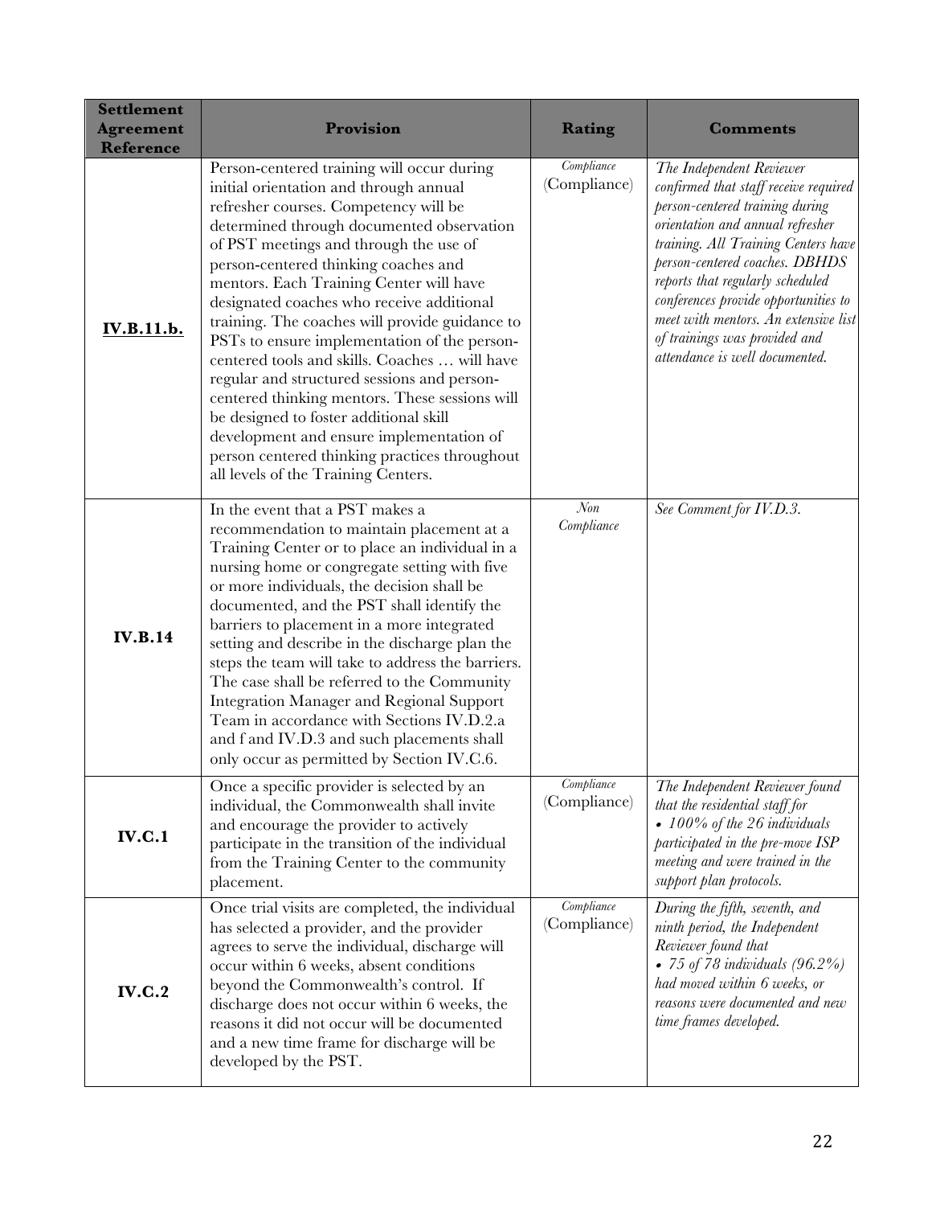| Settlement Agreement Reference | Provision | Rating | Comments |
|---|---|---|---|
| **IV.B.11.b.** | Person-centered training will occur during initial orientation and through annual refresher courses. Competency will be determined through documented observation of PST meetings and through the use of person-centered thinking coaches and mentors. Each Training Center will have designated coaches who receive additional training. The coaches will provide guidance to PSTs to ensure implementation of the person-centered tools and skills. Coaches … will have regular and structured sessions and person-centered thinking mentors. These sessions will be designed to foster additional skill development and ensure implementation of person centered thinking practices throughout all levels of the Training Centers. | *Compliance* (Compliance) | *The Independent Reviewer confirmed that staff receive required person-centered training during orientation and annual refresher training. All Training Centers have person-centered coaches. DBHDS reports that regularly scheduled conferences provide opportunities to meet with mentors. An extensive list of trainings was provided and attendance is well documented.* |
| **IV.B.14** | In the event that a PST makes a recommendation to maintain placement at a Training Center or to place an individual in a nursing home or congregate setting with five or more individuals, the decision shall be documented, and the PST shall identify the barriers to placement in a more integrated setting and describe in the discharge plan the steps the team will take to address the barriers. The case shall be referred to the Community Integration Manager and Regional Support Team in accordance with Sections IV.D.2.a and f and IV.D.3 and such placements shall only occur as permitted by Section IV.C.6. | *Non Compliance* | *See Comment for IV.D.3.* |
| **IV.C.1** | Once a specific provider is selected by an individual, the Commonwealth shall invite and encourage the provider to actively participate in the transition of the individual from the Training Center to the community placement. | *Compliance* (Compliance) | *The Independent Reviewer found that the residential staff for* <br> *• 100% of the 26 individuals participated in the pre-move ISP meeting and were trained in the support plan protocols.* |
| **IV.C.2** | Once trial visits are completed, the individual has selected a provider, and the provider agrees to serve the individual, discharge will occur within 6 weeks, absent conditions beyond the Commonwealth's control. If discharge does not occur within 6 weeks, the reasons it did not occur will be documented and a new time frame for discharge will be developed by the PST. | *Compliance* (Compliance) | *During the fifth, seventh, and ninth period, the Independent Reviewer found that* <br> *• 75 of 78 individuals (96.2%) had moved within 6 weeks, or reasons were documented and new time frames developed.* |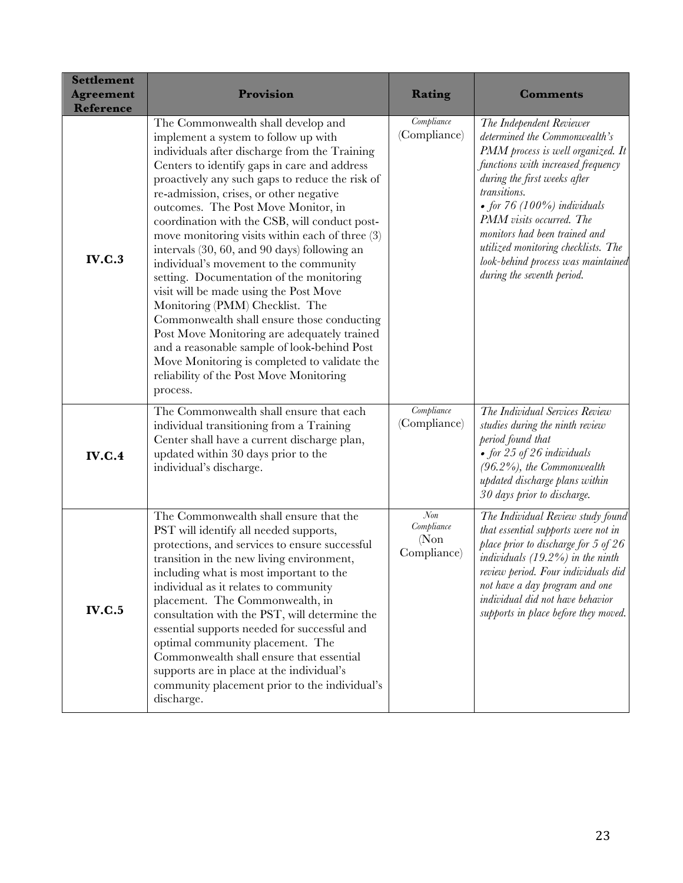| Settlement Agreement Reference | Provision | Rating | Comments |
|---|---|---|---|
| **IV.C.3** | The Commonwealth shall develop and implement a system to follow up with individuals after discharge from the Training Centers to identify gaps in care and address proactively any such gaps to reduce the risk of re-admission, crises, or other negative outcomes. The Post Move Monitor, in coordination with the CSB, will conduct post-move monitoring visits within each of three (3) intervals (30, 60, and 90 days) following an individual's movement to the community setting. Documentation of the monitoring visit will be made using the Post Move Monitoring (PMM) Checklist. The Commonwealth shall ensure those conducting Post Move Monitoring are adequately trained and a reasonable sample of look-behind Post Move Monitoring is completed to validate the reliability of the Post Move Monitoring process. | *Compliance* (Compliance) | *The Independent Reviewer determined the Commonwealth's PMM process is well organized. It functions with increased frequency during the first weeks after transitions.* <br> • *for 76 (100%) individuals PMM visits occurred. The monitors had been trained and utilized monitoring checklists. The look-behind process was maintained during the seventh period.* |
| **IV.C.4** | The Commonwealth shall ensure that each individual transitioning from a Training Center shall have a current discharge plan, updated within 30 days prior to the individual's discharge. | *Compliance* (Compliance) | *The Individual Services Review studies during the ninth review period found that* <br> • *for 25 of 26 individuals (96.2%), the Commonwealth updated discharge plans within 30 days prior to discharge.* |
| **IV.C.5** | The Commonwealth shall ensure that the PST will identify all needed supports, protections, and services to ensure successful transition in the new living environment, including what is most important to the individual as it relates to community placement. The Commonwealth, in consultation with the PST, will determine the essential supports needed for successful and optimal community placement. The Commonwealth shall ensure that essential supports are in place at the individual's community placement prior to the individual's discharge. | *Non Compliance* (Non Compliance) | *The Individual Review study found that essential supports were not in place prior to discharge for 5 of 26 individuals (19.2%) in the ninth review period. Four individuals did not have a day program and one individual did not have behavior supports in place before they moved.* |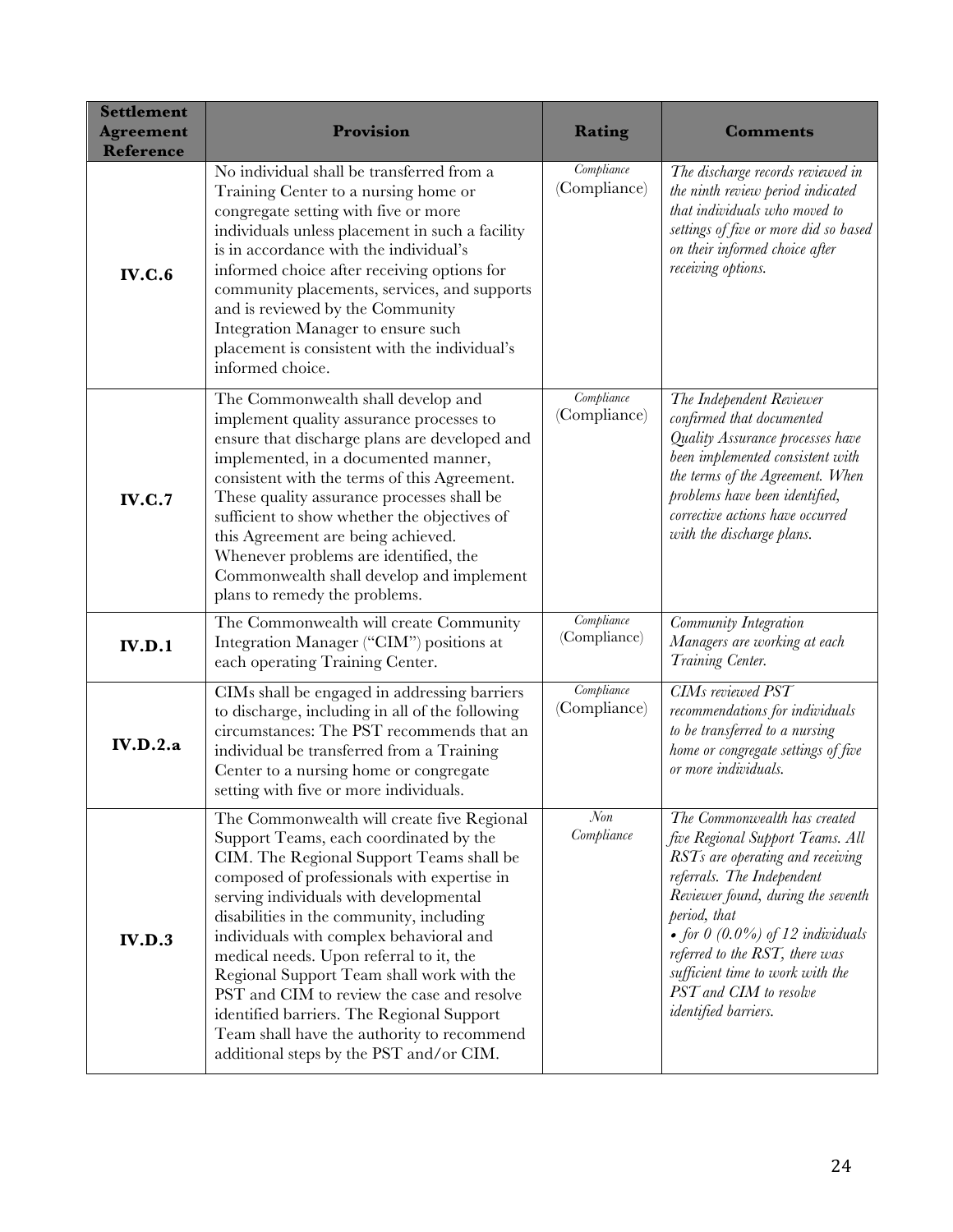| Settlement Agreement Reference | Provision | Rating | Comments |
|---|---|---|---|
| **IV.C.6** | No individual shall be transferred from a Training Center to a nursing home or congregate setting with five or more individuals unless placement in such a facility is in accordance with the individual's informed choice after receiving options for community placements, services, and supports and is reviewed by the Community Integration Manager to ensure such placement is consistent with the individual's informed choice. | *Compliance* (Compliance) | *The discharge records reviewed in the ninth review period indicated that individuals who moved to settings of five or more did so based on their informed choice after receiving options.* |
| **IV.C.7** | The Commonwealth shall develop and implement quality assurance processes to ensure that discharge plans are developed and implemented, in a documented manner, consistent with the terms of this Agreement. These quality assurance processes shall be sufficient to show whether the objectives of this Agreement are being achieved. Whenever problems are identified, the Commonwealth shall develop and implement plans to remedy the problems. | *Compliance* (Compliance) | *The Independent Reviewer confirmed that documented Quality Assurance processes have been implemented consistent with the terms of the Agreement. When problems have been identified, corrective actions have occurred with the discharge plans.* |
| **IV.D.1** | The Commonwealth will create Community Integration Manager ("CIM") positions at each operating Training Center. | *Compliance* (Compliance) | *Community Integration Managers are working at each Training Center.* |
| **IV.D.2.a** | CIMs shall be engaged in addressing barriers to discharge, including in all of the following circumstances: The PST recommends that an individual be transferred from a Training Center to a nursing home or congregate setting with five or more individuals. | *Compliance* (Compliance) | *CIMs reviewed PST recommendations for individuals to be transferred to a nursing home or congregate settings of five or more individuals.* |
| **IV.D.3** | The Commonwealth will create five Regional Support Teams, each coordinated by the CIM. The Regional Support Teams shall be composed of professionals with expertise in serving individuals with developmental disabilities in the community, including individuals with complex behavioral and medical needs. Upon referral to it, the Regional Support Team shall work with the PST and CIM to review the case and resolve identified barriers. The Regional Support Team shall have the authority to recommend additional steps by the PST and/or CIM. | *Non Compliance* | *The Commonwealth has created five Regional Support Teams. All RSTs are operating and receiving referrals. The Independent Reviewer found, during the seventh period, that* <br> *• for 0 (0.0%) of 12 individuals referred to the RST, there was sufficient time to work with the PST and CIM to resolve identified barriers.* |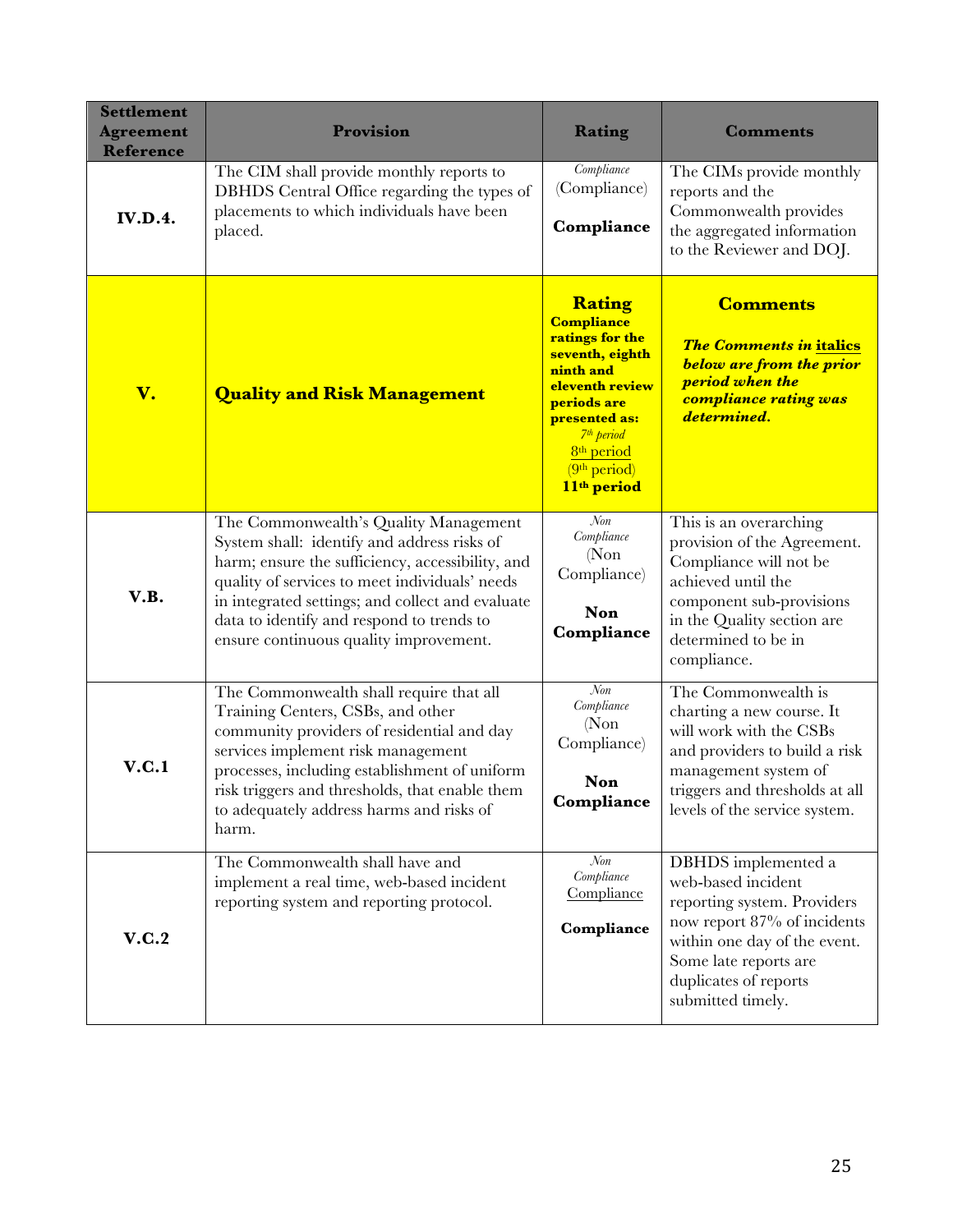| Settlement Agreement Reference | Provision | Rating | Comments |
|---|---|---|---|
| **IV.D.4.** | The CIM shall provide monthly reports to DBHDS Central Office regarding the types of placements to which individuals have been placed. | *Compliance*<br>(Compliance)<br><br>**Compliance** | The CIMs provide monthly reports and the Commonwealth provides the aggregated information to the Reviewer and DOJ. |
| **V.** | **Quality and Risk Management** | **Rating**<br>**Compliance ratings for the seventh, eighth ninth and eleventh review periods are presented as:**<br>*7th period*<br>8th period<br>(9th period)<br>**11th period** | **Comments**<br><br>***The Comments in italics below are from the prior period when the compliance rating was determined.*** |
| **V.B.** | The Commonwealth's Quality Management System shall: identify and address risks of harm; ensure the sufficiency, accessibility, and quality of services to meet individuals' needs in integrated settings; and collect and evaluate data to identify and respond to trends to ensure continuous quality improvement. | *Non Compliance*<br>(Non Compliance)<br><br>**Non Compliance** | This is an overarching provision of the Agreement. Compliance will not be achieved until the component sub-provisions in the Quality section are determined to be in compliance. |
| **V.C.1** | The Commonwealth shall require that all Training Centers, CSBs, and other community providers of residential and day services implement risk management processes, including establishment of uniform risk triggers and thresholds, that enable them to adequately address harms and risks of harm. | *Non Compliance*<br>(Non Compliance)<br><br>**Non Compliance** | The Commonwealth is charting a new course. It will work with the CSBs and providers to build a risk management system of triggers and thresholds at all levels of the service system. |
| **V.C.2** | The Commonwealth shall have and implement a real time, web-based incident reporting system and reporting protocol. | *Non Compliance*<br>Compliance<br><br>**Compliance** | DBHDS implemented a web-based incident reporting system. Providers now report 87% of incidents within one day of the event. Some late reports are duplicates of reports submitted timely. |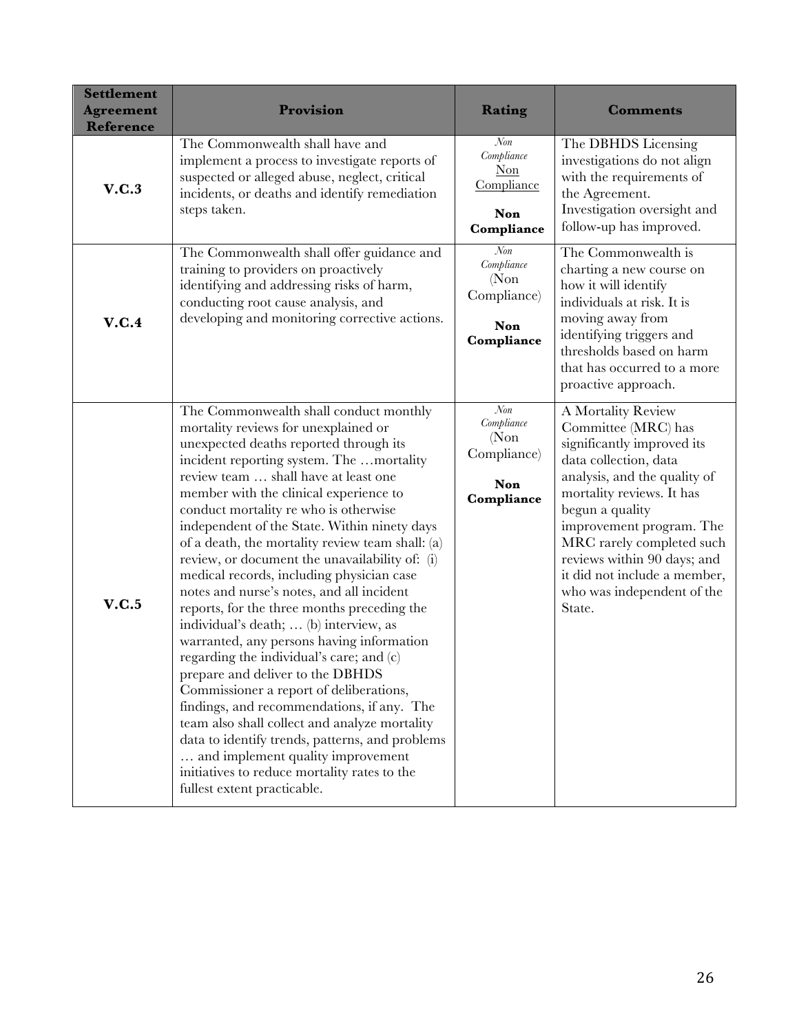| Settlement Agreement Reference | Provision | Rating | Comments |
|---|---|---|---|
| **V.C.3** | The Commonwealth shall have and implement a process to investigate reports of suspected or alleged abuse, neglect, critical incidents, or deaths and identify remediation steps taken. | *Non Compliance* Non Compliance **Non Compliance** | The DBHDS Licensing investigations do not align with the requirements of the Agreement. Investigation oversight and follow-up has improved. |
| **V.C.4** | The Commonwealth shall offer guidance and training to providers on proactively identifying and addressing risks of harm, conducting root cause analysis, and developing and monitoring corrective actions. | *Non Compliance* (Non Compliance) **Non Compliance** | The Commonwealth is charting a new course on how it will identify individuals at risk. It is moving away from identifying triggers and thresholds based on harm that has occurred to a more proactive approach. |
| **V.C.5** | The Commonwealth shall conduct monthly mortality reviews for unexplained or unexpected deaths reported through its incident reporting system. The …mortality review team … shall have at least one member with the clinical experience to conduct mortality re who is otherwise independent of the State. Within ninety days of a death, the mortality review team shall: (a) review, or document the unavailability of: (i) medical records, including physician case notes and nurse's notes, and all incident reports, for the three months preceding the individual's death; … (b) interview, as warranted, any persons having information regarding the individual's care; and (c) prepare and deliver to the DBHDS Commissioner a report of deliberations, findings, and recommendations, if any. The team also shall collect and analyze mortality data to identify trends, patterns, and problems … and implement quality improvement initiatives to reduce mortality rates to the fullest extent practicable. | *Non Compliance* (Non Compliance) **Non Compliance** | A Mortality Review Committee (MRC) has significantly improved its data collection, data analysis, and the quality of mortality reviews. It has begun a quality improvement program. The MRC rarely completed such reviews within 90 days; and it did not include a member, who was independent of the State. |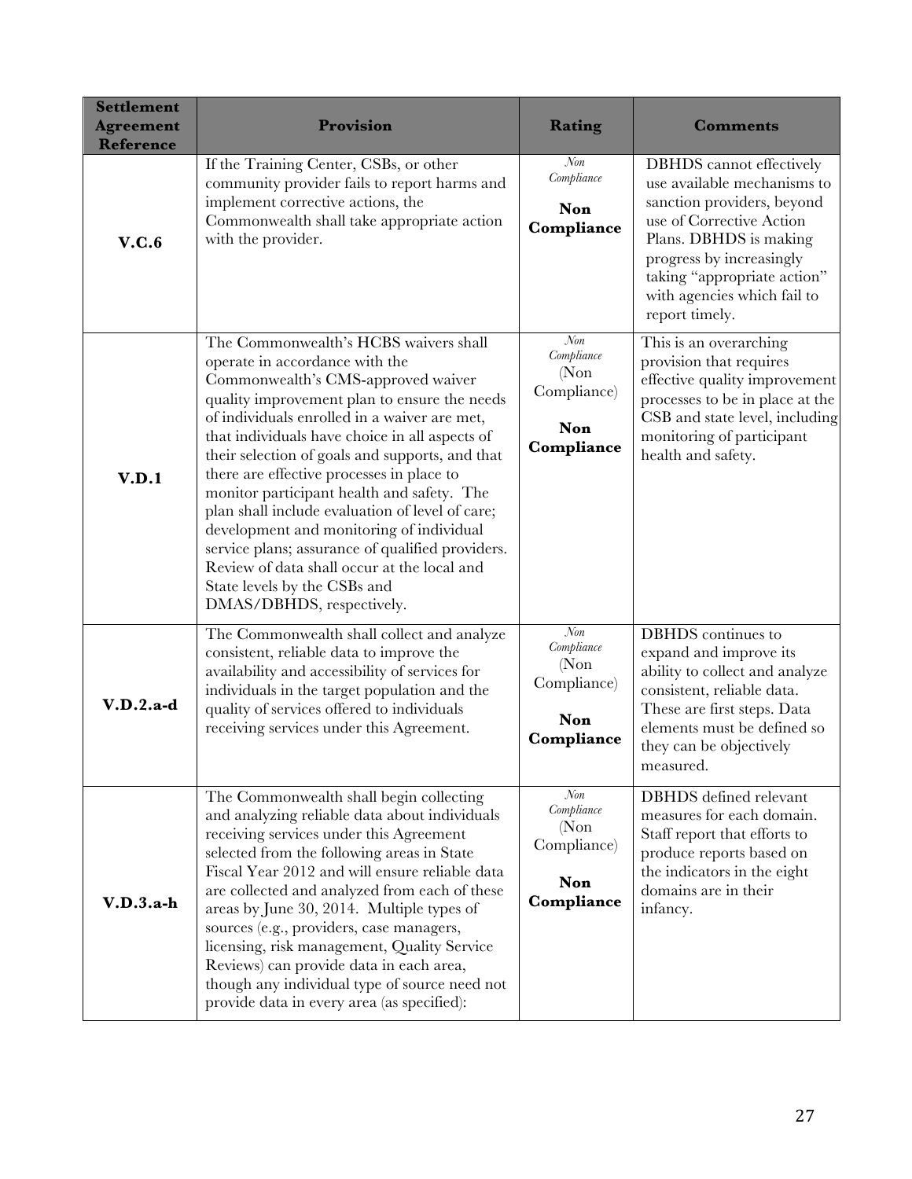| Settlement Agreement Reference | Provision | Rating | Comments |
|---|---|---|---|
| **V.C.6** | If the Training Center, CSBs, or other community provider fails to report harms and implement corrective actions, the Commonwealth shall take appropriate action with the provider. | *Non Compliance*<br><br>**Non Compliance** | DBHDS cannot effectively use available mechanisms to sanction providers, beyond use of Corrective Action Plans. DBHDS is making progress by increasingly taking "appropriate action" with agencies which fail to report timely. |
| **V.D.1** | The Commonwealth's HCBS waivers shall operate in accordance with the Commonwealth's CMS-approved waiver quality improvement plan to ensure the needs of individuals enrolled in a waiver are met, that individuals have choice in all aspects of their selection of goals and supports, and that there are effective processes in place to monitor participant health and safety. The plan shall include evaluation of level of care; development and monitoring of individual service plans; assurance of qualified providers. Review of data shall occur at the local and State levels by the CSBs and DMAS/DBHDS, respectively. | *Non Compliance*<br>(Non Compliance)<br><br>**Non Compliance** | This is an overarching provision that requires effective quality improvement processes to be in place at the CSB and state level, including monitoring of participant health and safety. |
| **V.D.2.a-d** | The Commonwealth shall collect and analyze consistent, reliable data to improve the availability and accessibility of services for individuals in the target population and the quality of services offered to individuals receiving services under this Agreement. | *Non Compliance*<br>(Non Compliance)<br><br>**Non Compliance** | DBHDS continues to expand and improve its ability to collect and analyze consistent, reliable data. These are first steps. Data elements must be defined so they can be objectively measured. |
| **V.D.3.a-h** | The Commonwealth shall begin collecting and analyzing reliable data about individuals receiving services under this Agreement selected from the following areas in State Fiscal Year 2012 and will ensure reliable data are collected and analyzed from each of these areas by June 30, 2014. Multiple types of sources (e.g., providers, case managers, licensing, risk management, Quality Service Reviews) can provide data in each area, though any individual type of source need not provide data in every area (as specified): | *Non Compliance*<br>(Non Compliance)<br><br>**Non Compliance** | DBHDS defined relevant measures for each domain. Staff report that efforts to produce reports based on the indicators in the eight domains are in their infancy. |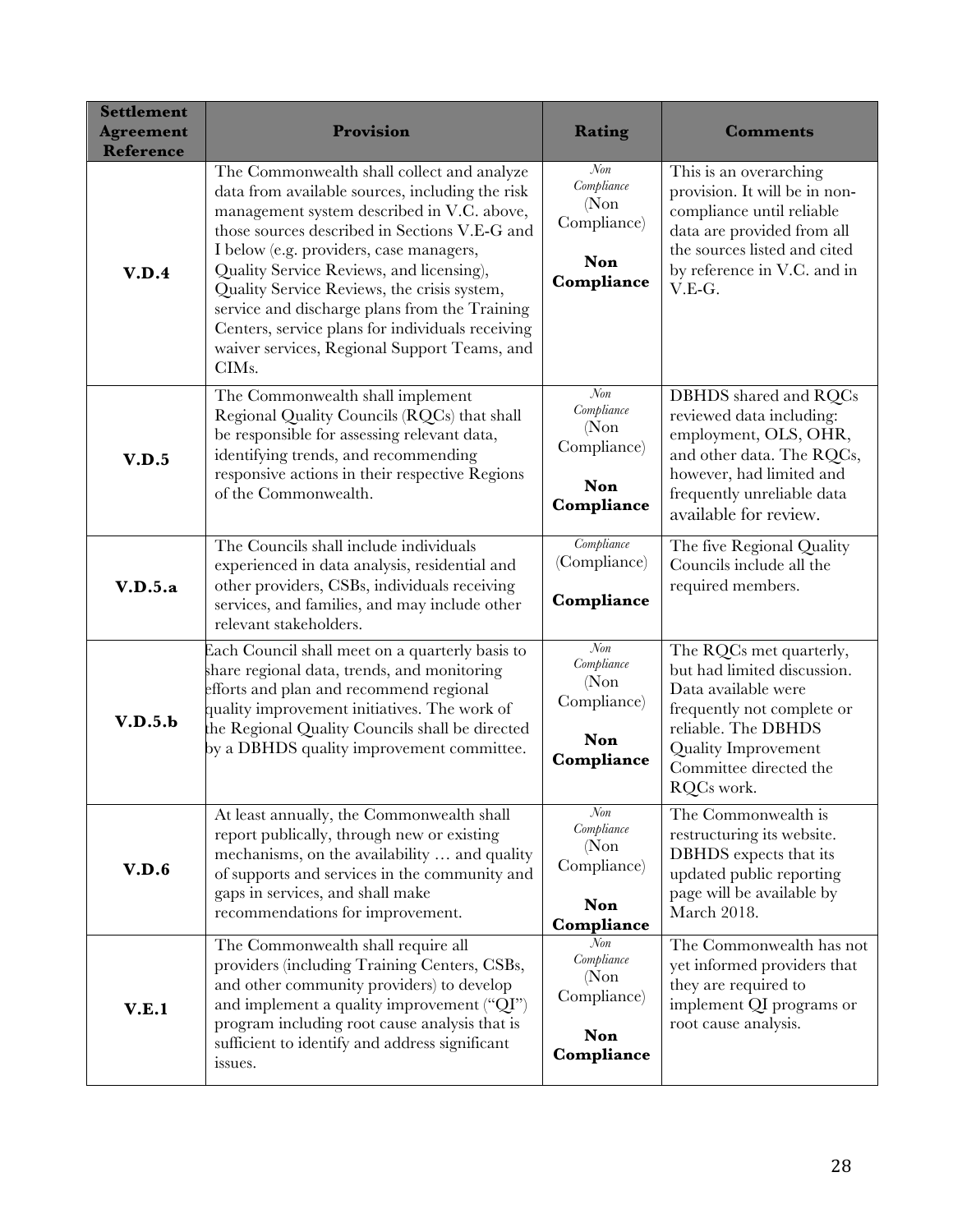| Settlement Agreement Reference | Provision | Rating | Comments |
|---|---|---|---|
| **V.D.4** | The Commonwealth shall collect and analyze data from available sources, including the risk management system described in V.C. above, those sources described in Sections V.E-G and I below (e.g. providers, case managers, Quality Service Reviews, and licensing), Quality Service Reviews, the crisis system, service and discharge plans from the Training Centers, service plans for individuals receiving waiver services, Regional Support Teams, and CIMs. | *Non Compliance* (Non Compliance) **Non Compliance** | This is an overarching provision. It will be in non-compliance until reliable data are provided from all the sources listed and cited by reference in V.C. and in V.E-G. |
| **V.D.5** | The Commonwealth shall implement Regional Quality Councils (RQCs) that shall be responsible for assessing relevant data, identifying trends, and recommending responsive actions in their respective Regions of the Commonwealth. | *Non Compliance* (Non Compliance) **Non Compliance** | DBHDS shared and RQCs reviewed data including: employment, OLS, OHR, and other data. The RQCs, however, had limited and frequently unreliable data available for review. |
| **V.D.5.a** | The Councils shall include individuals experienced in data analysis, residential and other providers, CSBs, individuals receiving services, and families, and may include other relevant stakeholders. | *Compliance* (Compliance) **Compliance** | The five Regional Quality Councils include all the required members. |
| **V.D.5.b** | Each Council shall meet on a quarterly basis to share regional data, trends, and monitoring efforts and plan and recommend regional quality improvement initiatives. The work of the Regional Quality Councils shall be directed by a DBHDS quality improvement committee. | *Non Compliance* (Non Compliance) **Non Compliance** | The RQCs met quarterly, but had limited discussion. Data available were frequently not complete or reliable. The DBHDS Quality Improvement Committee directed the RQCs work. |
| **V.D.6** | At least annually, the Commonwealth shall report publically, through new or existing mechanisms, on the availability … and quality of supports and services in the community and gaps in services, and shall make recommendations for improvement. | *Non Compliance* (Non Compliance) **Non Compliance** | The Commonwealth is restructuring its website. DBHDS expects that its updated public reporting page will be available by March 2018. |
| **V.E.1** | The Commonwealth shall require all providers (including Training Centers, CSBs, and other community providers) to develop and implement a quality improvement ("QI") program including root cause analysis that is sufficient to identify and address significant issues. | *Non Compliance* (Non Compliance) **Non Compliance** | The Commonwealth has not yet informed providers that they are required to implement QI programs or root cause analysis. |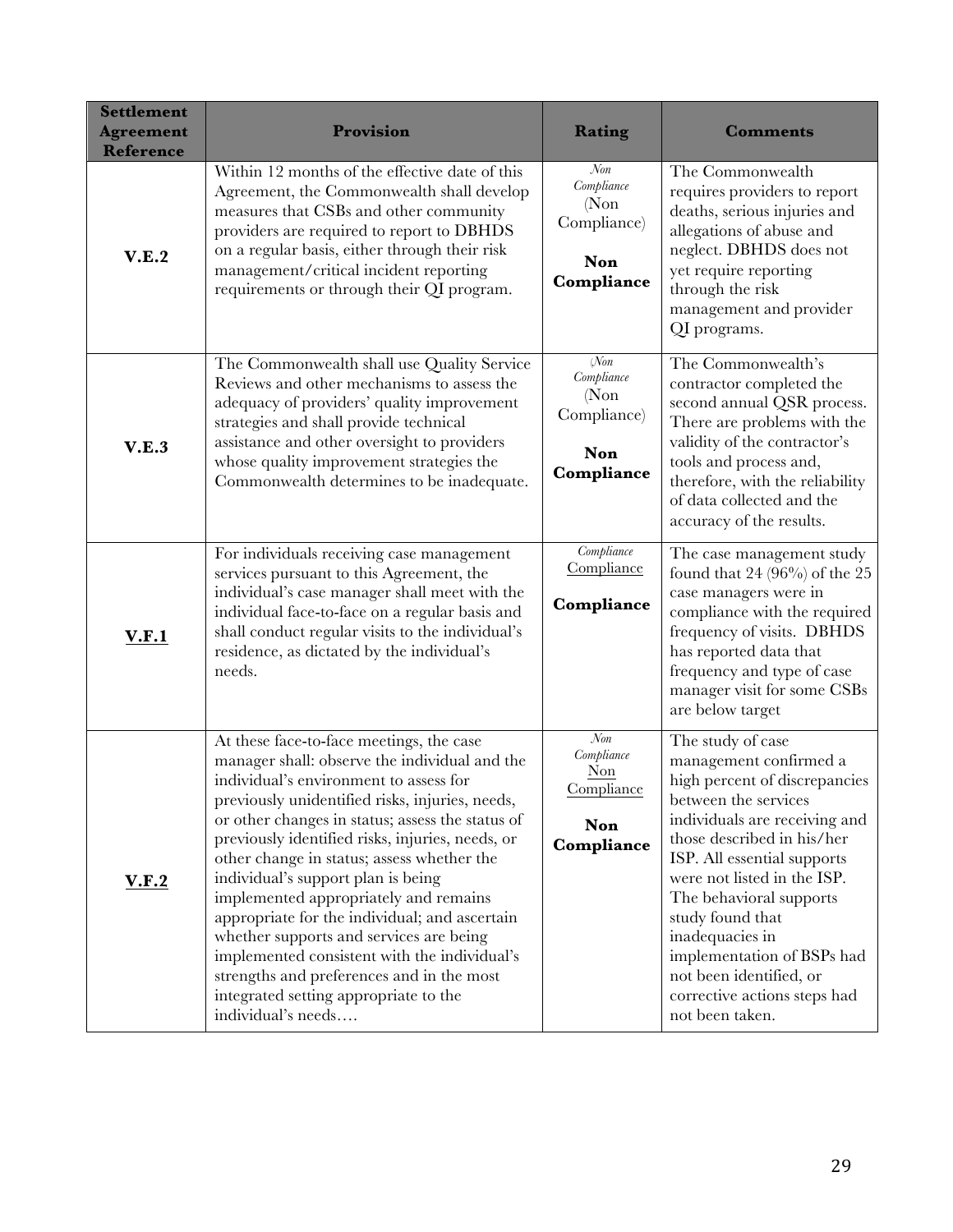| Settlement Agreement Reference | Provision | Rating | Comments |
|---|---|---|---|
| **V.E.2** | Within 12 months of the effective date of this Agreement, the Commonwealth shall develop measures that CSBs and other community providers are required to report to DBHDS on a regular basis, either through their risk management/critical incident reporting requirements or through their QI program. | *Non Compliance* (Non Compliance) **Non Compliance** | The Commonwealth requires providers to report deaths, serious injuries and allegations of abuse and neglect. DBHDS does not yet require reporting through the risk management and provider QI programs. |
| **V.E.3** | The Commonwealth shall use Quality Service Reviews and other mechanisms to assess the adequacy of providers' quality improvement strategies and shall provide technical assistance and other oversight to providers whose quality improvement strategies the Commonwealth determines to be inadequate. | *(Non Compliance* (Non Compliance) **Non Compliance** | The Commonwealth's contractor completed the second annual QSR process. There are problems with the validity of the contractor's tools and process and, therefore, with the reliability of data collected and the accuracy of the results. |
| **V.F.1** | For individuals receiving case management services pursuant to this Agreement, the individual's case manager shall meet with the individual face-to-face on a regular basis and shall conduct regular visits to the individual's residence, as dictated by the individual's needs. | *Compliance* Compliance **Compliance** | The case management study found that 24 (96%) of the 25 case managers were in compliance with the required frequency of visits. DBHDS has reported data that frequency and type of case manager visit for some CSBs are below target |
| **V.F.2** | At these face-to-face meetings, the case manager shall: observe the individual and the individual's environment to assess for previously unidentified risks, injuries, needs, or other changes in status; assess the status of previously identified risks, injuries, needs, or other change in status; assess whether the individual's support plan is being implemented appropriately and remains appropriate for the individual; and ascertain whether supports and services are being implemented consistent with the individual's strengths and preferences and in the most integrated setting appropriate to the individual's needs…. | *Non Compliance* Non Compliance **Non Compliance** | The study of case management confirmed a high percent of discrepancies between the services individuals are receiving and those described in his/her ISP. All essential supports were not listed in the ISP. The behavioral supports study found that inadequacies in implementation of BSPs had not been identified, or corrective actions steps had not been taken. |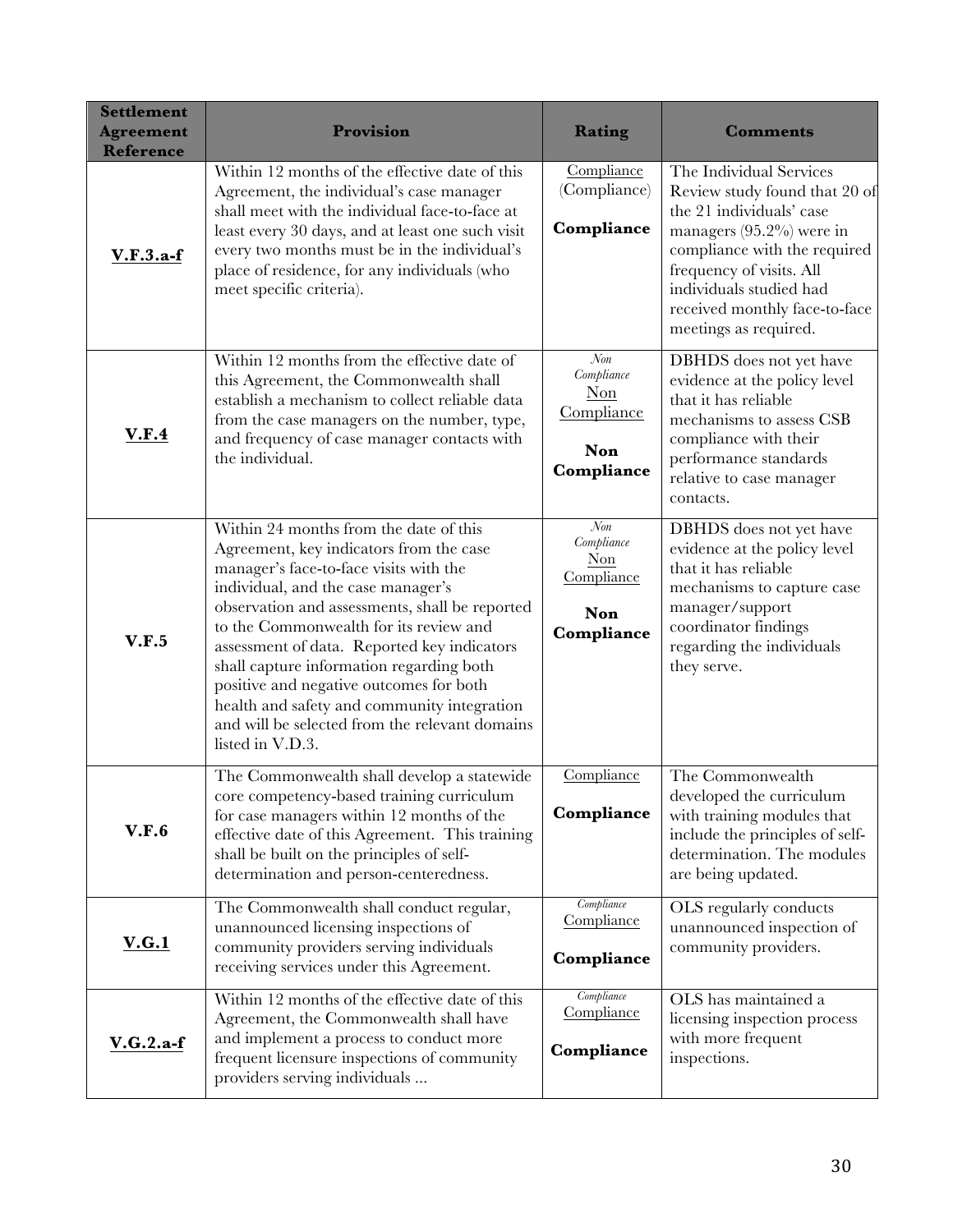| Settlement Agreement Reference | Provision | Rating | Comments |
|---|---|---|---|
| **V.F.3.a-f** | Within 12 months of the effective date of this Agreement, the individual's case manager shall meet with the individual face-to-face at least every 30 days, and at least one such visit every two months must be in the individual's place of residence, for any individuals (who meet specific criteria). | Compliance (Compliance) **Compliance** | The Individual Services Review study found that 20 of the 21 individuals' case managers (95.2%) were in compliance with the required frequency of visits. All individuals studied had received monthly face-to-face meetings as required. |
| **V.F.4** | Within 12 months from the effective date of this Agreement, the Commonwealth shall establish a mechanism to collect reliable data from the case managers on the number, type, and frequency of case manager contacts with the individual. | *Non Compliance* Non Compliance **Non Compliance** | DBHDS does not yet have evidence at the policy level that it has reliable mechanisms to assess CSB compliance with their performance standards relative to case manager contacts. |
| **V.F.5** | Within 24 months from the date of this Agreement, key indicators from the case manager's face-to-face visits with the individual, and the case manager's observation and assessments, shall be reported to the Commonwealth for its review and assessment of data. Reported key indicators shall capture information regarding both positive and negative outcomes for both health and safety and community integration and will be selected from the relevant domains listed in V.D.3. | *Non Compliance* Non Compliance **Non Compliance** | DBHDS does not yet have evidence at the policy level that it has reliable mechanisms to capture case manager/support coordinator findings regarding the individuals they serve. |
| **V.F.6** | The Commonwealth shall develop a statewide core competency-based training curriculum for case managers within 12 months of the effective date of this Agreement. This training shall be built on the principles of self-determination and person-centeredness. | Compliance **Compliance** | The Commonwealth developed the curriculum with training modules that include the principles of self-determination. The modules are being updated. |
| **V.G.1** | The Commonwealth shall conduct regular, unannounced licensing inspections of community providers serving individuals receiving services under this Agreement. | *Compliance* Compliance **Compliance** | OLS regularly conducts unannounced inspection of community providers. |
| **V.G.2.a-f** | Within 12 months of the effective date of this Agreement, the Commonwealth shall have and implement a process to conduct more frequent licensure inspections of community providers serving individuals ... | *Compliance* Compliance **Compliance** | OLS has maintained a licensing inspection process with more frequent inspections. |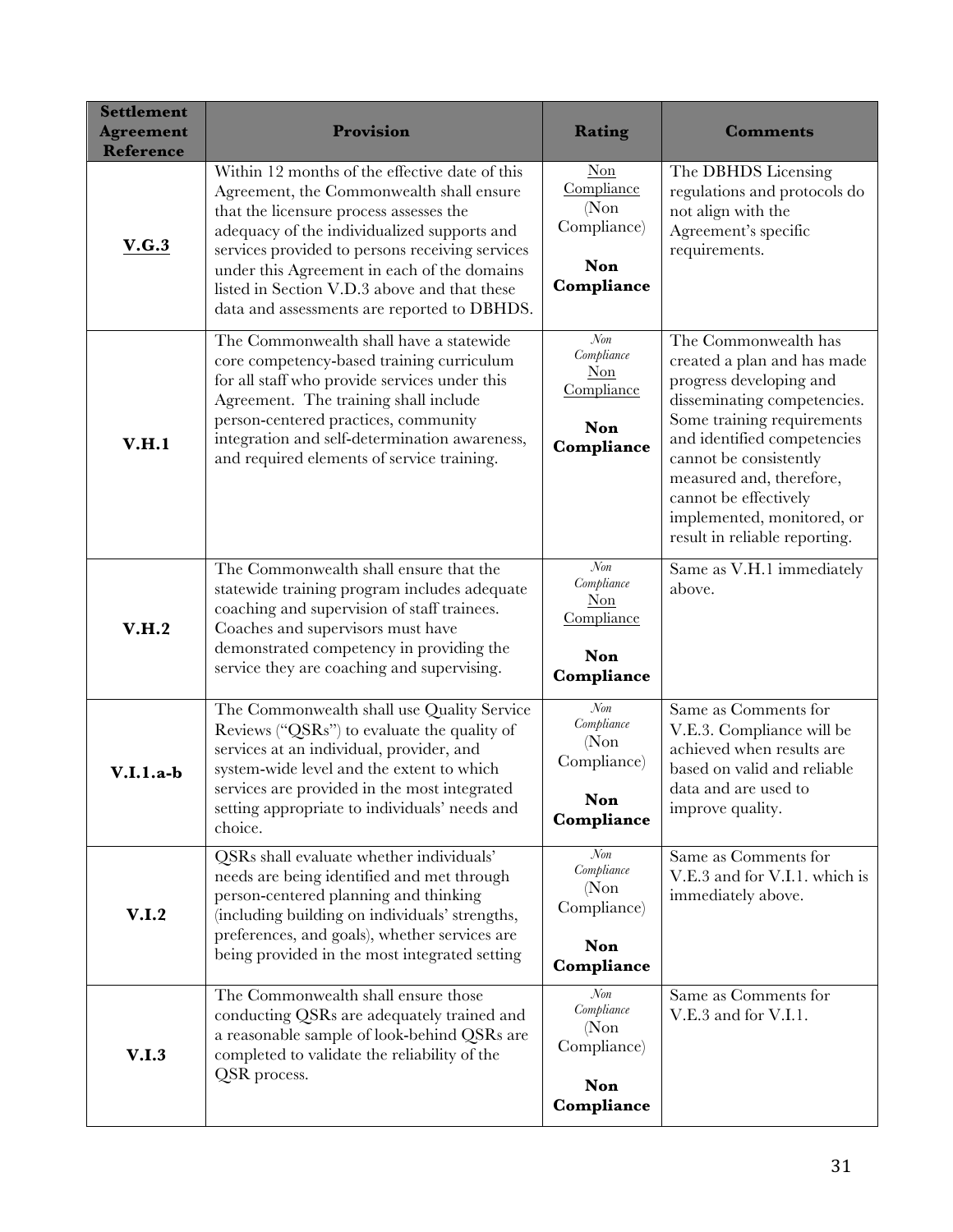| Settlement Agreement Reference | Provision | Rating | Comments |
|---|---|---|---|
| **V.G.3** | Within 12 months of the effective date of this Agreement, the Commonwealth shall ensure that the licensure process assesses the adequacy of the individualized supports and services provided to persons receiving services under this Agreement in each of the domains listed in Section V.D.3 above and that these data and assessments are reported to DBHDS. | Non Compliance (Non Compliance) **Non Compliance** | The DBHDS Licensing regulations and protocols do not align with the Agreement's specific requirements. |
| **V.H.1** | The Commonwealth shall have a statewide core competency-based training curriculum for all staff who provide services under this Agreement. The training shall include person-centered practices, community integration and self-determination awareness, and required elements of service training. | *Non Compliance* Non Compliance **Non Compliance** | The Commonwealth has created a plan and has made progress developing and disseminating competencies. Some training requirements and identified competencies cannot be consistently measured and, therefore, cannot be effectively implemented, monitored, or result in reliable reporting. |
| **V.H.2** | The Commonwealth shall ensure that the statewide training program includes adequate coaching and supervision of staff trainees. Coaches and supervisors must have demonstrated competency in providing the service they are coaching and supervising. | *Non Compliance* Non Compliance **Non Compliance** | Same as V.H.1 immediately above. |
| **V.I.1.a-b** | The Commonwealth shall use Quality Service Reviews ("QSRs") to evaluate the quality of services at an individual, provider, and system-wide level and the extent to which services are provided in the most integrated setting appropriate to individuals' needs and choice. | *Non Compliance* (Non Compliance) **Non Compliance** | Same as Comments for V.E.3. Compliance will be achieved when results are based on valid and reliable data and are used to improve quality. |
| **V.I.2** | QSRs shall evaluate whether individuals' needs are being identified and met through person-centered planning and thinking (including building on individuals' strengths, preferences, and goals), whether services are being provided in the most integrated setting | *Non Compliance* (Non Compliance) **Non Compliance** | Same as Comments for V.E.3 and for V.I.1. which is immediately above. |
| **V.I.3** | The Commonwealth shall ensure those conducting QSRs are adequately trained and a reasonable sample of look-behind QSRs are completed to validate the reliability of the QSR process. | *Non Compliance* (Non Compliance) **Non Compliance** | Same as Comments for V.E.3 and for V.I.1. |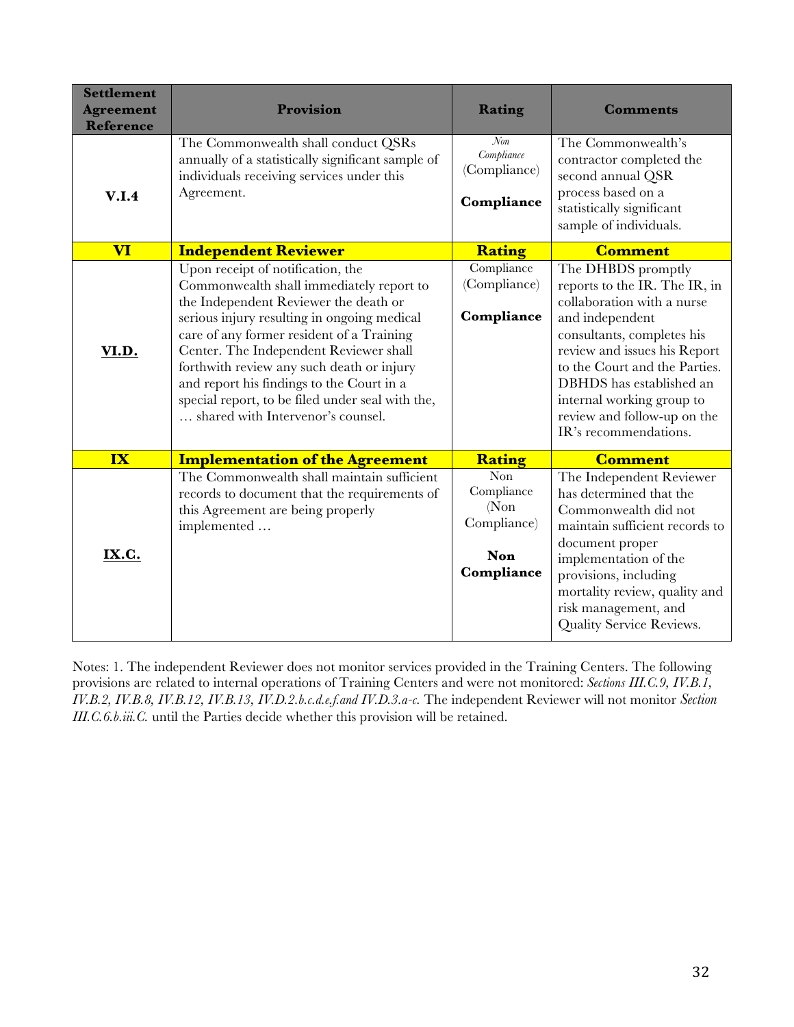| Settlement Agreement Reference | Provision | Rating | Comments |
|---|---|---|---|
| **V.I.4** | The Commonwealth shall conduct QSRs annually of a statistically significant sample of individuals receiving services under this Agreement. | *Non Compliance* (Compliance) **Compliance** | The Commonwealth's contractor completed the second annual QSR process based on a statistically significant sample of individuals. |
| **VI** | **Independent Reviewer** | **Rating** | **Comment** |
| **VI.D.** | Upon receipt of notification, the Commonwealth shall immediately report to the Independent Reviewer the death or serious injury resulting in ongoing medical care of any former resident of a Training Center. The Independent Reviewer shall forthwith review any such death or injury and report his findings to the Court in a special report, to be filed under seal with the, … shared with Intervenor's counsel. | Compliance (Compliance) **Compliance** | The DHBDS promptly reports to the IR. The IR, in collaboration with a nurse and independent consultants, completes his review and issues his Report to the Court and the Parties. DBHDS has established an internal working group to review and follow-up on the IR's recommendations. |
| **IX** | **Implementation of the Agreement** | **Rating** | **Comment** |
| **IX.C.** | The Commonwealth shall maintain sufficient records to document that the requirements of this Agreement are being properly implemented … | Non Compliance (Non Compliance) **Non Compliance** | The Independent Reviewer has determined that the Commonwealth did not maintain sufficient records to document proper implementation of the provisions, including mortality review, quality and risk management, and Quality Service Reviews. |

Notes: 1. The independent Reviewer does not monitor services provided in the Training Centers. The following provisions are related to internal operations of Training Centers and were not monitored: *Sections III.C.9, IV.B.1, IV.B.2, IV.B.8, IV.B.12, IV.B.13, IV.D.2.b.c.d.e.f.and IV.D.3.a-c.* The independent Reviewer will not monitor *Section III.C.6.b.iii.C.* until the Parties decide whether this provision will be retained.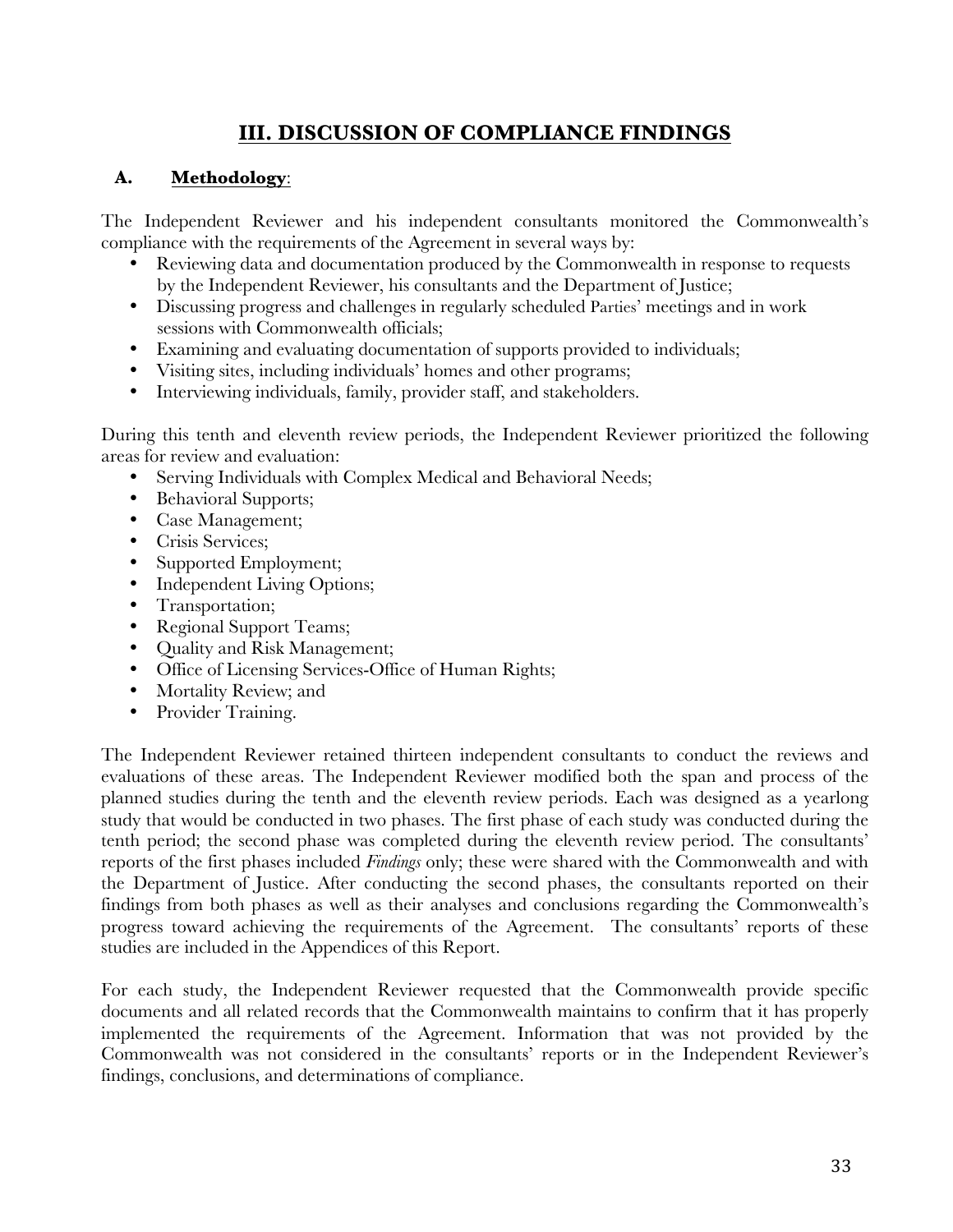# III. DISCUSSION OF COMPLIANCE FINDINGS

## A. Methodology:

The Independent Reviewer and his independent consultants monitored the Commonwealth's compliance with the requirements of the Agreement in several ways by:

- Reviewing data and documentation produced by the Commonwealth in response to requests by the Independent Reviewer, his consultants and the Department of Justice;
- Discussing progress and challenges in regularly scheduled Parties' meetings and in work sessions with Commonwealth officials;
- Examining and evaluating documentation of supports provided to individuals;
- Visiting sites, including individuals' homes and other programs;
- Interviewing individuals, family, provider staff, and stakeholders.

During this tenth and eleventh review periods, the Independent Reviewer prioritized the following areas for review and evaluation:

- Serving Individuals with Complex Medical and Behavioral Needs;
- Behavioral Supports;
- Case Management;
- Crisis Services;
- Supported Employment;
- Independent Living Options;
- Transportation;
- Regional Support Teams;
- Quality and Risk Management;
- Office of Licensing Services-Office of Human Rights;
- Mortality Review; and
- Provider Training.

The Independent Reviewer retained thirteen independent consultants to conduct the reviews and evaluations of these areas. The Independent Reviewer modified both the span and process of the planned studies during the tenth and the eleventh review periods. Each was designed as a yearlong study that would be conducted in two phases. The first phase of each study was conducted during the tenth period; the second phase was completed during the eleventh review period. The consultants' reports of the first phases included *Findings* only; these were shared with the Commonwealth and with the Department of Justice. After conducting the second phases, the consultants reported on their findings from both phases as well as their analyses and conclusions regarding the Commonwealth's progress toward achieving the requirements of the Agreement. The consultants' reports of these studies are included in the Appendices of this Report.

For each study, the Independent Reviewer requested that the Commonwealth provide specific documents and all related records that the Commonwealth maintains to confirm that it has properly implemented the requirements of the Agreement. Information that was not provided by the Commonwealth was not considered in the consultants' reports or in the Independent Reviewer's findings, conclusions, and determinations of compliance.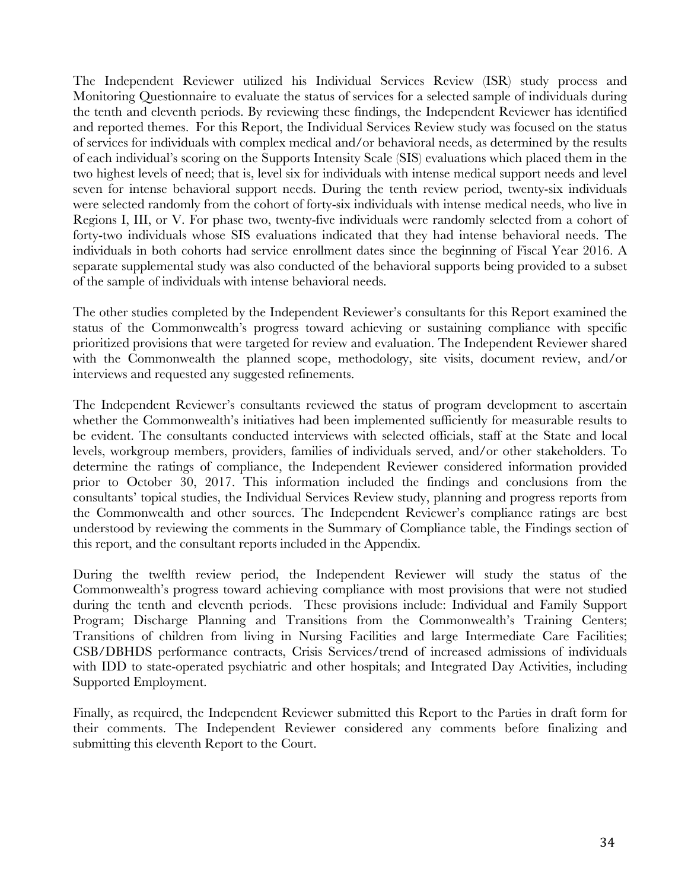The Independent Reviewer utilized his Individual Services Review (ISR) study process and Monitoring Questionnaire to evaluate the status of services for a selected sample of individuals during the tenth and eleventh periods. By reviewing these findings, the Independent Reviewer has identified and reported themes. For this Report, the Individual Services Review study was focused on the status of services for individuals with complex medical and/or behavioral needs, as determined by the results of each individual's scoring on the Supports Intensity Scale (SIS) evaluations which placed them in the two highest levels of need; that is, level six for individuals with intense medical support needs and level seven for intense behavioral support needs. During the tenth review period, twenty-six individuals were selected randomly from the cohort of forty-six individuals with intense medical needs, who live in Regions I, III, or V. For phase two, twenty-five individuals were randomly selected from a cohort of forty-two individuals whose SIS evaluations indicated that they had intense behavioral needs. The individuals in both cohorts had service enrollment dates since the beginning of Fiscal Year 2016. A separate supplemental study was also conducted of the behavioral supports being provided to a subset of the sample of individuals with intense behavioral needs.

The other studies completed by the Independent Reviewer's consultants for this Report examined the status of the Commonwealth's progress toward achieving or sustaining compliance with specific prioritized provisions that were targeted for review and evaluation. The Independent Reviewer shared with the Commonwealth the planned scope, methodology, site visits, document review, and/or interviews and requested any suggested refinements.

The Independent Reviewer's consultants reviewed the status of program development to ascertain whether the Commonwealth's initiatives had been implemented sufficiently for measurable results to be evident. The consultants conducted interviews with selected officials, staff at the State and local levels, workgroup members, providers, families of individuals served, and/or other stakeholders. To determine the ratings of compliance, the Independent Reviewer considered information provided prior to October 30, 2017. This information included the findings and conclusions from the consultants' topical studies, the Individual Services Review study, planning and progress reports from the Commonwealth and other sources. The Independent Reviewer's compliance ratings are best understood by reviewing the comments in the Summary of Compliance table, the Findings section of this report, and the consultant reports included in the Appendix.

During the twelfth review period, the Independent Reviewer will study the status of the Commonwealth's progress toward achieving compliance with most provisions that were not studied during the tenth and eleventh periods. These provisions include: Individual and Family Support Program; Discharge Planning and Transitions from the Commonwealth's Training Centers; Transitions of children from living in Nursing Facilities and large Intermediate Care Facilities; CSB/DBHDS performance contracts, Crisis Services/trend of increased admissions of individuals with IDD to state-operated psychiatric and other hospitals; and Integrated Day Activities, including Supported Employment.

Finally, as required, the Independent Reviewer submitted this Report to the Parties in draft form for their comments. The Independent Reviewer considered any comments before finalizing and submitting this eleventh Report to the Court.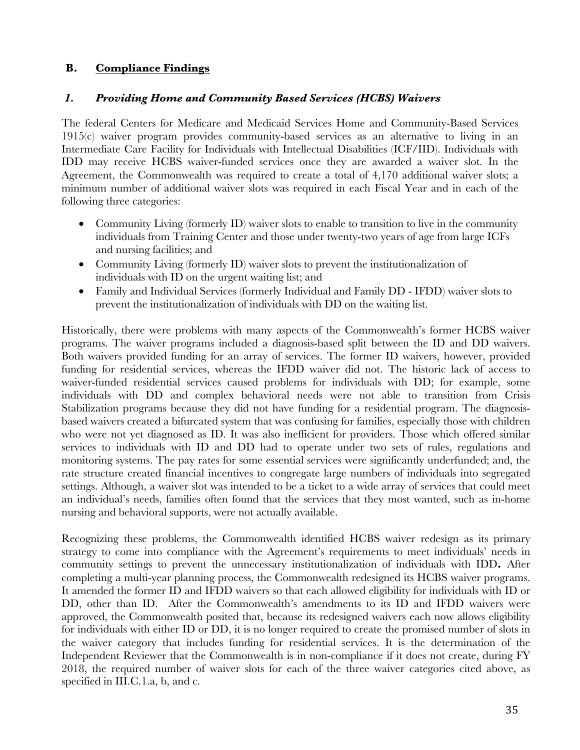## B. Compliance Findings

### *1. Providing Home and Community Based Services (HCBS) Waivers*

The federal Centers for Medicare and Medicaid Services Home and Community-Based Services 1915(c) waiver program provides community-based services as an alternative to living in an Intermediate Care Facility for Individuals with Intellectual Disabilities (ICF/IID). Individuals with IDD may receive HCBS waiver-funded services once they are awarded a waiver slot. In the Agreement, the Commonwealth was required to create a total of 4,170 additional waiver slots; a minimum number of additional waiver slots was required in each Fiscal Year and in each of the following three categories:

- Community Living (formerly ID) waiver slots to enable to transition to live in the community individuals from Training Center and those under twenty-two years of age from large ICFs and nursing facilities; and
- Community Living (formerly ID) waiver slots to prevent the institutionalization of individuals with ID on the urgent waiting list; and
- Family and Individual Services (formerly Individual and Family DD - IFDD) waiver slots to prevent the institutionalization of individuals with DD on the waiting list.

Historically, there were problems with many aspects of the Commonwealth's former HCBS waiver programs. The waiver programs included a diagnosis-based split between the ID and DD waivers. Both waivers provided funding for an array of services. The former ID waivers, however, provided funding for residential services, whereas the IFDD waiver did not. The historic lack of access to waiver-funded residential services caused problems for individuals with DD; for example, some individuals with DD and complex behavioral needs were not able to transition from Crisis Stabilization programs because they did not have funding for a residential program. The diagnosis-based waivers created a bifurcated system that was confusing for families, especially those with children who were not yet diagnosed as ID. It was also inefficient for providers. Those which offered similar services to individuals with ID and DD had to operate under two sets of rules, regulations and monitoring systems. The pay rates for some essential services were significantly underfunded; and, the rate structure created financial incentives to congregate large numbers of individuals into segregated settings. Although, a waiver slot was intended to be a ticket to a wide array of services that could meet an individual's needs, families often found that the services that they most wanted, such as in-home nursing and behavioral supports, were not actually available.

Recognizing these problems, the Commonwealth identified HCBS waiver redesign as its primary strategy to come into compliance with the Agreement's requirements to meet individuals' needs in community settings to prevent the unnecessary institutionalization of individuals with IDD**.** After completing a multi-year planning process, the Commonwealth redesigned its HCBS waiver programs. It amended the former ID and IFDD waivers so that each allowed eligibility for individuals with ID or DD, other than ID. After the Commonwealth's amendments to its ID and IFDD waivers were approved, the Commonwealth posited that, because its redesigned waivers each now allows eligibility for individuals with either ID or DD, it is no longer required to create the promised number of slots in the waiver category that includes funding for residential services. It is the determination of the Independent Reviewer that the Commonwealth is in non-compliance if it does not create, during FY 2018, the required number of waiver slots for each of the three waiver categories cited above, as specified in III.C.1.a, b, and c.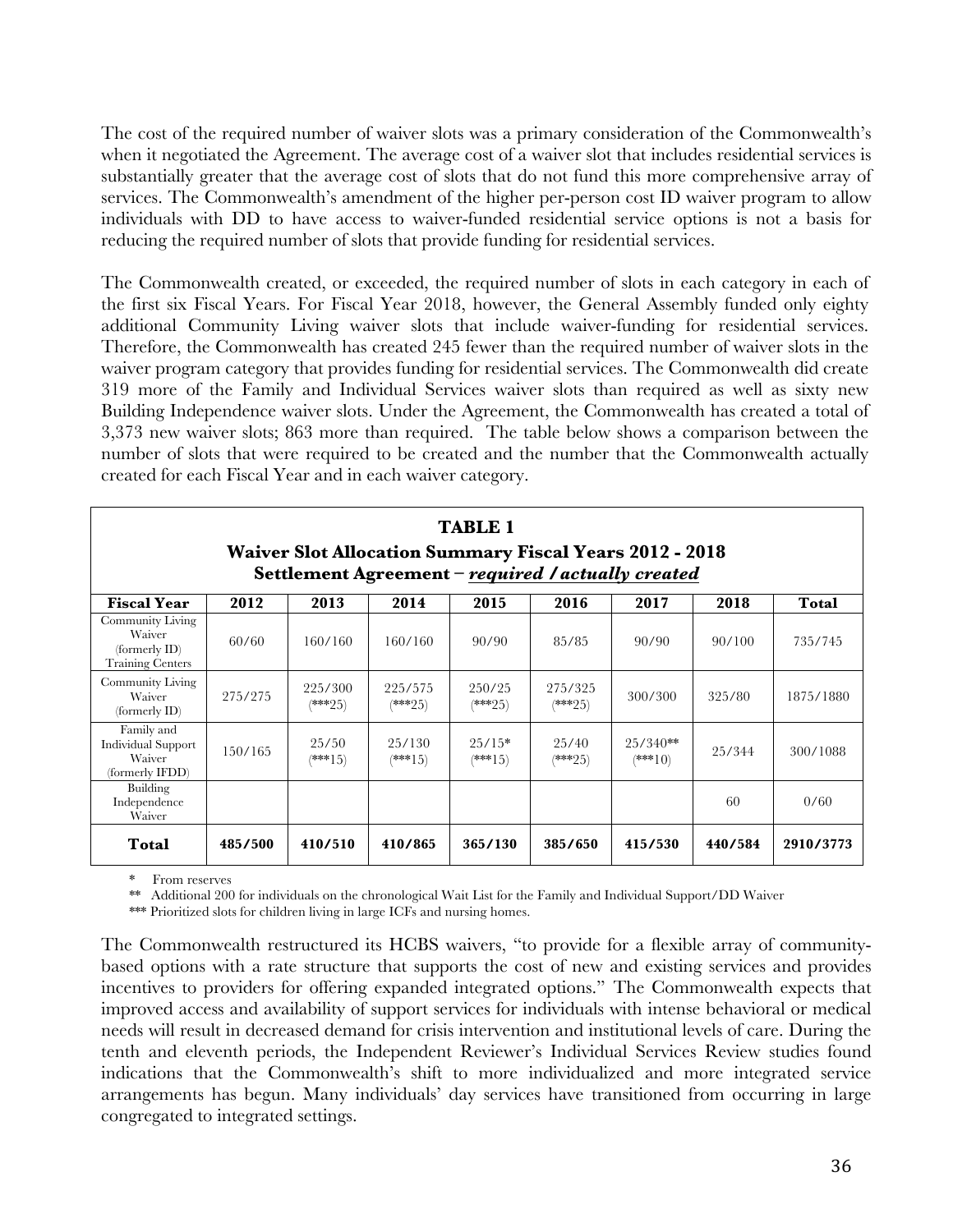The cost of the required number of waiver slots was a primary consideration of the Commonwealth's when it negotiated the Agreement. The average cost of a waiver slot that includes residential services is substantially greater that the average cost of slots that do not fund this more comprehensive array of services. The Commonwealth's amendment of the higher per-person cost ID waiver program to allow individuals with DD to have access to waiver-funded residential service options is not a basis for reducing the required number of slots that provide funding for residential services.

The Commonwealth created, or exceeded, the required number of slots in each category in each of the first six Fiscal Years. For Fiscal Year 2018, however, the General Assembly funded only eighty additional Community Living waiver slots that include waiver-funding for residential services. Therefore, the Commonwealth has created 245 fewer than the required number of waiver slots in the waiver program category that provides funding for residential services. The Commonwealth did create 319 more of the Family and Individual Services waiver slots than required as well as sixty new Building Independence waiver slots. Under the Agreement, the Commonwealth has created a total of 3,373 new waiver slots; 863 more than required. The table below shows a comparison between the number of slots that were required to be created and the number that the Commonwealth actually created for each Fiscal Year and in each waiver category.

**TABLE 1**
**Waiver Slot Allocation Summary Fiscal Years 2012 - 2018**
**Settlement Agreement – *required / actually created***

| Fiscal Year | 2012 | 2013 | 2014 | 2015 | 2016 | 2017 | 2018 | Total |
|---|---|---|---|---|---|---|---|---|
| Community Living Waiver (formerly ID) Training Centers | 60/60 | 160/160 | 160/160 | 90/90 | 85/85 | 90/90 | 90/100 | 735/745 |
| Community Living Waiver (formerly ID) | 275/275 | 225/300 (***25) | 225/575 (***25) | 250/25 (***25) | 275/325 (***25) | 300/300 | 325/80 | 1875/1880 |
| Family and Individual Support Waiver (formerly IFDD) | 150/165 | 25/50 (***15) | 25/130 (***15) | 25/15* (***15) | 25/40 (***25) | 25/340** (***10) | 25/344 | 300/1088 |
| Building Independence Waiver | | | | | | | 60 | 0/60 |
| **Total** | **485/500** | **410/510** | **410/865** | **365/130** | **385/650** | **415/530** | **440/584** | **2910/3773** |

\* From reserves

** Additional 200 for individuals on the chronological Wait List for the Family and Individual Support/DD Waiver

*** Prioritized slots for children living in large ICFs and nursing homes.

The Commonwealth restructured its HCBS waivers, "to provide for a flexible array of community-based options with a rate structure that supports the cost of new and existing services and provides incentives to providers for offering expanded integrated options." The Commonwealth expects that improved access and availability of support services for individuals with intense behavioral or medical needs will result in decreased demand for crisis intervention and institutional levels of care. During the tenth and eleventh periods, the Independent Reviewer's Individual Services Review studies found indications that the Commonwealth's shift to more individualized and more integrated service arrangements has begun. Many individuals' day services have transitioned from occurring in large congregated to integrated settings.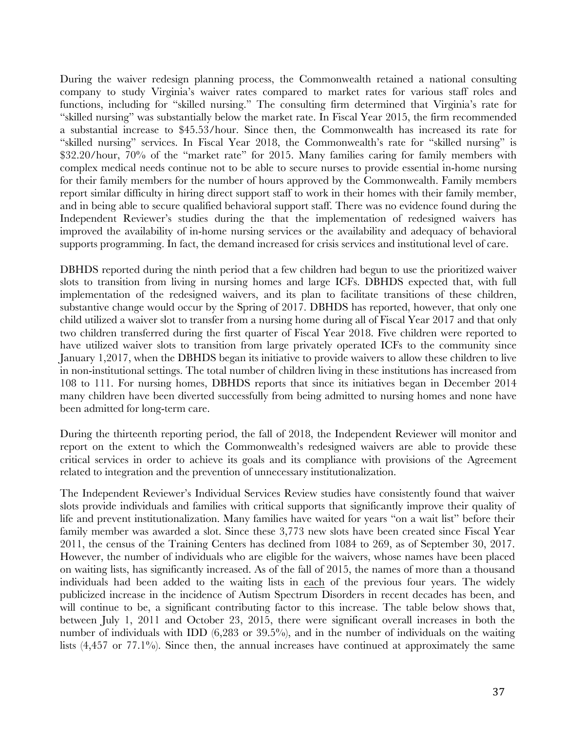During the waiver redesign planning process, the Commonwealth retained a national consulting company to study Virginia's waiver rates compared to market rates for various staff roles and functions, including for "skilled nursing." The consulting firm determined that Virginia's rate for "skilled nursing" was substantially below the market rate. In Fiscal Year 2015, the firm recommended a substantial increase to $45.53/hour. Since then, the Commonwealth has increased its rate for "skilled nursing" services. In Fiscal Year 2018, the Commonwealth's rate for "skilled nursing" is $32.20/hour, 70% of the "market rate" for 2015. Many families caring for family members with complex medical needs continue not to be able to secure nurses to provide essential in-home nursing for their family members for the number of hours approved by the Commonwealth. Family members report similar difficulty in hiring direct support staff to work in their homes with their family member, and in being able to secure qualified behavioral support staff. There was no evidence found during the Independent Reviewer's studies during the that the implementation of redesigned waivers has improved the availability of in-home nursing services or the availability and adequacy of behavioral supports programming. In fact, the demand increased for crisis services and institutional level of care.

DBHDS reported during the ninth period that a few children had begun to use the prioritized waiver slots to transition from living in nursing homes and large ICFs. DBHDS expected that, with full implementation of the redesigned waivers, and its plan to facilitate transitions of these children, substantive change would occur by the Spring of 2017. DBHDS has reported, however, that only one child utilized a waiver slot to transfer from a nursing home during all of Fiscal Year 2017 and that only two children transferred during the first quarter of Fiscal Year 2018. Five children were reported to have utilized waiver slots to transition from large privately operated ICFs to the community since January 1,2017, when the DBHDS began its initiative to provide waivers to allow these children to live in non-institutional settings. The total number of children living in these institutions has increased from 108 to 111. For nursing homes, DBHDS reports that since its initiatives began in December 2014 many children have been diverted successfully from being admitted to nursing homes and none have been admitted for long-term care.

During the thirteenth reporting period, the fall of 2018, the Independent Reviewer will monitor and report on the extent to which the Commonwealth's redesigned waivers are able to provide these critical services in order to achieve its goals and its compliance with provisions of the Agreement related to integration and the prevention of unnecessary institutionalization.

The Independent Reviewer's Individual Services Review studies have consistently found that waiver slots provide individuals and families with critical supports that significantly improve their quality of life and prevent institutionalization. Many families have waited for years "on a wait list" before their family member was awarded a slot. Since these 3,773 new slots have been created since Fiscal Year 2011, the census of the Training Centers has declined from 1084 to 269, as of September 30, 2017. However, the number of individuals who are eligible for the waivers, whose names have been placed on waiting lists, has significantly increased. As of the fall of 2015, the names of more than a thousand individuals had been added to the waiting lists in <u>each</u> of the previous four years. The widely publicized increase in the incidence of Autism Spectrum Disorders in recent decades has been, and will continue to be, a significant contributing factor to this increase. The table below shows that, between July 1, 2011 and October 23, 2015, there were significant overall increases in both the number of individuals with IDD (6,283 or 39.5%), and in the number of individuals on the waiting lists (4,457 or 77.1%). Since then, the annual increases have continued at approximately the same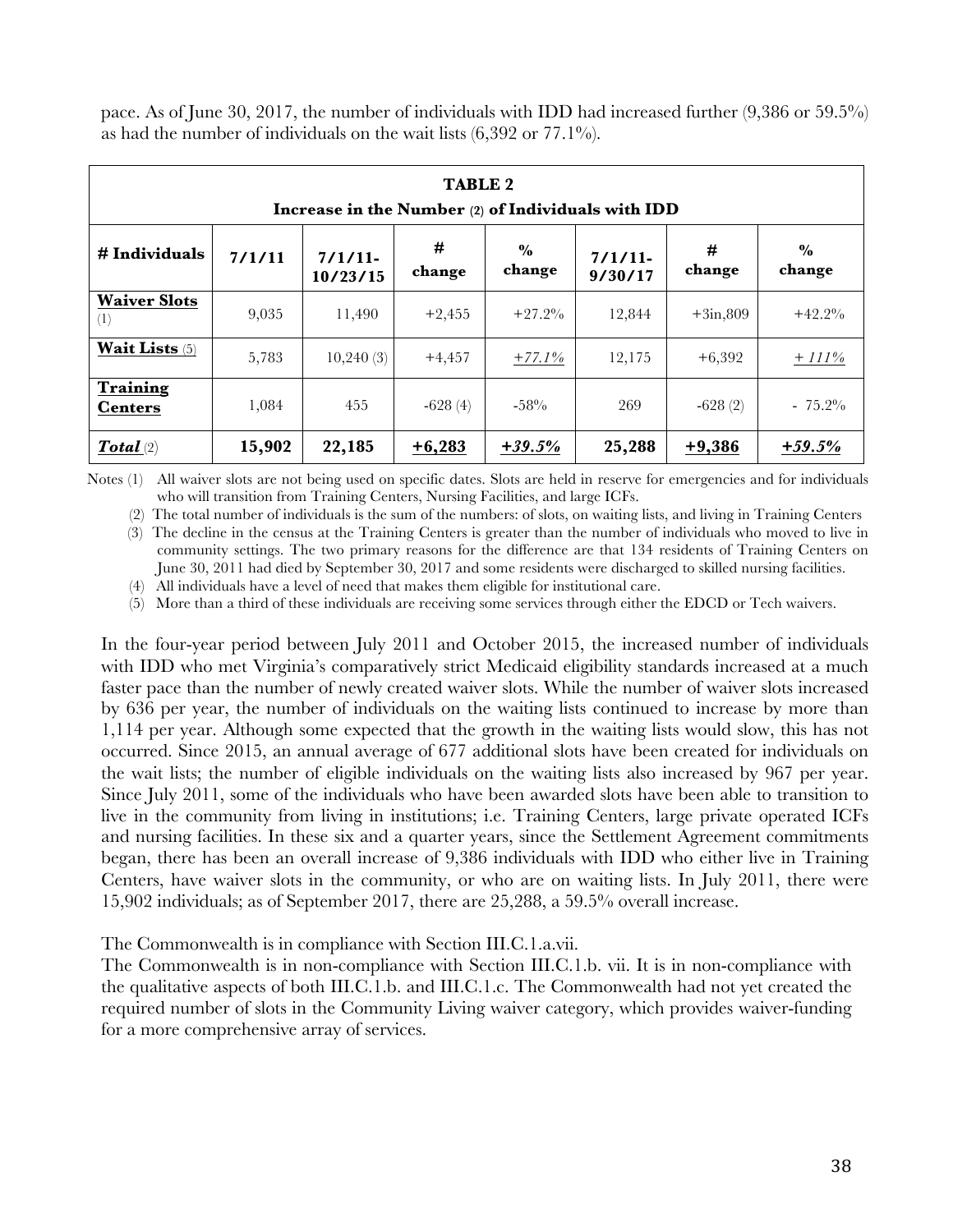pace. As of June 30, 2017, the number of individuals with IDD had increased further (9,386 or 59.5%) as had the number of individuals on the wait lists (6,392 or 77.1%).

| **TABLE 2** | | | | | | | |
|---|---|---|---|---|---|---|---|
| **Increase in the Number (2) of Individuals with IDD** | | | | | | | |
| **# Individuals** | **7/1/11** | **7/1/11-10/23/15** | **# change** | **% change** | **7/1/11-9/30/17** | **# change** | **% change** |
| **Waiver Slots** (1) | 9,035 | 11,490 | +2,455 | +27.2% | 12,844 | +3in,809 | +42.2% |
| **Wait Lists** (5) | 5,783 | 10,240 (3) | +4,457 | *+77.1%* | 12,175 | +6,392 | *+ 111%* |
| **Training Centers** | 1,084 | 455 | -628 (4) | -58% | 269 | -628 (2) | - 75.2% |
| ***Total*** (2) | **15,902** | **22,185** | **+6,283** | ***+39.5%*** | **25,288** | **+9,386** | ***+59.5%*** |

Notes (1) All waiver slots are not being used on specific dates. Slots are held in reserve for emergencies and for individuals who will transition from Training Centers, Nursing Facilities, and large ICFs.

(2) The total number of individuals is the sum of the numbers: of slots, on waiting lists, and living in Training Centers

(3) The decline in the census at the Training Centers is greater than the number of individuals who moved to live in community settings. The two primary reasons for the difference are that 134 residents of Training Centers on June 30, 2011 had died by September 30, 2017 and some residents were discharged to skilled nursing facilities.

(4) All individuals have a level of need that makes them eligible for institutional care.

(5) More than a third of these individuals are receiving some services through either the EDCD or Tech waivers.

In the four-year period between July 2011 and October 2015, the increased number of individuals with IDD who met Virginia's comparatively strict Medicaid eligibility standards increased at a much faster pace than the number of newly created waiver slots. While the number of waiver slots increased by 636 per year, the number of individuals on the waiting lists continued to increase by more than 1,114 per year. Although some expected that the growth in the waiting lists would slow, this has not occurred. Since 2015, an annual average of 677 additional slots have been created for individuals on the wait lists; the number of eligible individuals on the waiting lists also increased by 967 per year. Since July 2011, some of the individuals who have been awarded slots have been able to transition to live in the community from living in institutions; i.e. Training Centers, large private operated ICFs and nursing facilities. In these six and a quarter years, since the Settlement Agreement commitments began, there has been an overall increase of 9,386 individuals with IDD who either live in Training Centers, have waiver slots in the community, or who are on waiting lists. In July 2011, there were 15,902 individuals; as of September 2017, there are 25,288, a 59.5% overall increase.

The Commonwealth is in compliance with Section III.C.1.a.vii.

The Commonwealth is in non-compliance with Section III.C.1.b. vii. It is in non-compliance with the qualitative aspects of both III.C.1.b. and III.C.1.c. The Commonwealth had not yet created the required number of slots in the Community Living waiver category, which provides waiver-funding for a more comprehensive array of services.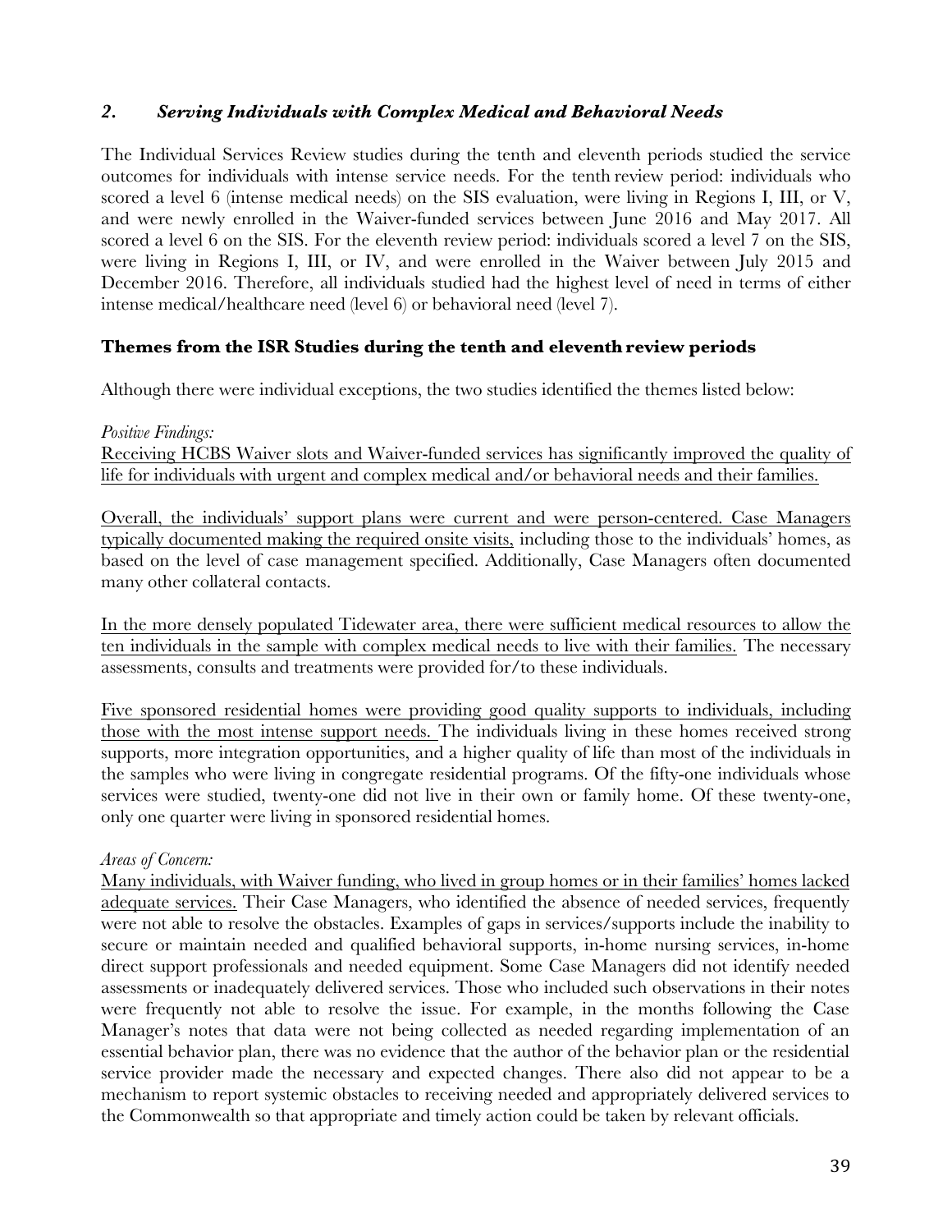### *2. Serving Individuals with Complex Medical and Behavioral Needs*

The Individual Services Review studies during the tenth and eleventh periods studied the service outcomes for individuals with intense service needs. For the tenth review period: individuals who scored a level 6 (intense medical needs) on the SIS evaluation, were living in Regions I, III, or V, and were newly enrolled in the Waiver-funded services between June 2016 and May 2017. All scored a level 6 on the SIS. For the eleventh review period: individuals scored a level 7 on the SIS, were living in Regions I, III, or IV, and were enrolled in the Waiver between July 2015 and December 2016. Therefore, all individuals studied had the highest level of need in terms of either intense medical/healthcare need (level 6) or behavioral need (level 7).

**Themes from the ISR Studies during the tenth and eleventh review periods**

Although there were individual exceptions, the two studies identified the themes listed below:

*Positive Findings:*

<u>Receiving HCBS Waiver slots and Waiver-funded services has significantly improved the quality of life for individuals with urgent and complex medical and/or behavioral needs and their families.</u>

<u>Overall, the individuals' support plans were current and were person-centered. Case Managers typically documented making the required onsite visits,</u> including those to the individuals' homes, as based on the level of case management specified. Additionally, Case Managers often documented many other collateral contacts.

<u>In the more densely populated Tidewater area, there were sufficient medical resources to allow the ten individuals in the sample with complex medical needs to live with their families.</u> The necessary assessments, consults and treatments were provided for/to these individuals.

<u>Five sponsored residential homes were providing good quality supports to individuals, including those with the most intense support needs.</u> The individuals living in these homes received strong supports, more integration opportunities, and a higher quality of life than most of the individuals in the samples who were living in congregate residential programs. Of the fifty-one individuals whose services were studied, twenty-one did not live in their own or family home. Of these twenty-one, only one quarter were living in sponsored residential homes.

*Areas of Concern:*

<u>Many individuals, with Waiver funding, who lived in group homes or in their families' homes lacked adequate services.</u> Their Case Managers, who identified the absence of needed services, frequently were not able to resolve the obstacles. Examples of gaps in services/supports include the inability to secure or maintain needed and qualified behavioral supports, in-home nursing services, in-home direct support professionals and needed equipment. Some Case Managers did not identify needed assessments or inadequately delivered services. Those who included such observations in their notes were frequently not able to resolve the issue. For example, in the months following the Case Manager's notes that data were not being collected as needed regarding implementation of an essential behavior plan, there was no evidence that the author of the behavior plan or the residential service provider made the necessary and expected changes. There also did not appear to be a mechanism to report systemic obstacles to receiving needed and appropriately delivered services to the Commonwealth so that appropriate and timely action could be taken by relevant officials.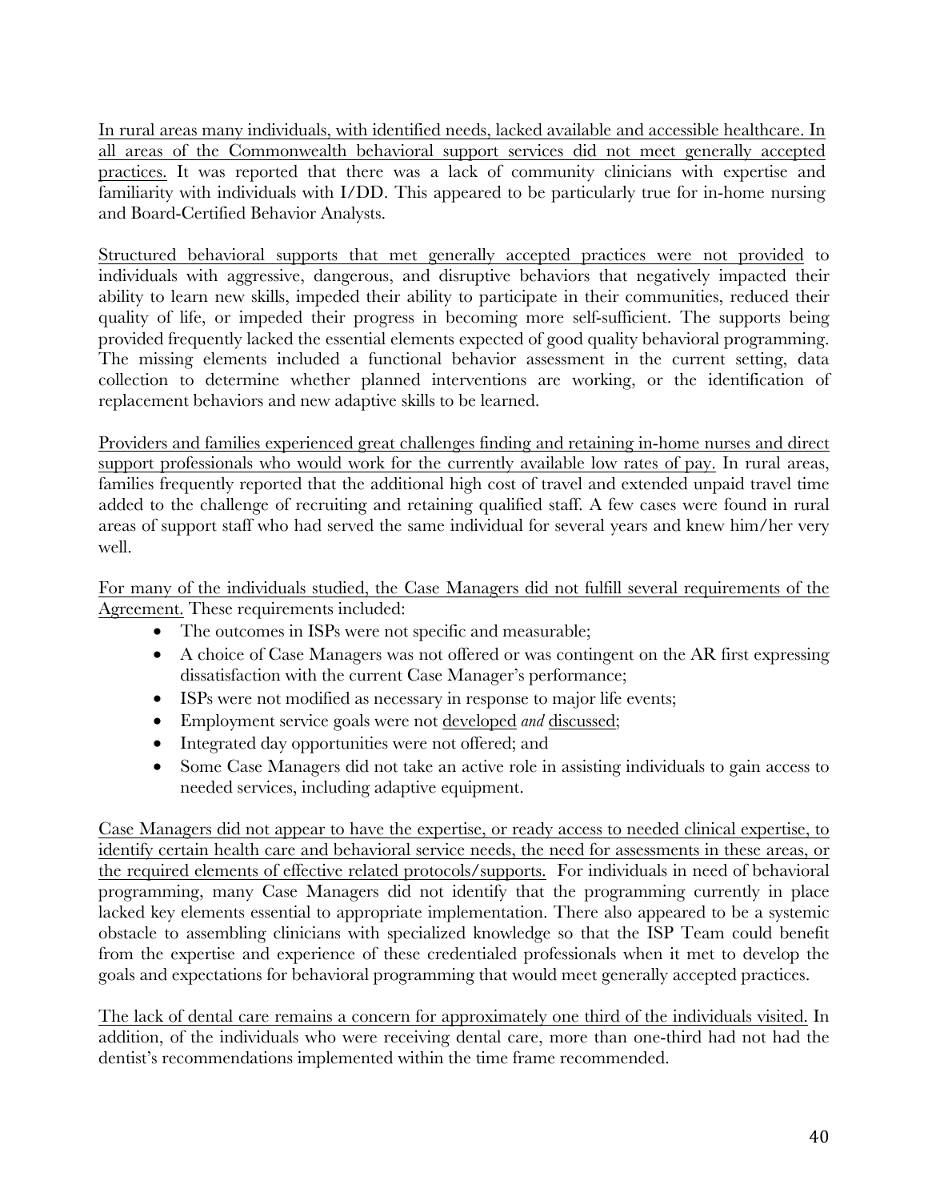<u>In rural areas many individuals, with identified needs, lacked available and accessible healthcare. In all areas of the Commonwealth behavioral support services did not meet generally accepted practices.</u> It was reported that there was a lack of community clinicians with expertise and familiarity with individuals with I/DD. This appeared to be particularly true for in-home nursing and Board-Certified Behavior Analysts.

<u>Structured behavioral supports that met generally accepted practices were not provided</u> to individuals with aggressive, dangerous, and disruptive behaviors that negatively impacted their ability to learn new skills, impeded their ability to participate in their communities, reduced their quality of life, or impeded their progress in becoming more self-sufficient. The supports being provided frequently lacked the essential elements expected of good quality behavioral programming. The missing elements included a functional behavior assessment in the current setting, data collection to determine whether planned interventions are working, or the identification of replacement behaviors and new adaptive skills to be learned.

<u>Providers and families experienced great challenges finding and retaining in-home nurses and direct support professionals who would work for the currently available low rates of pay.</u> In rural areas, families frequently reported that the additional high cost of travel and extended unpaid travel time added to the challenge of recruiting and retaining qualified staff. A few cases were found in rural areas of support staff who had served the same individual for several years and knew him/her very well.

<u>For many of the individuals studied, the Case Managers did not fulfill several requirements of the Agreement.</u> These requirements included:

- The outcomes in ISPs were not specific and measurable;
- A choice of Case Managers was not offered or was contingent on the AR first expressing dissatisfaction with the current Case Manager's performance;
- ISPs were not modified as necessary in response to major life events;
- Employment service goals were not <u>developed</u> *and* <u>discussed</u>;
- Integrated day opportunities were not offered; and
- Some Case Managers did not take an active role in assisting individuals to gain access to needed services, including adaptive equipment.

<u>Case Managers did not appear to have the expertise, or ready access to needed clinical expertise, to identify certain health care and behavioral service needs, the need for assessments in these areas, or the required elements of effective related protocols/supports.</u> For individuals in need of behavioral programming, many Case Managers did not identify that the programming currently in place lacked key elements essential to appropriate implementation. There also appeared to be a systemic obstacle to assembling clinicians with specialized knowledge so that the ISP Team could benefit from the expertise and experience of these credentialed professionals when it met to develop the goals and expectations for behavioral programming that would meet generally accepted practices.

<u>The lack of dental care remains a concern for approximately one third of the individuals visited.</u> In addition, of the individuals who were receiving dental care, more than one-third had not had the dentist's recommendations implemented within the time frame recommended.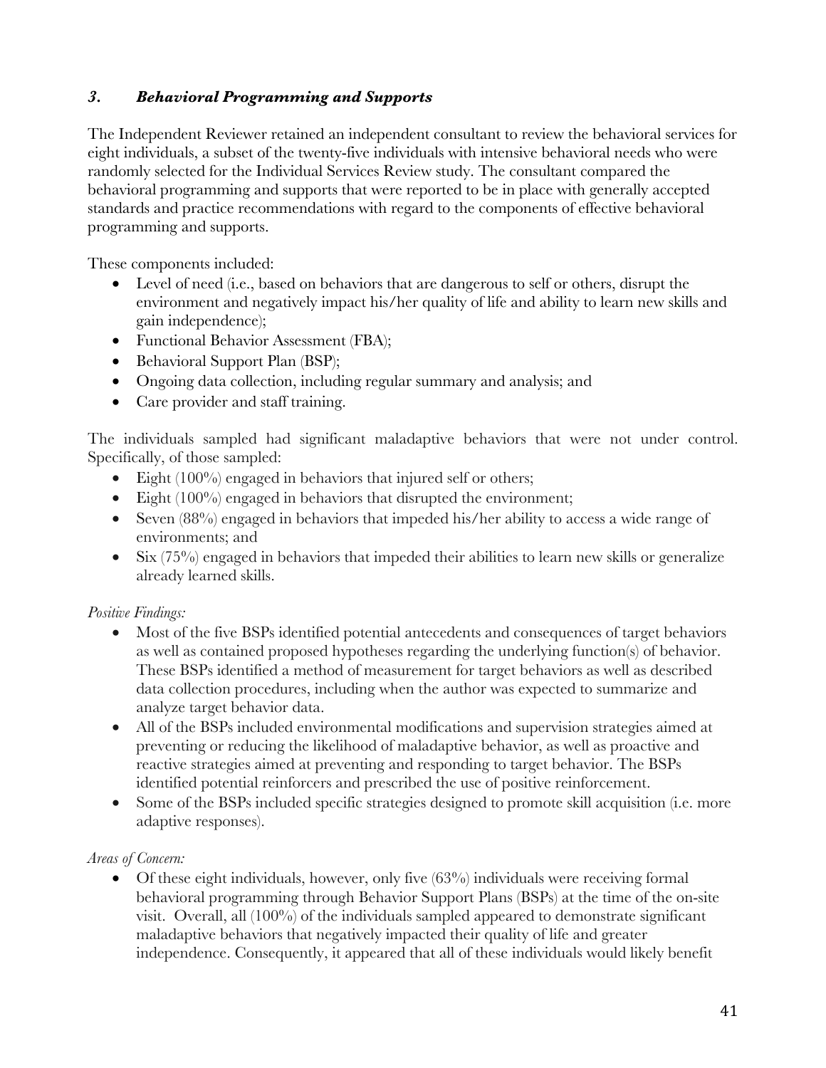### *3. Behavioral Programming and Supports*

The Independent Reviewer retained an independent consultant to review the behavioral services for eight individuals, a subset of the twenty-five individuals with intensive behavioral needs who were randomly selected for the Individual Services Review study. The consultant compared the behavioral programming and supports that were reported to be in place with generally accepted standards and practice recommendations with regard to the components of effective behavioral programming and supports.

These components included:

- Level of need (i.e., based on behaviors that are dangerous to self or others, disrupt the environment and negatively impact his/her quality of life and ability to learn new skills and gain independence);
- Functional Behavior Assessment (FBA);
- Behavioral Support Plan (BSP);
- Ongoing data collection, including regular summary and analysis; and
- Care provider and staff training.

The individuals sampled had significant maladaptive behaviors that were not under control. Specifically, of those sampled:

- Eight (100%) engaged in behaviors that injured self or others;
- Eight (100%) engaged in behaviors that disrupted the environment;
- Seven (88%) engaged in behaviors that impeded his/her ability to access a wide range of environments; and
- Six (75%) engaged in behaviors that impeded their abilities to learn new skills or generalize already learned skills.

*Positive Findings:*

- Most of the five BSPs identified potential antecedents and consequences of target behaviors as well as contained proposed hypotheses regarding the underlying function(s) of behavior. These BSPs identified a method of measurement for target behaviors as well as described data collection procedures, including when the author was expected to summarize and analyze target behavior data.
- All of the BSPs included environmental modifications and supervision strategies aimed at preventing or reducing the likelihood of maladaptive behavior, as well as proactive and reactive strategies aimed at preventing and responding to target behavior. The BSPs identified potential reinforcers and prescribed the use of positive reinforcement.
- Some of the BSPs included specific strategies designed to promote skill acquisition (i.e. more adaptive responses).

*Areas of Concern:*

- Of these eight individuals, however, only five (63%) individuals were receiving formal behavioral programming through Behavior Support Plans (BSPs) at the time of the on-site visit. Overall, all (100%) of the individuals sampled appeared to demonstrate significant maladaptive behaviors that negatively impacted their quality of life and greater independence. Consequently, it appeared that all of these individuals would likely benefit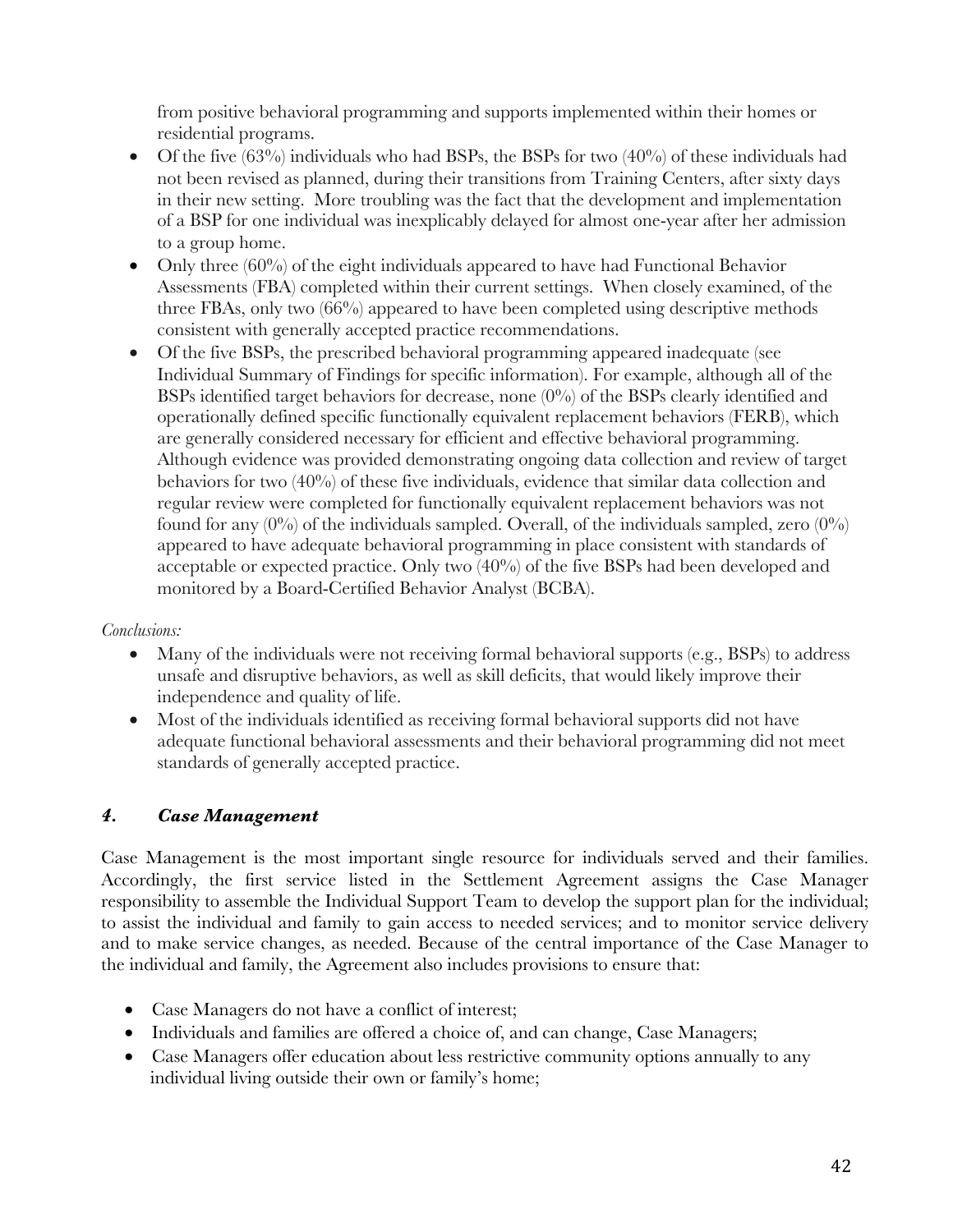from positive behavioral programming and supports implemented within their homes or residential programs.

- Of the five (63%) individuals who had BSPs, the BSPs for two (40%) of these individuals had not been revised as planned, during their transitions from Training Centers, after sixty days in their new setting. More troubling was the fact that the development and implementation of a BSP for one individual was inexplicably delayed for almost one-year after her admission to a group home.
- Only three (60%) of the eight individuals appeared to have had Functional Behavior Assessments (FBA) completed within their current settings. When closely examined, of the three FBAs, only two (66%) appeared to have been completed using descriptive methods consistent with generally accepted practice recommendations.
- Of the five BSPs, the prescribed behavioral programming appeared inadequate (see Individual Summary of Findings for specific information). For example, although all of the BSPs identified target behaviors for decrease, none (0%) of the BSPs clearly identified and operationally defined specific functionally equivalent replacement behaviors (FERB), which are generally considered necessary for efficient and effective behavioral programming. Although evidence was provided demonstrating ongoing data collection and review of target behaviors for two (40%) of these five individuals, evidence that similar data collection and regular review were completed for functionally equivalent replacement behaviors was not found for any (0%) of the individuals sampled. Overall, of the individuals sampled, zero (0%) appeared to have adequate behavioral programming in place consistent with standards of acceptable or expected practice. Only two (40%) of the five BSPs had been developed and monitored by a Board-Certified Behavior Analyst (BCBA).

*Conclusions:*

- Many of the individuals were not receiving formal behavioral supports (e.g., BSPs) to address unsafe and disruptive behaviors, as well as skill deficits, that would likely improve their independence and quality of life.
- Most of the individuals identified as receiving formal behavioral supports did not have adequate functional behavioral assessments and their behavioral programming did not meet standards of generally accepted practice.

### *4. Case Management*

Case Management is the most important single resource for individuals served and their families. Accordingly, the first service listed in the Settlement Agreement assigns the Case Manager responsibility to assemble the Individual Support Team to develop the support plan for the individual; to assist the individual and family to gain access to needed services; and to monitor service delivery and to make service changes, as needed. Because of the central importance of the Case Manager to the individual and family, the Agreement also includes provisions to ensure that:

- Case Managers do not have a conflict of interest;
- Individuals and families are offered a choice of, and can change, Case Managers;
- Case Managers offer education about less restrictive community options annually to any individual living outside their own or family's home;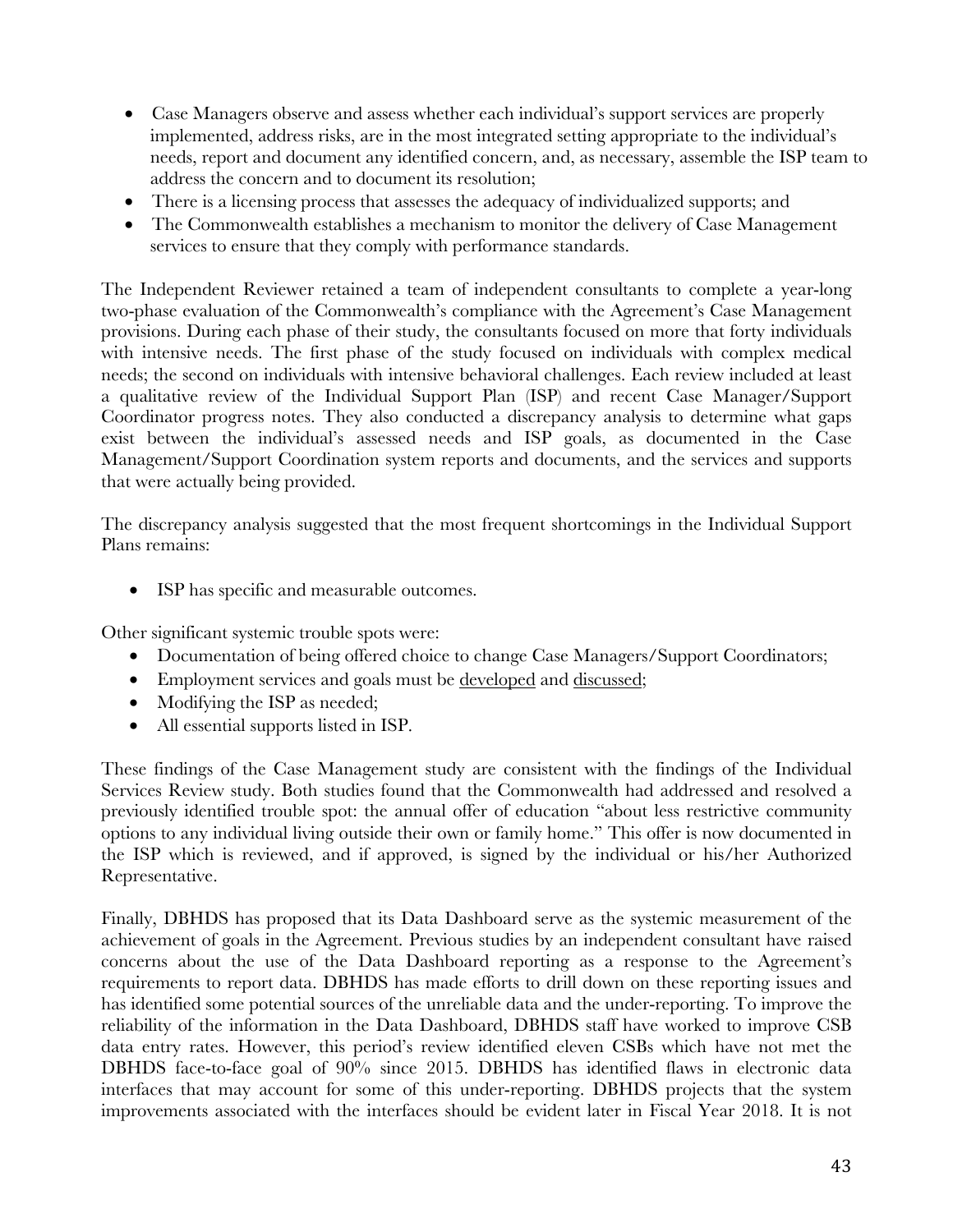- Case Managers observe and assess whether each individual's support services are properly implemented, address risks, are in the most integrated setting appropriate to the individual's needs, report and document any identified concern, and, as necessary, assemble the ISP team to address the concern and to document its resolution;
- There is a licensing process that assesses the adequacy of individualized supports; and
- The Commonwealth establishes a mechanism to monitor the delivery of Case Management services to ensure that they comply with performance standards.

The Independent Reviewer retained a team of independent consultants to complete a year-long two-phase evaluation of the Commonwealth's compliance with the Agreement's Case Management provisions. During each phase of their study, the consultants focused on more that forty individuals with intensive needs. The first phase of the study focused on individuals with complex medical needs; the second on individuals with intensive behavioral challenges. Each review included at least a qualitative review of the Individual Support Plan (ISP) and recent Case Manager/Support Coordinator progress notes. They also conducted a discrepancy analysis to determine what gaps exist between the individual's assessed needs and ISP goals, as documented in the Case Management/Support Coordination system reports and documents, and the services and supports that were actually being provided.

The discrepancy analysis suggested that the most frequent shortcomings in the Individual Support Plans remains:

- ISP has specific and measurable outcomes.

Other significant systemic trouble spots were:

- Documentation of being offered choice to change Case Managers/Support Coordinators;
- Employment services and goals must be <u>developed</u> and <u>discussed</u>;
- Modifying the ISP as needed;
- All essential supports listed in ISP.

These findings of the Case Management study are consistent with the findings of the Individual Services Review study. Both studies found that the Commonwealth had addressed and resolved a previously identified trouble spot: the annual offer of education "about less restrictive community options to any individual living outside their own or family home." This offer is now documented in the ISP which is reviewed, and if approved, is signed by the individual or his/her Authorized Representative.

Finally, DBHDS has proposed that its Data Dashboard serve as the systemic measurement of the achievement of goals in the Agreement. Previous studies by an independent consultant have raised concerns about the use of the Data Dashboard reporting as a response to the Agreement's requirements to report data. DBHDS has made efforts to drill down on these reporting issues and has identified some potential sources of the unreliable data and the under-reporting. To improve the reliability of the information in the Data Dashboard, DBHDS staff have worked to improve CSB data entry rates. However, this period's review identified eleven CSBs which have not met the DBHDS face-to-face goal of 90% since 2015. DBHDS has identified flaws in electronic data interfaces that may account for some of this under-reporting. DBHDS projects that the system improvements associated with the interfaces should be evident later in Fiscal Year 2018. It is not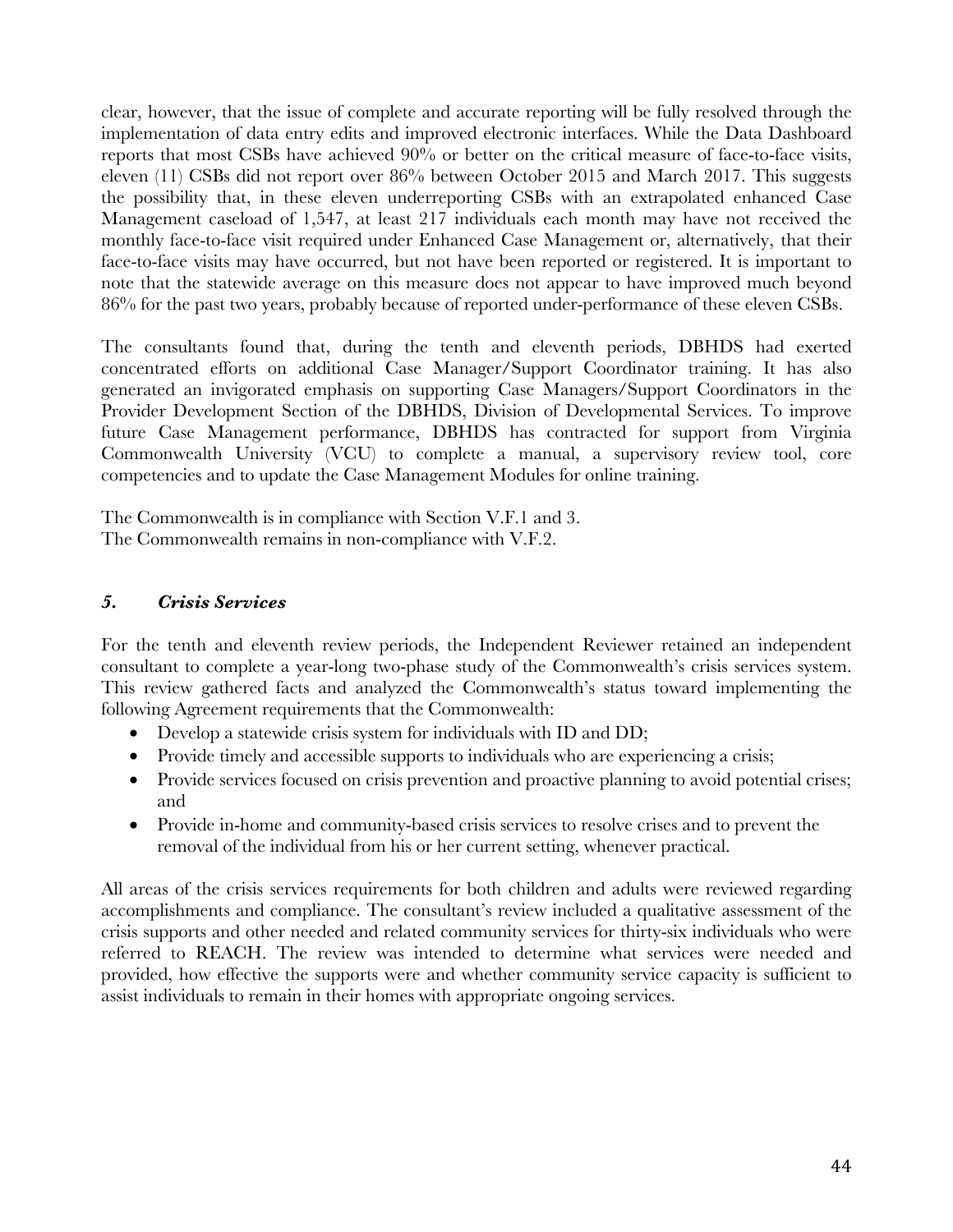clear, however, that the issue of complete and accurate reporting will be fully resolved through the implementation of data entry edits and improved electronic interfaces. While the Data Dashboard reports that most CSBs have achieved 90% or better on the critical measure of face-to-face visits, eleven (11) CSBs did not report over 86% between October 2015 and March 2017. This suggests the possibility that, in these eleven underreporting CSBs with an extrapolated enhanced Case Management caseload of 1,547, at least 217 individuals each month may have not received the monthly face-to-face visit required under Enhanced Case Management or, alternatively, that their face-to-face visits may have occurred, but not have been reported or registered. It is important to note that the statewide average on this measure does not appear to have improved much beyond 86% for the past two years, probably because of reported under-performance of these eleven CSBs.

The consultants found that, during the tenth and eleventh periods, DBHDS had exerted concentrated efforts on additional Case Manager/Support Coordinator training. It has also generated an invigorated emphasis on supporting Case Managers/Support Coordinators in the Provider Development Section of the DBHDS, Division of Developmental Services. To improve future Case Management performance, DBHDS has contracted for support from Virginia Commonwealth University (VCU) to complete a manual, a supervisory review tool, core competencies and to update the Case Management Modules for online training.

The Commonwealth is in compliance with Section V.F.1 and 3.
The Commonwealth remains in non-compliance with V.F.2.

### *5. Crisis Services*

For the tenth and eleventh review periods, the Independent Reviewer retained an independent consultant to complete a year-long two-phase study of the Commonwealth's crisis services system. This review gathered facts and analyzed the Commonwealth's status toward implementing the following Agreement requirements that the Commonwealth:

- Develop a statewide crisis system for individuals with ID and DD;
- Provide timely and accessible supports to individuals who are experiencing a crisis;
- Provide services focused on crisis prevention and proactive planning to avoid potential crises; and
- Provide in-home and community-based crisis services to resolve crises and to prevent the removal of the individual from his or her current setting, whenever practical.

All areas of the crisis services requirements for both children and adults were reviewed regarding accomplishments and compliance. The consultant's review included a qualitative assessment of the crisis supports and other needed and related community services for thirty-six individuals who were referred to REACH. The review was intended to determine what services were needed and provided, how effective the supports were and whether community service capacity is sufficient to assist individuals to remain in their homes with appropriate ongoing services.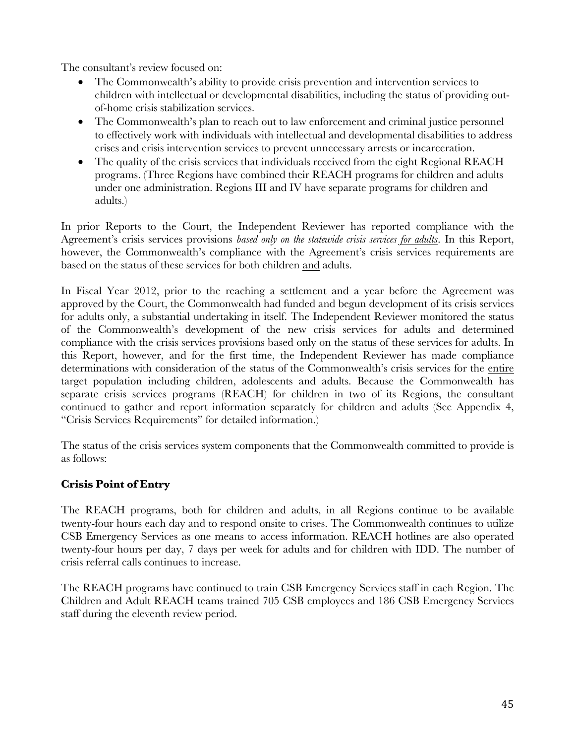The consultant's review focused on:

- The Commonwealth's ability to provide crisis prevention and intervention services to children with intellectual or developmental disabilities, including the status of providing out-of-home crisis stabilization services.
- The Commonwealth's plan to reach out to law enforcement and criminal justice personnel to effectively work with individuals with intellectual and developmental disabilities to address crises and crisis intervention services to prevent unnecessary arrests or incarceration.
- The quality of the crisis services that individuals received from the eight Regional REACH programs. (Three Regions have combined their REACH programs for children and adults under one administration. Regions III and IV have separate programs for children and adults.)

In prior Reports to the Court, the Independent Reviewer has reported compliance with the Agreement's crisis services provisions *based only on the statewide crisis services for adults*. In this Report, however, the Commonwealth's compliance with the Agreement's crisis services requirements are based on the status of these services for both children and adults.

In Fiscal Year 2012, prior to the reaching a settlement and a year before the Agreement was approved by the Court, the Commonwealth had funded and begun development of its crisis services for adults only, a substantial undertaking in itself. The Independent Reviewer monitored the status of the Commonwealth's development of the new crisis services for adults and determined compliance with the crisis services provisions based only on the status of these services for adults. In this Report, however, and for the first time, the Independent Reviewer has made compliance determinations with consideration of the status of the Commonwealth's crisis services for the entire target population including children, adolescents and adults. Because the Commonwealth has separate crisis services programs (REACH) for children in two of its Regions, the consultant continued to gather and report information separately for children and adults (See Appendix 4, "Crisis Services Requirements" for detailed information.)

The status of the crisis services system components that the Commonwealth committed to provide is as follows:

### Crisis Point of Entry

The REACH programs, both for children and adults, in all Regions continue to be available twenty-four hours each day and to respond onsite to crises. The Commonwealth continues to utilize CSB Emergency Services as one means to access information. REACH hotlines are also operated twenty-four hours per day, 7 days per week for adults and for children with IDD. The number of crisis referral calls continues to increase.

The REACH programs have continued to train CSB Emergency Services staff in each Region. The Children and Adult REACH teams trained 705 CSB employees and 186 CSB Emergency Services staff during the eleventh review period.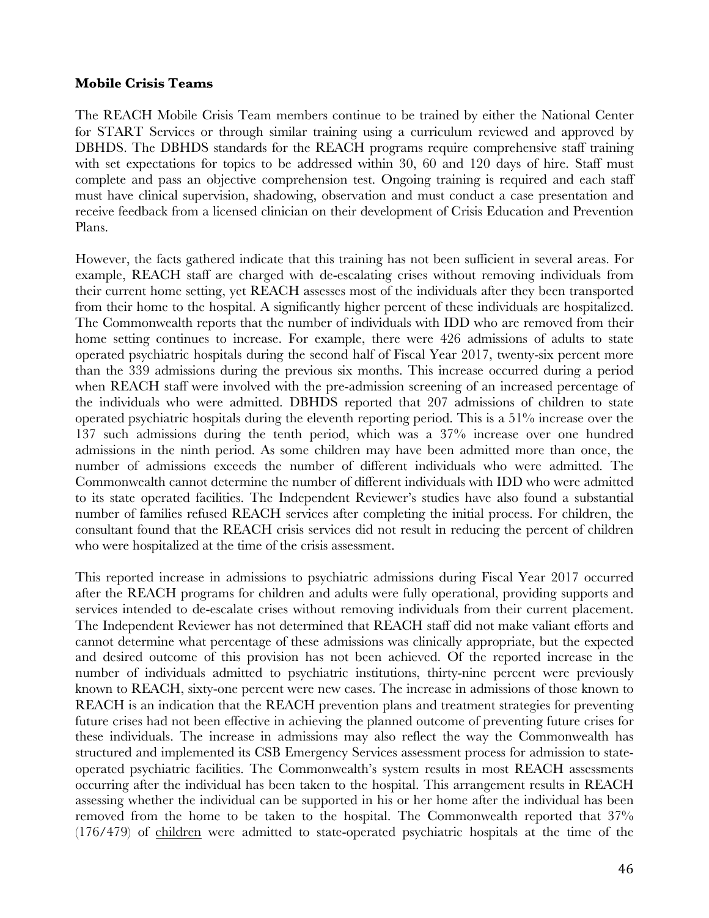**Mobile Crisis Teams**

The REACH Mobile Crisis Team members continue to be trained by either the National Center for START Services or through similar training using a curriculum reviewed and approved by DBHDS. The DBHDS standards for the REACH programs require comprehensive staff training with set expectations for topics to be addressed within 30, 60 and 120 days of hire. Staff must complete and pass an objective comprehension test. Ongoing training is required and each staff must have clinical supervision, shadowing, observation and must conduct a case presentation and receive feedback from a licensed clinician on their development of Crisis Education and Prevention Plans.

However, the facts gathered indicate that this training has not been sufficient in several areas. For example, REACH staff are charged with de-escalating crises without removing individuals from their current home setting, yet REACH assesses most of the individuals after they been transported from their home to the hospital. A significantly higher percent of these individuals are hospitalized. The Commonwealth reports that the number of individuals with IDD who are removed from their home setting continues to increase. For example, there were 426 admissions of adults to state operated psychiatric hospitals during the second half of Fiscal Year 2017, twenty-six percent more than the 339 admissions during the previous six months. This increase occurred during a period when REACH staff were involved with the pre-admission screening of an increased percentage of the individuals who were admitted. DBHDS reported that 207 admissions of children to state operated psychiatric hospitals during the eleventh reporting period. This is a 51% increase over the 137 such admissions during the tenth period, which was a 37% increase over one hundred admissions in the ninth period. As some children may have been admitted more than once, the number of admissions exceeds the number of different individuals who were admitted. The Commonwealth cannot determine the number of different individuals with IDD who were admitted to its state operated facilities. The Independent Reviewer's studies have also found a substantial number of families refused REACH services after completing the initial process. For children, the consultant found that the REACH crisis services did not result in reducing the percent of children who were hospitalized at the time of the crisis assessment.

This reported increase in admissions to psychiatric admissions during Fiscal Year 2017 occurred after the REACH programs for children and adults were fully operational, providing supports and services intended to de-escalate crises without removing individuals from their current placement. The Independent Reviewer has not determined that REACH staff did not make valiant efforts and cannot determine what percentage of these admissions was clinically appropriate, but the expected and desired outcome of this provision has not been achieved. Of the reported increase in the number of individuals admitted to psychiatric institutions, thirty-nine percent were previously known to REACH, sixty-one percent were new cases. The increase in admissions of those known to REACH is an indication that the REACH prevention plans and treatment strategies for preventing future crises had not been effective in achieving the planned outcome of preventing future crises for these individuals. The increase in admissions may also reflect the way the Commonwealth has structured and implemented its CSB Emergency Services assessment process for admission to state-operated psychiatric facilities. The Commonwealth's system results in most REACH assessments occurring after the individual has been taken to the hospital. This arrangement results in REACH assessing whether the individual can be supported in his or her home after the individual has been removed from the home to be taken to the hospital. The Commonwealth reported that 37% (176/479) of <u>children</u> were admitted to state-operated psychiatric hospitals at the time of the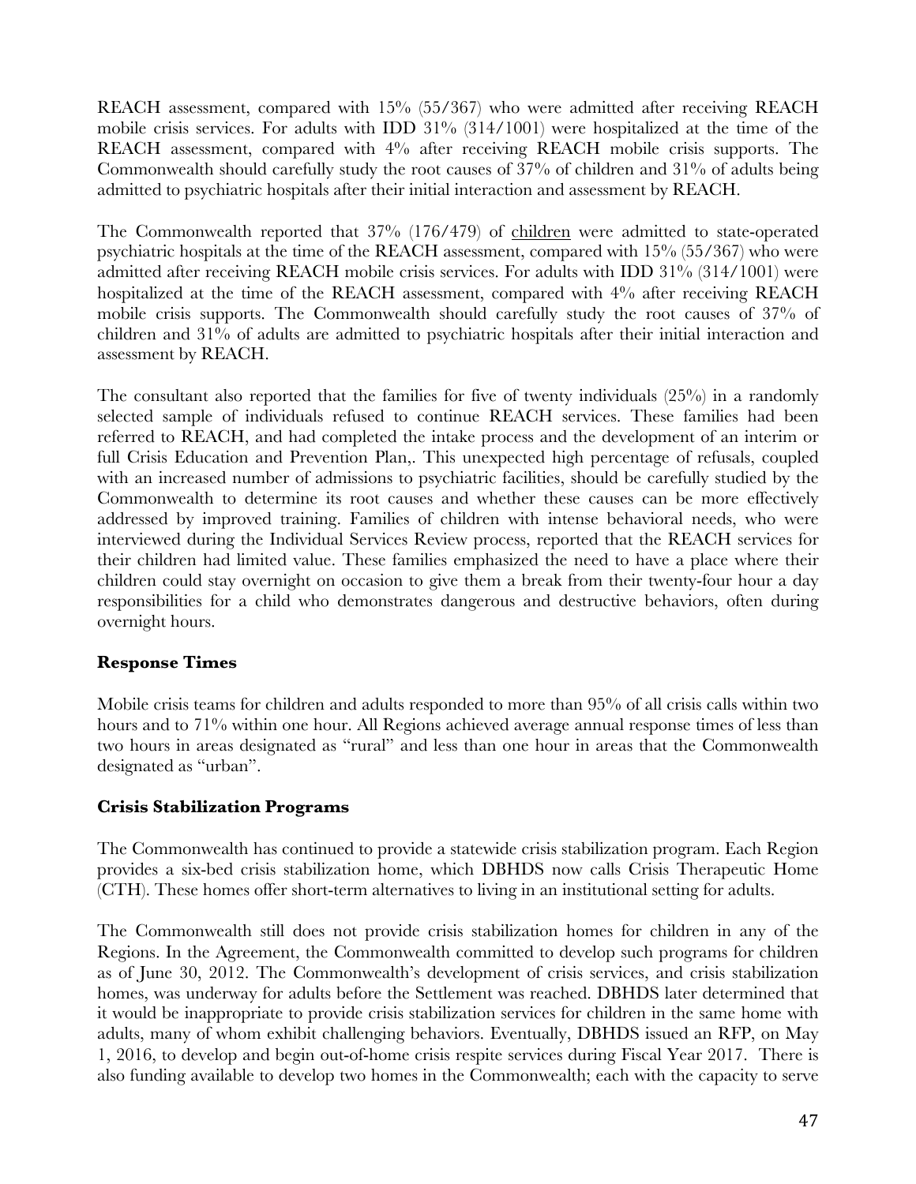REACH assessment, compared with 15% (55/367) who were admitted after receiving REACH mobile crisis services. For adults with IDD 31% (314/1001) were hospitalized at the time of the REACH assessment, compared with 4% after receiving REACH mobile crisis supports. The Commonwealth should carefully study the root causes of 37% of children and 31% of adults being admitted to psychiatric hospitals after their initial interaction and assessment by REACH.

The Commonwealth reported that 37% (176/479) of children were admitted to state-operated psychiatric hospitals at the time of the REACH assessment, compared with 15% (55/367) who were admitted after receiving REACH mobile crisis services. For adults with IDD 31% (314/1001) were hospitalized at the time of the REACH assessment, compared with 4% after receiving REACH mobile crisis supports. The Commonwealth should carefully study the root causes of 37% of children and 31% of adults are admitted to psychiatric hospitals after their initial interaction and assessment by REACH.

The consultant also reported that the families for five of twenty individuals (25%) in a randomly selected sample of individuals refused to continue REACH services. These families had been referred to REACH, and had completed the intake process and the development of an interim or full Crisis Education and Prevention Plan,. This unexpected high percentage of refusals, coupled with an increased number of admissions to psychiatric facilities, should be carefully studied by the Commonwealth to determine its root causes and whether these causes can be more effectively addressed by improved training. Families of children with intense behavioral needs, who were interviewed during the Individual Services Review process, reported that the REACH services for their children had limited value. These families emphasized the need to have a place where their children could stay overnight on occasion to give them a break from their twenty-four hour a day responsibilities for a child who demonstrates dangerous and destructive behaviors, often during overnight hours.

**Response Times**

Mobile crisis teams for children and adults responded to more than 95% of all crisis calls within two hours and to 71% within one hour. All Regions achieved average annual response times of less than two hours in areas designated as "rural" and less than one hour in areas that the Commonwealth designated as "urban".

**Crisis Stabilization Programs**

The Commonwealth has continued to provide a statewide crisis stabilization program. Each Region provides a six-bed crisis stabilization home, which DBHDS now calls Crisis Therapeutic Home (CTH). These homes offer short-term alternatives to living in an institutional setting for adults.

The Commonwealth still does not provide crisis stabilization homes for children in any of the Regions. In the Agreement, the Commonwealth committed to develop such programs for children as of June 30, 2012. The Commonwealth's development of crisis services, and crisis stabilization homes, was underway for adults before the Settlement was reached. DBHDS later determined that it would be inappropriate to provide crisis stabilization services for children in the same home with adults, many of whom exhibit challenging behaviors. Eventually, DBHDS issued an RFP, on May 1, 2016, to develop and begin out-of-home crisis respite services during Fiscal Year 2017. There is also funding available to develop two homes in the Commonwealth; each with the capacity to serve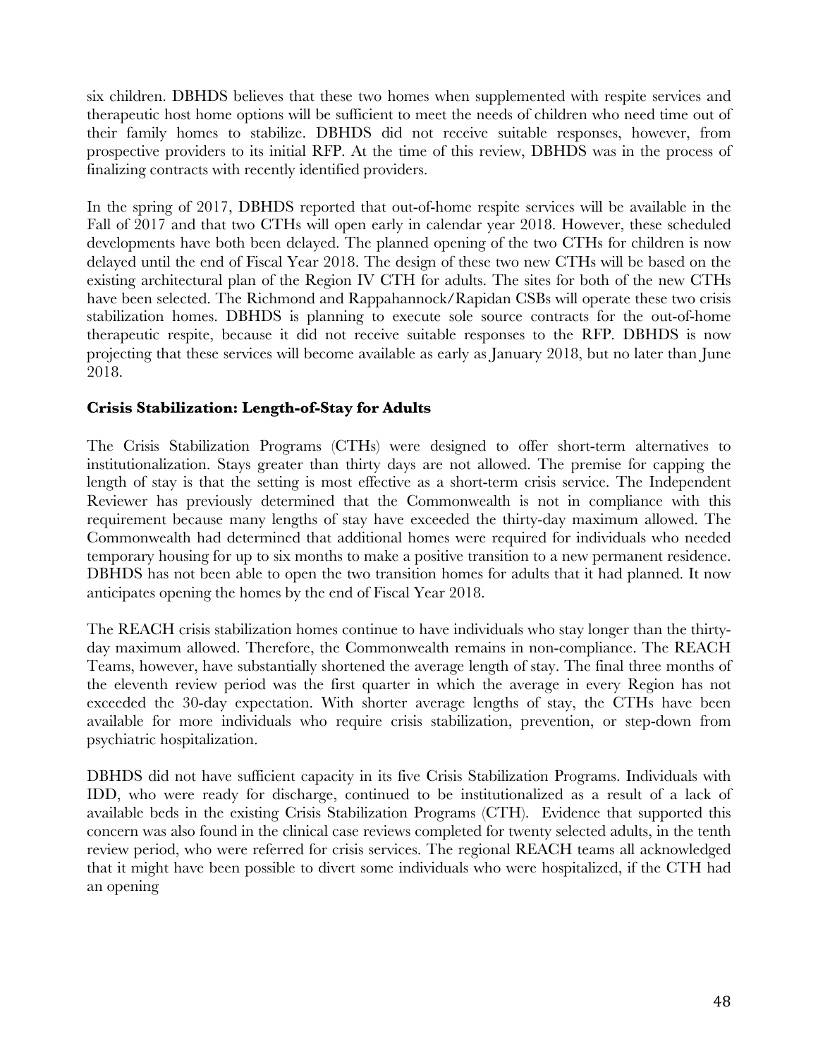six children. DBHDS believes that these two homes when supplemented with respite services and therapeutic host home options will be sufficient to meet the needs of children who need time out of their family homes to stabilize. DBHDS did not receive suitable responses, however, from prospective providers to its initial RFP. At the time of this review, DBHDS was in the process of finalizing contracts with recently identified providers.

In the spring of 2017, DBHDS reported that out-of-home respite services will be available in the Fall of 2017 and that two CTHs will open early in calendar year 2018. However, these scheduled developments have both been delayed. The planned opening of the two CTHs for children is now delayed until the end of Fiscal Year 2018. The design of these two new CTHs will be based on the existing architectural plan of the Region IV CTH for adults. The sites for both of the new CTHs have been selected. The Richmond and Rappahannock/Rapidan CSBs will operate these two crisis stabilization homes. DBHDS is planning to execute sole source contracts for the out-of-home therapeutic respite, because it did not receive suitable responses to the RFP. DBHDS is now projecting that these services will become available as early as January 2018, but no later than June 2018.

**Crisis Stabilization: Length-of-Stay for Adults**

The Crisis Stabilization Programs (CTHs) were designed to offer short-term alternatives to institutionalization. Stays greater than thirty days are not allowed. The premise for capping the length of stay is that the setting is most effective as a short-term crisis service. The Independent Reviewer has previously determined that the Commonwealth is not in compliance with this requirement because many lengths of stay have exceeded the thirty-day maximum allowed. The Commonwealth had determined that additional homes were required for individuals who needed temporary housing for up to six months to make a positive transition to a new permanent residence. DBHDS has not been able to open the two transition homes for adults that it had planned. It now anticipates opening the homes by the end of Fiscal Year 2018.

The REACH crisis stabilization homes continue to have individuals who stay longer than the thirty-day maximum allowed. Therefore, the Commonwealth remains in non-compliance. The REACH Teams, however, have substantially shortened the average length of stay. The final three months of the eleventh review period was the first quarter in which the average in every Region has not exceeded the 30-day expectation. With shorter average lengths of stay, the CTHs have been available for more individuals who require crisis stabilization, prevention, or step-down from psychiatric hospitalization.

DBHDS did not have sufficient capacity in its five Crisis Stabilization Programs. Individuals with IDD, who were ready for discharge, continued to be institutionalized as a result of a lack of available beds in the existing Crisis Stabilization Programs (CTH). Evidence that supported this concern was also found in the clinical case reviews completed for twenty selected adults, in the tenth review period, who were referred for crisis services. The regional REACH teams all acknowledged that it might have been possible to divert some individuals who were hospitalized, if the CTH had an opening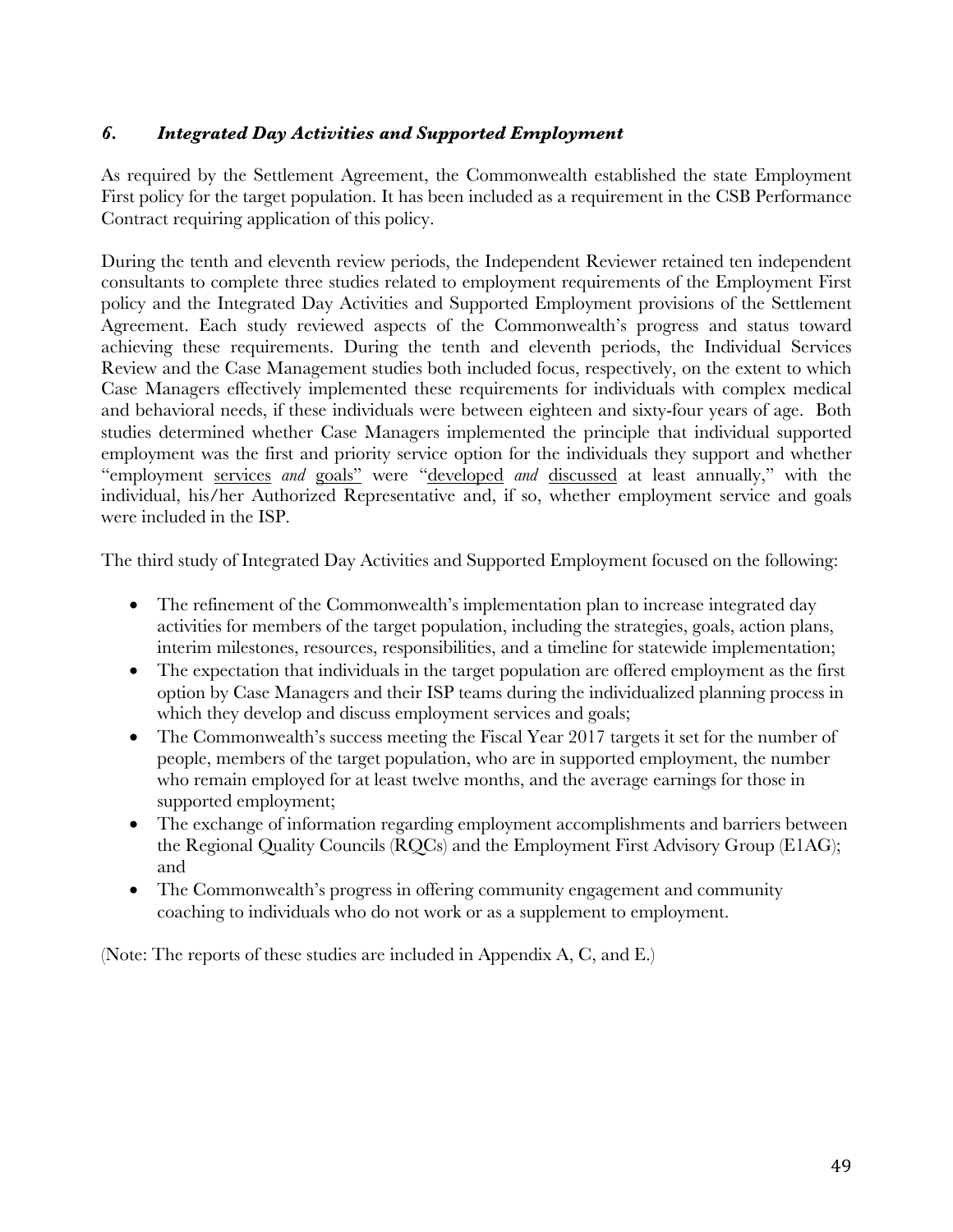### *6. Integrated Day Activities and Supported Employment*

As required by the Settlement Agreement, the Commonwealth established the state Employment First policy for the target population. It has been included as a requirement in the CSB Performance Contract requiring application of this policy.

During the tenth and eleventh review periods, the Independent Reviewer retained ten independent consultants to complete three studies related to employment requirements of the Employment First policy and the Integrated Day Activities and Supported Employment provisions of the Settlement Agreement. Each study reviewed aspects of the Commonwealth's progress and status toward achieving these requirements. During the tenth and eleventh periods, the Individual Services Review and the Case Management studies both included focus, respectively, on the extent to which Case Managers effectively implemented these requirements for individuals with complex medical and behavioral needs, if these individuals were between eighteen and sixty-four years of age. Both studies determined whether Case Managers implemented the principle that individual supported employment was the first and priority service option for the individuals they support and whether "employment <u>services</u> *and* <u>goals</u>" were "<u>developed</u> *and* <u>discussed</u> at least annually," with the individual, his/her Authorized Representative and, if so, whether employment service and goals were included in the ISP.

The third study of Integrated Day Activities and Supported Employment focused on the following:

- The refinement of the Commonwealth's implementation plan to increase integrated day activities for members of the target population, including the strategies, goals, action plans, interim milestones, resources, responsibilities, and a timeline for statewide implementation;
- The expectation that individuals in the target population are offered employment as the first option by Case Managers and their ISP teams during the individualized planning process in which they develop and discuss employment services and goals;
- The Commonwealth's success meeting the Fiscal Year 2017 targets it set for the number of people, members of the target population, who are in supported employment, the number who remain employed for at least twelve months, and the average earnings for those in supported employment;
- The exchange of information regarding employment accomplishments and barriers between the Regional Quality Councils (RQCs) and the Employment First Advisory Group (E1AG); and
- The Commonwealth's progress in offering community engagement and community coaching to individuals who do not work or as a supplement to employment.

(Note: The reports of these studies are included in Appendix A, C, and E.)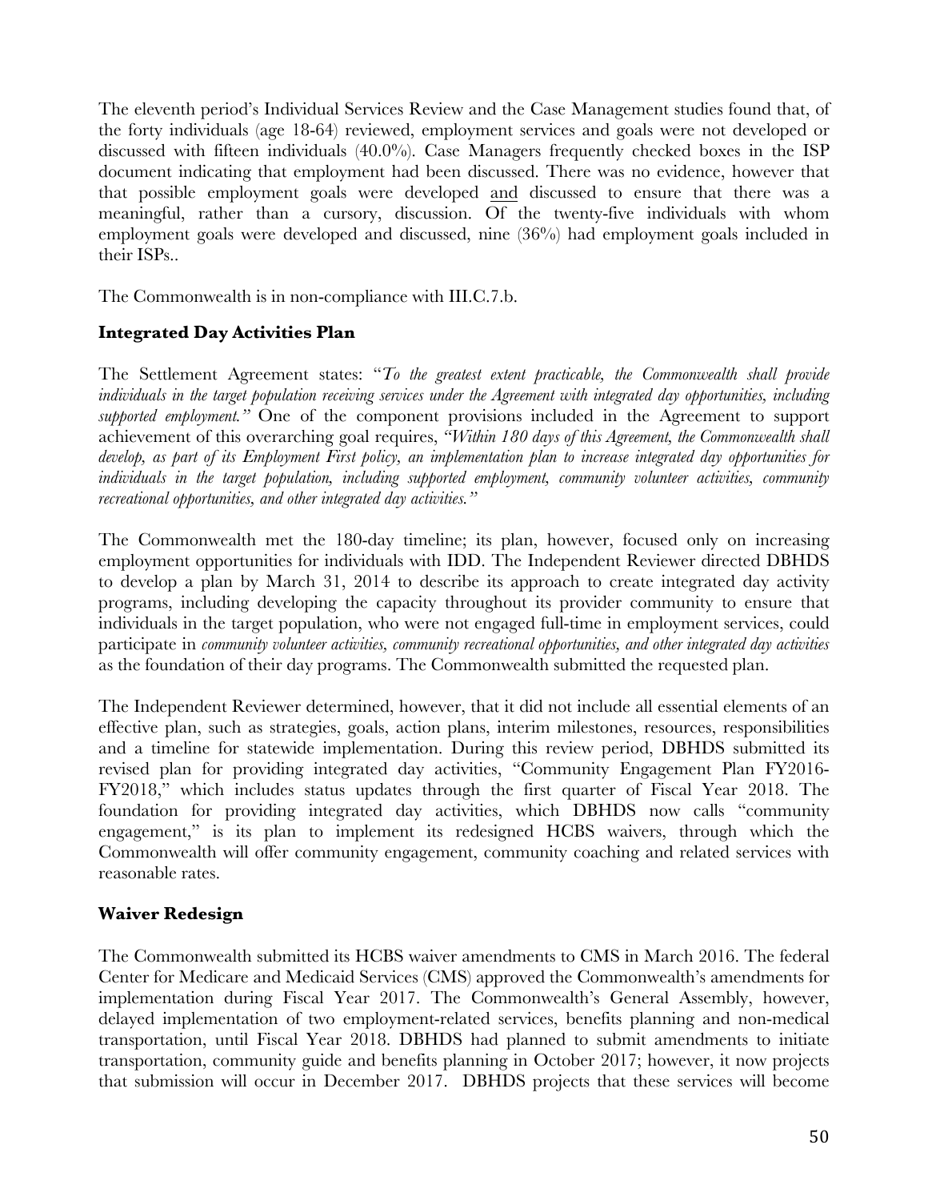The eleventh period's Individual Services Review and the Case Management studies found that, of the forty individuals (age 18-64) reviewed, employment services and goals were not developed or discussed with fifteen individuals (40.0%). Case Managers frequently checked boxes in the ISP document indicating that employment had been discussed. There was no evidence, however that that possible employment goals were developed and discussed to ensure that there was a meaningful, rather than a cursory, discussion. Of the twenty-five individuals with whom employment goals were developed and discussed, nine (36%) had employment goals included in their ISPs..

The Commonwealth is in non-compliance with III.C.7.b.

**Integrated Day Activities Plan**

The Settlement Agreement states: "*To the greatest extent practicable, the Commonwealth shall provide individuals in the target population receiving services under the Agreement with integrated day opportunities, including supported employment.*" One of the component provisions included in the Agreement to support achievement of this overarching goal requires, "*Within 180 days of this Agreement, the Commonwealth shall develop, as part of its Employment First policy, an implementation plan to increase integrated day opportunities for individuals in the target population, including supported employment, community volunteer activities, community recreational opportunities, and other integrated day activities.*"

The Commonwealth met the 180-day timeline; its plan, however, focused only on increasing employment opportunities for individuals with IDD. The Independent Reviewer directed DBHDS to develop a plan by March 31, 2014 to describe its approach to create integrated day activity programs, including developing the capacity throughout its provider community to ensure that individuals in the target population, who were not engaged full-time in employment services, could participate in *community volunteer activities, community recreational opportunities, and other integrated day activities* as the foundation of their day programs. The Commonwealth submitted the requested plan.

The Independent Reviewer determined, however, that it did not include all essential elements of an effective plan, such as strategies, goals, action plans, interim milestones, resources, responsibilities and a timeline for statewide implementation. During this review period, DBHDS submitted its revised plan for providing integrated day activities, "Community Engagement Plan FY2016-FY2018," which includes status updates through the first quarter of Fiscal Year 2018. The foundation for providing integrated day activities, which DBHDS now calls "community engagement," is its plan to implement its redesigned HCBS waivers, through which the Commonwealth will offer community engagement, community coaching and related services with reasonable rates.

**Waiver Redesign**

The Commonwealth submitted its HCBS waiver amendments to CMS in March 2016. The federal Center for Medicare and Medicaid Services (CMS) approved the Commonwealth's amendments for implementation during Fiscal Year 2017. The Commonwealth's General Assembly, however, delayed implementation of two employment-related services, benefits planning and non-medical transportation, until Fiscal Year 2018. DBHDS had planned to submit amendments to initiate transportation, community guide and benefits planning in October 2017; however, it now projects that submission will occur in December 2017. DBHDS projects that these services will become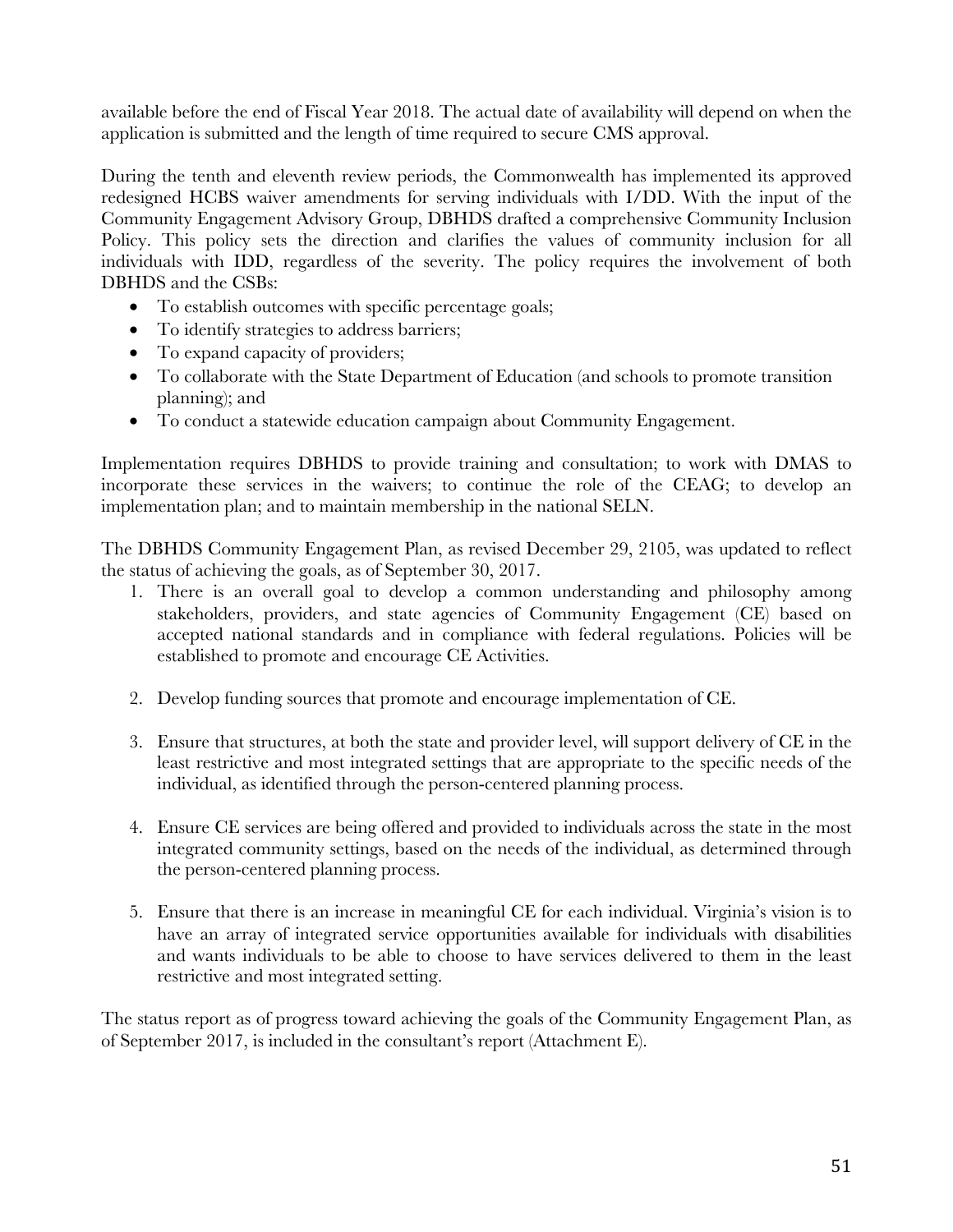available before the end of Fiscal Year 2018. The actual date of availability will depend on when the application is submitted and the length of time required to secure CMS approval.

During the tenth and eleventh review periods, the Commonwealth has implemented its approved redesigned HCBS waiver amendments for serving individuals with I/DD. With the input of the Community Engagement Advisory Group, DBHDS drafted a comprehensive Community Inclusion Policy. This policy sets the direction and clarifies the values of community inclusion for all individuals with IDD, regardless of the severity. The policy requires the involvement of both DBHDS and the CSBs:

- To establish outcomes with specific percentage goals;
- To identify strategies to address barriers;
- To expand capacity of providers;
- To collaborate with the State Department of Education (and schools to promote transition planning); and
- To conduct a statewide education campaign about Community Engagement.

Implementation requires DBHDS to provide training and consultation; to work with DMAS to incorporate these services in the waivers; to continue the role of the CEAG; to develop an implementation plan; and to maintain membership in the national SELN.

The DBHDS Community Engagement Plan, as revised December 29, 2105, was updated to reflect the status of achieving the goals, as of September 30, 2017.

1. There is an overall goal to develop a common understanding and philosophy among stakeholders, providers, and state agencies of Community Engagement (CE) based on accepted national standards and in compliance with federal regulations. Policies will be established to promote and encourage CE Activities.

2. Develop funding sources that promote and encourage implementation of CE.

3. Ensure that structures, at both the state and provider level, will support delivery of CE in the least restrictive and most integrated settings that are appropriate to the specific needs of the individual, as identified through the person-centered planning process.

4. Ensure CE services are being offered and provided to individuals across the state in the most integrated community settings, based on the needs of the individual, as determined through the person-centered planning process.

5. Ensure that there is an increase in meaningful CE for each individual. Virginia's vision is to have an array of integrated service opportunities available for individuals with disabilities and wants individuals to be able to choose to have services delivered to them in the least restrictive and most integrated setting.

The status report as of progress toward achieving the goals of the Community Engagement Plan, as of September 2017, is included in the consultant's report (Attachment E).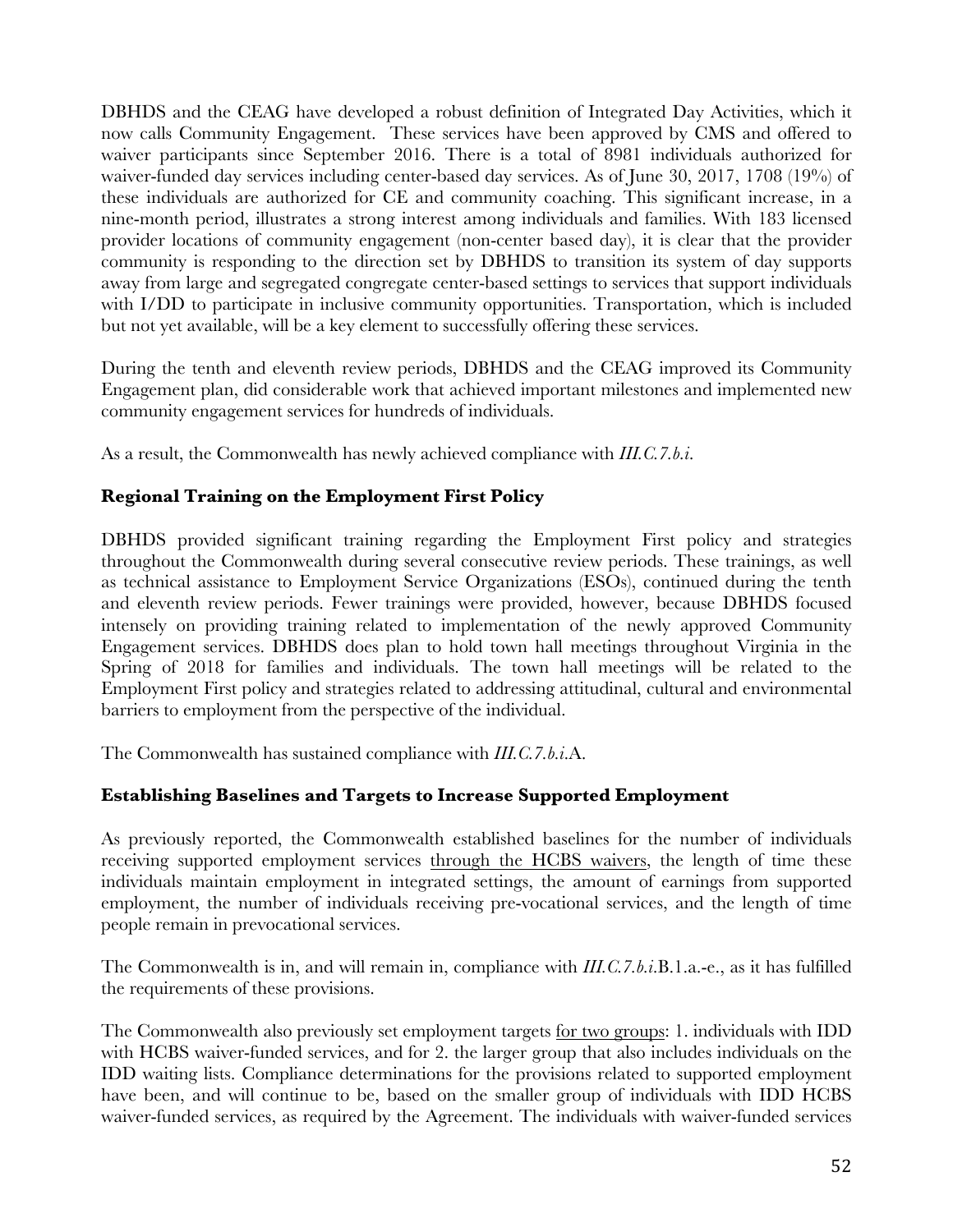DBHDS and the CEAG have developed a robust definition of Integrated Day Activities, which it now calls Community Engagement. These services have been approved by CMS and offered to waiver participants since September 2016. There is a total of 8981 individuals authorized for waiver-funded day services including center-based day services. As of June 30, 2017, 1708 (19%) of these individuals are authorized for CE and community coaching. This significant increase, in a nine-month period, illustrates a strong interest among individuals and families. With 183 licensed provider locations of community engagement (non-center based day), it is clear that the provider community is responding to the direction set by DBHDS to transition its system of day supports away from large and segregated congregate center-based settings to services that support individuals with I/DD to participate in inclusive community opportunities. Transportation, which is included but not yet available, will be a key element to successfully offering these services.

During the tenth and eleventh review periods, DBHDS and the CEAG improved its Community Engagement plan, did considerable work that achieved important milestones and implemented new community engagement services for hundreds of individuals.

As a result, the Commonwealth has newly achieved compliance with *III.C.7.b.i.*

### Regional Training on the Employment First Policy

DBHDS provided significant training regarding the Employment First policy and strategies throughout the Commonwealth during several consecutive review periods. These trainings, as well as technical assistance to Employment Service Organizations (ESOs), continued during the tenth and eleventh review periods. Fewer trainings were provided, however, because DBHDS focused intensely on providing training related to implementation of the newly approved Community Engagement services. DBHDS does plan to hold town hall meetings throughout Virginia in the Spring of 2018 for families and individuals. The town hall meetings will be related to the Employment First policy and strategies related to addressing attitudinal, cultural and environmental barriers to employment from the perspective of the individual.

The Commonwealth has sustained compliance with *III.C.7.b.i.*A.

### Establishing Baselines and Targets to Increase Supported Employment

As previously reported, the Commonwealth established baselines for the number of individuals receiving supported employment services <u>through the HCBS waivers</u>, the length of time these individuals maintain employment in integrated settings, the amount of earnings from supported employment, the number of individuals receiving pre-vocational services, and the length of time people remain in prevocational services.

The Commonwealth is in, and will remain in, compliance with *III.C.7.b.i.*B.1.a.-e., as it has fulfilled the requirements of these provisions.

The Commonwealth also previously set employment targets <u>for two groups</u>: 1. individuals with IDD with HCBS waiver-funded services, and for 2. the larger group that also includes individuals on the IDD waiting lists. Compliance determinations for the provisions related to supported employment have been, and will continue to be, based on the smaller group of individuals with IDD HCBS waiver-funded services, as required by the Agreement. The individuals with waiver-funded services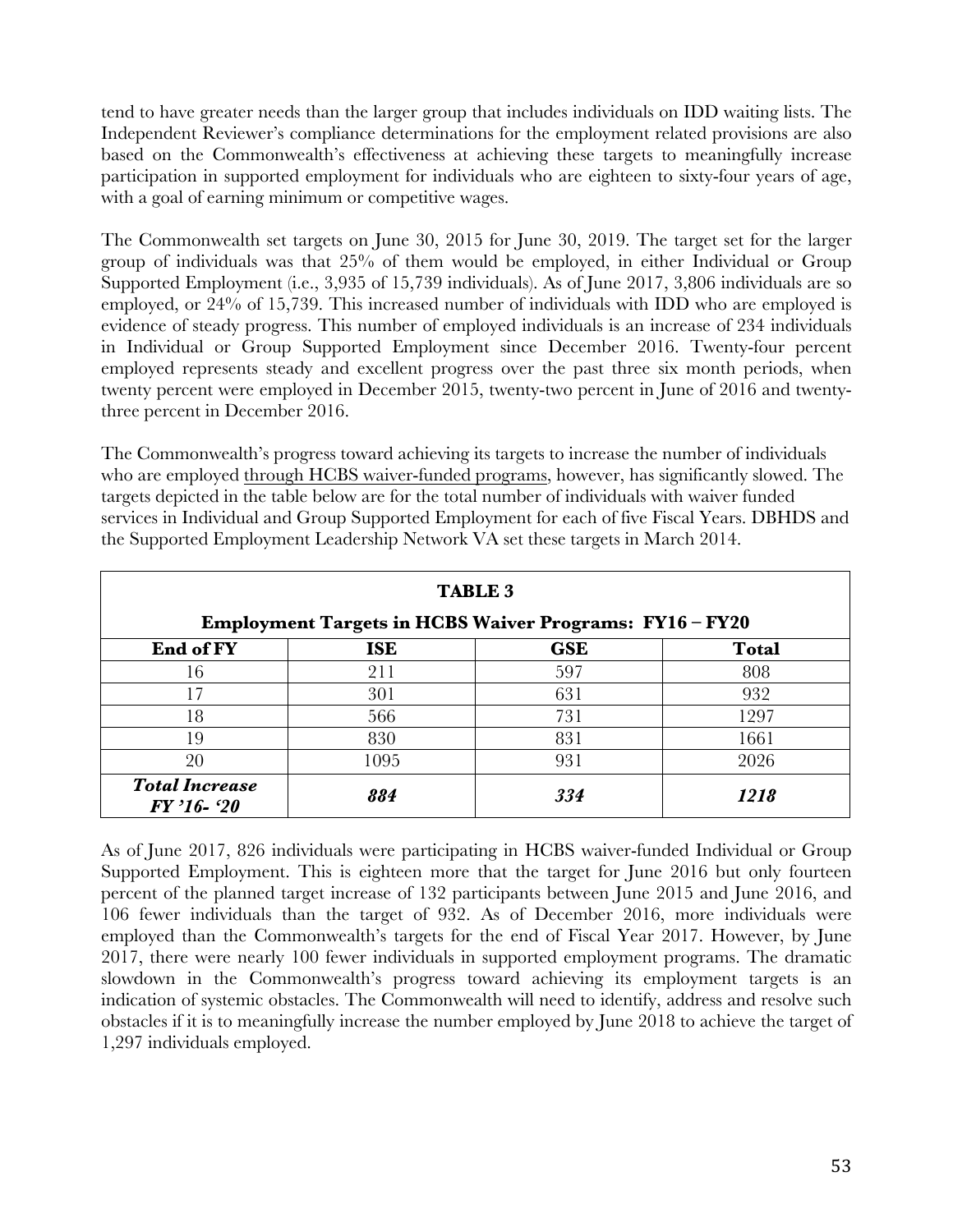tend to have greater needs than the larger group that includes individuals on IDD waiting lists. The Independent Reviewer's compliance determinations for the employment related provisions are also based on the Commonwealth's effectiveness at achieving these targets to meaningfully increase participation in supported employment for individuals who are eighteen to sixty-four years of age, with a goal of earning minimum or competitive wages.

The Commonwealth set targets on June 30, 2015 for June 30, 2019. The target set for the larger group of individuals was that 25% of them would be employed, in either Individual or Group Supported Employment (i.e., 3,935 of 15,739 individuals). As of June 2017, 3,806 individuals are so employed, or 24% of 15,739. This increased number of individuals with IDD who are employed is evidence of steady progress. This number of employed individuals is an increase of 234 individuals in Individual or Group Supported Employment since December 2016. Twenty-four percent employed represents steady and excellent progress over the past three six month periods, when twenty percent were employed in December 2015, twenty-two percent in June of 2016 and twenty-three percent in December 2016.

The Commonwealth's progress toward achieving its targets to increase the number of individuals who are employed <u>through HCBS waiver-funded programs</u>, however, has significantly slowed. The targets depicted in the table below are for the total number of individuals with waiver funded services in Individual and Group Supported Employment for each of five Fiscal Years. DBHDS and the Supported Employment Leadership Network VA set these targets in March 2014.

**TABLE 3**

**Employment Targets in HCBS Waiver Programs: FY16 – FY20**

| End of FY | ISE | GSE | Total |
|---|---|---|---|
| 16 | 211 | 597 | 808 |
| 17 | 301 | 631 | 932 |
| 18 | 566 | 731 | 1297 |
| 19 | 830 | 831 | 1661 |
| 20 | 1095 | 931 | 2026 |
| ***Total Increase FY '16- '20*** | ***884*** | ***334*** | ***1218*** |

As of June 2017, 826 individuals were participating in HCBS waiver-funded Individual or Group Supported Employment. This is eighteen more that the target for June 2016 but only fourteen percent of the planned target increase of 132 participants between June 2015 and June 2016, and 106 fewer individuals than the target of 932. As of December 2016, more individuals were employed than the Commonwealth's targets for the end of Fiscal Year 2017. However, by June 2017, there were nearly 100 fewer individuals in supported employment programs. The dramatic slowdown in the Commonwealth's progress toward achieving its employment targets is an indication of systemic obstacles. The Commonwealth will need to identify, address and resolve such obstacles if it is to meaningfully increase the number employed by June 2018 to achieve the target of 1,297 individuals employed.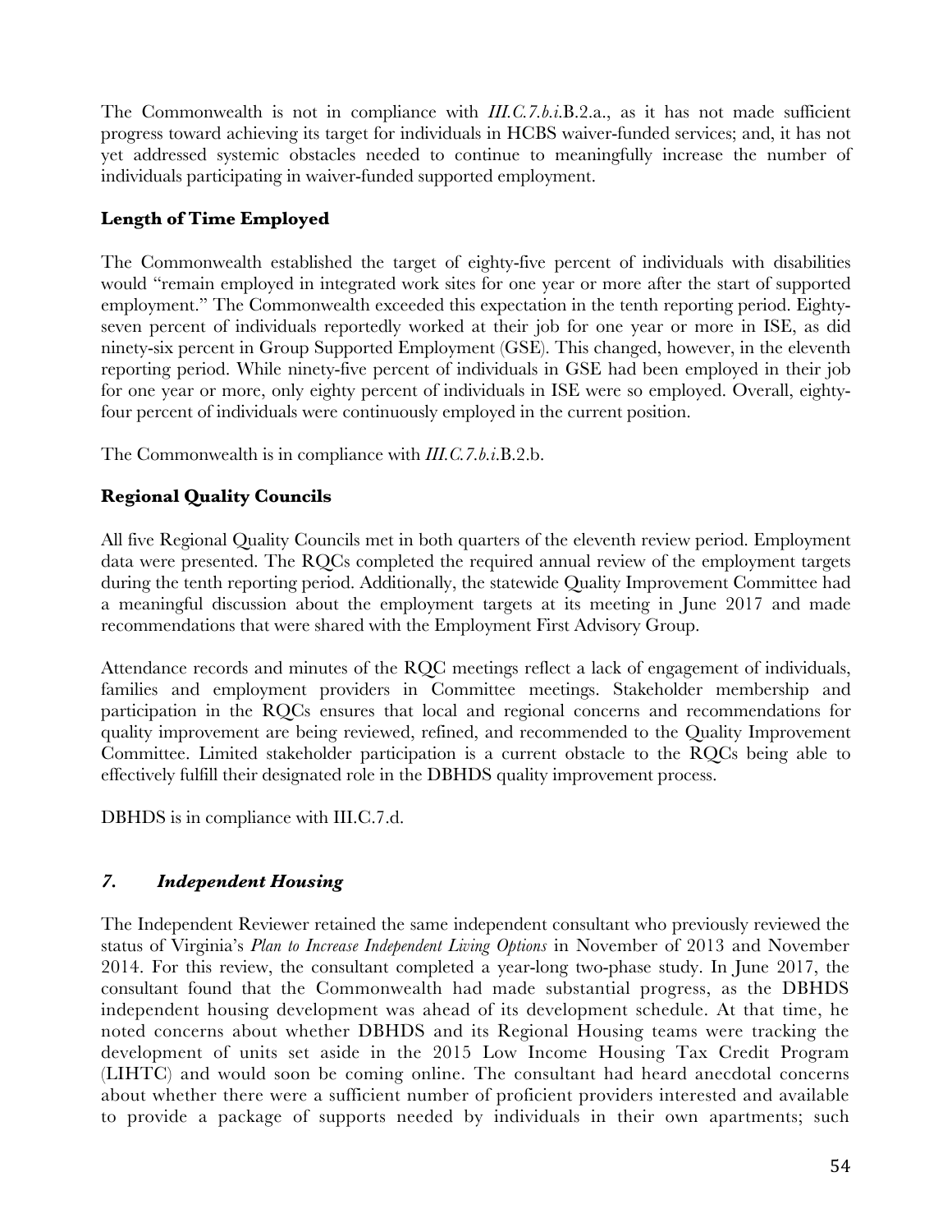The Commonwealth is not in compliance with *III.C.7.b.i.*B.2.a., as it has not made sufficient progress toward achieving its target for individuals in HCBS waiver-funded services; and, it has not yet addressed systemic obstacles needed to continue to meaningfully increase the number of individuals participating in waiver-funded supported employment.

**Length of Time Employed**

The Commonwealth established the target of eighty-five percent of individuals with disabilities would "remain employed in integrated work sites for one year or more after the start of supported employment." The Commonwealth exceeded this expectation in the tenth reporting period. Eighty-seven percent of individuals reportedly worked at their job for one year or more in ISE, as did ninety-six percent in Group Supported Employment (GSE). This changed, however, in the eleventh reporting period. While ninety-five percent of individuals in GSE had been employed in their job for one year or more, only eighty percent of individuals in ISE were so employed. Overall, eighty-four percent of individuals were continuously employed in the current position.

The Commonwealth is in compliance with *III.C.7.b.i.*B.2.b.

**Regional Quality Councils**

All five Regional Quality Councils met in both quarters of the eleventh review period. Employment data were presented. The RQCs completed the required annual review of the employment targets during the tenth reporting period. Additionally, the statewide Quality Improvement Committee had a meaningful discussion about the employment targets at its meeting in June 2017 and made recommendations that were shared with the Employment First Advisory Group.

Attendance records and minutes of the RQC meetings reflect a lack of engagement of individuals, families and employment providers in Committee meetings. Stakeholder membership and participation in the RQCs ensures that local and regional concerns and recommendations for quality improvement are being reviewed, refined, and recommended to the Quality Improvement Committee. Limited stakeholder participation is a current obstacle to the RQCs being able to effectively fulfill their designated role in the DBHDS quality improvement process.

DBHDS is in compliance with III.C.7.d.

### *7. Independent Housing*

The Independent Reviewer retained the same independent consultant who previously reviewed the status of Virginia's *Plan to Increase Independent Living Options* in November of 2013 and November 2014. For this review, the consultant completed a year-long two-phase study. In June 2017, the consultant found that the Commonwealth had made substantial progress, as the DBHDS independent housing development was ahead of its development schedule. At that time, he noted concerns about whether DBHDS and its Regional Housing teams were tracking the development of units set aside in the 2015 Low Income Housing Tax Credit Program (LIHTC) and would soon be coming online. The consultant had heard anecdotal concerns about whether there were a sufficient number of proficient providers interested and available to provide a package of supports needed by individuals in their own apartments; such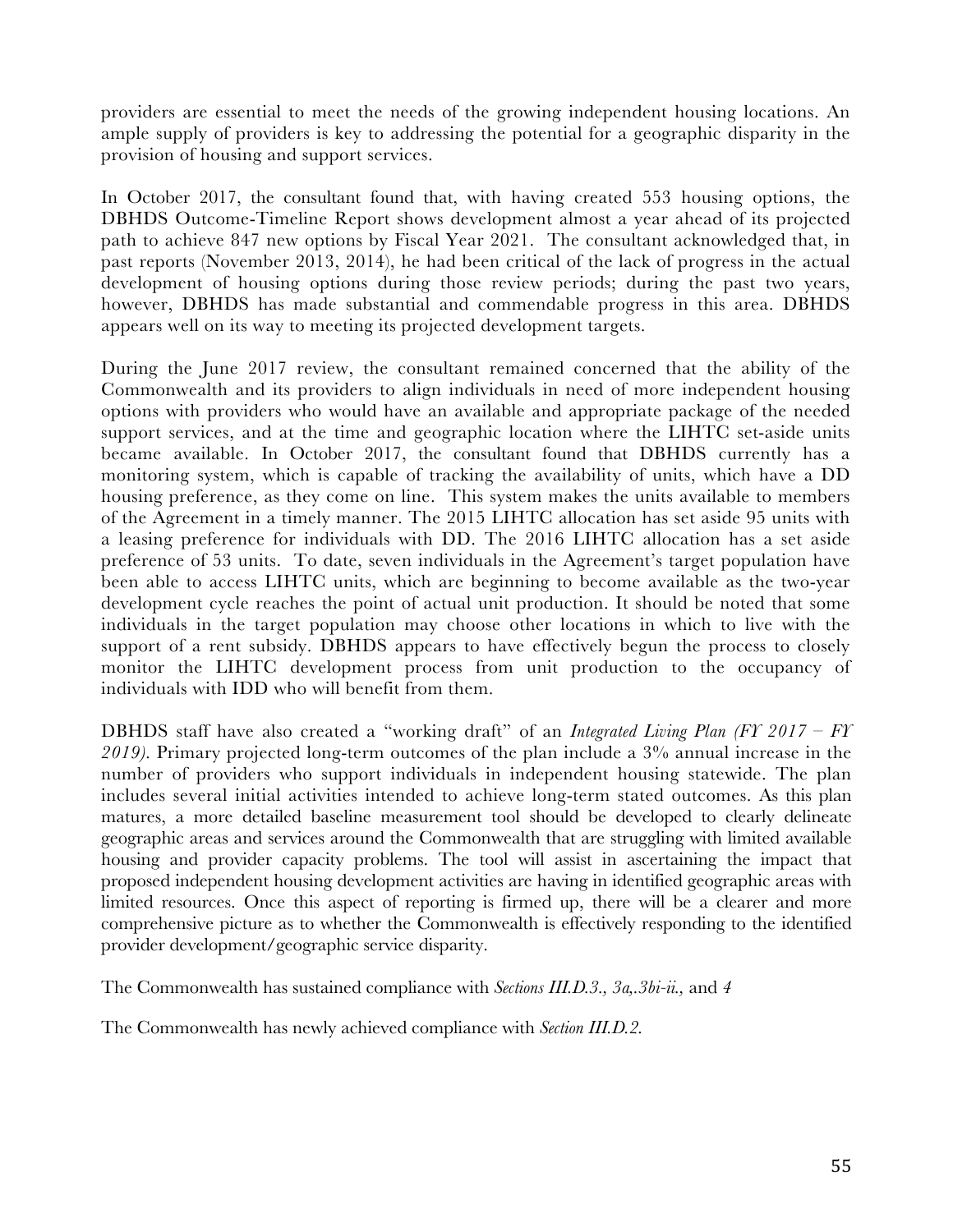providers are essential to meet the needs of the growing independent housing locations. An ample supply of providers is key to addressing the potential for a geographic disparity in the provision of housing and support services.

In October 2017, the consultant found that, with having created 553 housing options, the DBHDS Outcome-Timeline Report shows development almost a year ahead of its projected path to achieve 847 new options by Fiscal Year 2021. The consultant acknowledged that, in past reports (November 2013, 2014), he had been critical of the lack of progress in the actual development of housing options during those review periods; during the past two years, however, DBHDS has made substantial and commendable progress in this area. DBHDS appears well on its way to meeting its projected development targets.

During the June 2017 review, the consultant remained concerned that the ability of the Commonwealth and its providers to align individuals in need of more independent housing options with providers who would have an available and appropriate package of the needed support services, and at the time and geographic location where the LIHTC set-aside units became available. In October 2017, the consultant found that DBHDS currently has a monitoring system, which is capable of tracking the availability of units, which have a DD housing preference, as they come on line. This system makes the units available to members of the Agreement in a timely manner. The 2015 LIHTC allocation has set aside 95 units with a leasing preference for individuals with DD. The 2016 LIHTC allocation has a set aside preference of 53 units. To date, seven individuals in the Agreement's target population have been able to access LIHTC units, which are beginning to become available as the two-year development cycle reaches the point of actual unit production. It should be noted that some individuals in the target population may choose other locations in which to live with the support of a rent subsidy. DBHDS appears to have effectively begun the process to closely monitor the LIHTC development process from unit production to the occupancy of individuals with IDD who will benefit from them.

DBHDS staff have also created a "working draft" of an *Integrated Living Plan (FY 2017 – FY 2019).* Primary projected long-term outcomes of the plan include a 3% annual increase in the number of providers who support individuals in independent housing statewide. The plan includes several initial activities intended to achieve long-term stated outcomes. As this plan matures, a more detailed baseline measurement tool should be developed to clearly delineate geographic areas and services around the Commonwealth that are struggling with limited available housing and provider capacity problems. The tool will assist in ascertaining the impact that proposed independent housing development activities are having in identified geographic areas with limited resources. Once this aspect of reporting is firmed up, there will be a clearer and more comprehensive picture as to whether the Commonwealth is effectively responding to the identified provider development/geographic service disparity.

The Commonwealth has sustained compliance with *Sections III.D.3., 3a,.3bi-ii.,* and *4*

The Commonwealth has newly achieved compliance with *Section III.D.2.*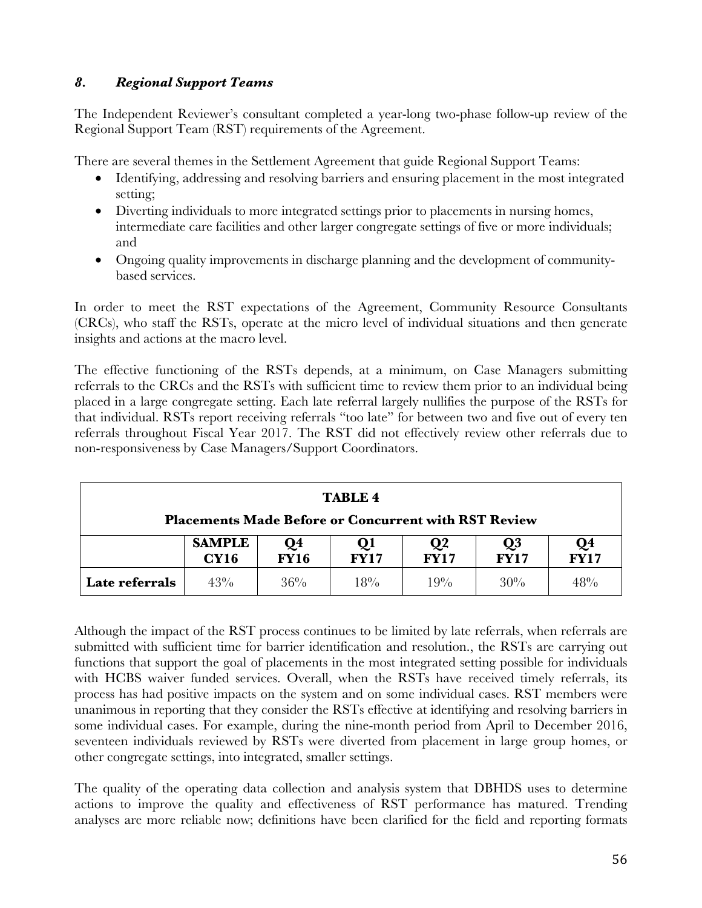### *8. Regional Support Teams*

The Independent Reviewer's consultant completed a year-long two-phase follow-up review of the Regional Support Team (RST) requirements of the Agreement.

There are several themes in the Settlement Agreement that guide Regional Support Teams:

- Identifying, addressing and resolving barriers and ensuring placement in the most integrated setting;
- Diverting individuals to more integrated settings prior to placements in nursing homes, intermediate care facilities and other larger congregate settings of five or more individuals; and
- Ongoing quality improvements in discharge planning and the development of community-based services.

In order to meet the RST expectations of the Agreement, Community Resource Consultants (CRCs), who staff the RSTs, operate at the micro level of individual situations and then generate insights and actions at the macro level.

The effective functioning of the RSTs depends, at a minimum, on Case Managers submitting referrals to the CRCs and the RSTs with sufficient time to review them prior to an individual being placed in a large congregate setting. Each late referral largely nullifies the purpose of the RSTs for that individual. RSTs report receiving referrals "too late" for between two and five out of every ten referrals throughout Fiscal Year 2017. The RST did not effectively review other referrals due to non-responsiveness by Case Managers/Support Coordinators.

**TABLE 4**

**Placements Made Before or Concurrent with RST Review**

| | SAMPLE CY16 | Q4 FY16 | Q1 FY17 | Q2 FY17 | Q3 FY17 | Q4 FY17 |
|---|---|---|---|---|---|---|
| **Late referrals** | 43% | 36% | 18% | 19% | 30% | 48% |

Although the impact of the RST process continues to be limited by late referrals, when referrals are submitted with sufficient time for barrier identification and resolution., the RSTs are carrying out functions that support the goal of placements in the most integrated setting possible for individuals with HCBS waiver funded services. Overall, when the RSTs have received timely referrals, its process has had positive impacts on the system and on some individual cases. RST members were unanimous in reporting that they consider the RSTs effective at identifying and resolving barriers in some individual cases. For example, during the nine-month period from April to December 2016, seventeen individuals reviewed by RSTs were diverted from placement in large group homes, or other congregate settings, into integrated, smaller settings.

The quality of the operating data collection and analysis system that DBHDS uses to determine actions to improve the quality and effectiveness of RST performance has matured. Trending analyses are more reliable now; definitions have been clarified for the field and reporting formats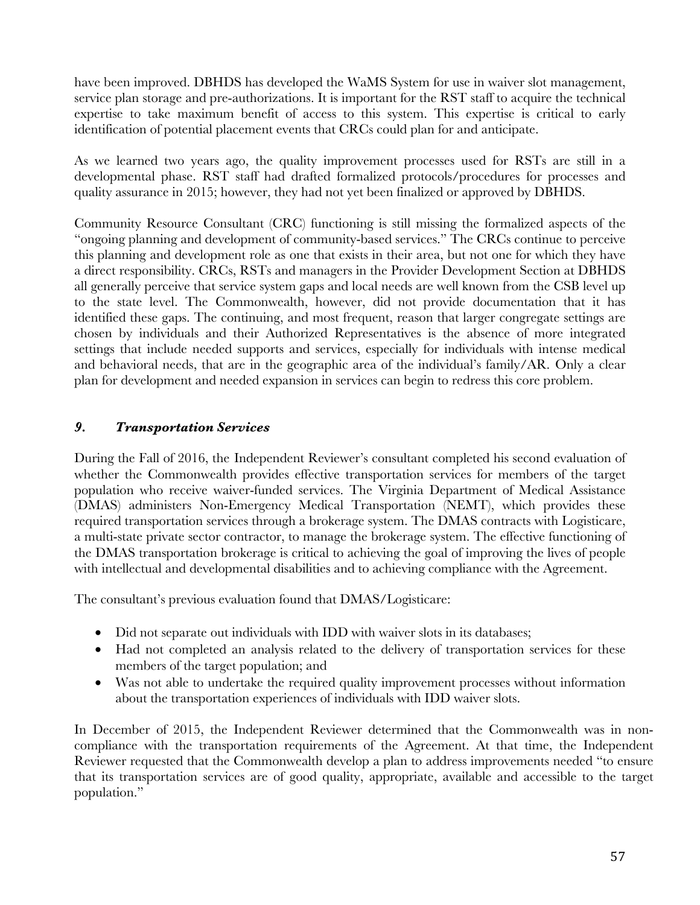have been improved. DBHDS has developed the WaMS System for use in waiver slot management, service plan storage and pre-authorizations. It is important for the RST staff to acquire the technical expertise to take maximum benefit of access to this system. This expertise is critical to early identification of potential placement events that CRCs could plan for and anticipate.

As we learned two years ago, the quality improvement processes used for RSTs are still in a developmental phase. RST staff had drafted formalized protocols/procedures for processes and quality assurance in 2015; however, they had not yet been finalized or approved by DBHDS.

Community Resource Consultant (CRC) functioning is still missing the formalized aspects of the "ongoing planning and development of community-based services." The CRCs continue to perceive this planning and development role as one that exists in their area, but not one for which they have a direct responsibility. CRCs, RSTs and managers in the Provider Development Section at DBHDS all generally perceive that service system gaps and local needs are well known from the CSB level up to the state level. The Commonwealth, however, did not provide documentation that it has identified these gaps. The continuing, and most frequent, reason that larger congregate settings are chosen by individuals and their Authorized Representatives is the absence of more integrated settings that include needed supports and services, especially for individuals with intense medical and behavioral needs, that are in the geographic area of the individual's family/AR. Only a clear plan for development and needed expansion in services can begin to redress this core problem.

### *9. Transportation Services*

During the Fall of 2016, the Independent Reviewer's consultant completed his second evaluation of whether the Commonwealth provides effective transportation services for members of the target population who receive waiver-funded services. The Virginia Department of Medical Assistance (DMAS) administers Non-Emergency Medical Transportation (NEMT), which provides these required transportation services through a brokerage system. The DMAS contracts with Logisticare, a multi-state private sector contractor, to manage the brokerage system. The effective functioning of the DMAS transportation brokerage is critical to achieving the goal of improving the lives of people with intellectual and developmental disabilities and to achieving compliance with the Agreement.

The consultant's previous evaluation found that DMAS/Logisticare:

- Did not separate out individuals with IDD with waiver slots in its databases;
- Had not completed an analysis related to the delivery of transportation services for these members of the target population; and
- Was not able to undertake the required quality improvement processes without information about the transportation experiences of individuals with IDD waiver slots.

In December of 2015, the Independent Reviewer determined that the Commonwealth was in non-compliance with the transportation requirements of the Agreement. At that time, the Independent Reviewer requested that the Commonwealth develop a plan to address improvements needed "to ensure that its transportation services are of good quality, appropriate, available and accessible to the target population."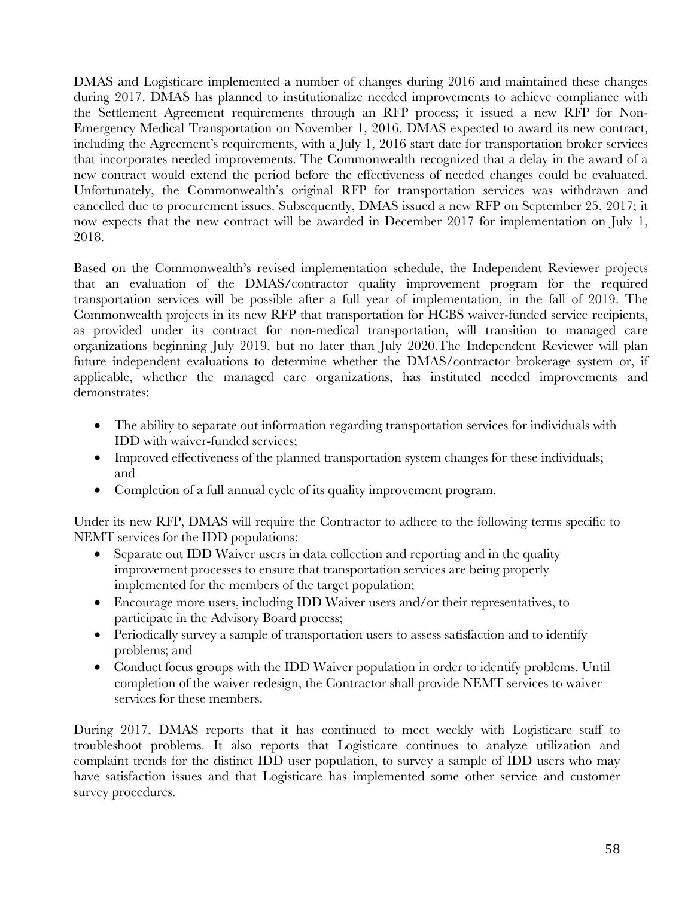DMAS and Logisticare implemented a number of changes during 2016 and maintained these changes during 2017. DMAS has planned to institutionalize needed improvements to achieve compliance with the Settlement Agreement requirements through an RFP process; it issued a new RFP for Non-Emergency Medical Transportation on November 1, 2016. DMAS expected to award its new contract, including the Agreement's requirements, with a July 1, 2016 start date for transportation broker services that incorporates needed improvements. The Commonwealth recognized that a delay in the award of a new contract would extend the period before the effectiveness of needed changes could be evaluated. Unfortunately, the Commonwealth's original RFP for transportation services was withdrawn and cancelled due to procurement issues. Subsequently, DMAS issued a new RFP on September 25, 2017; it now expects that the new contract will be awarded in December 2017 for implementation on July 1, 2018.

Based on the Commonwealth's revised implementation schedule, the Independent Reviewer projects that an evaluation of the DMAS/contractor quality improvement program for the required transportation services will be possible after a full year of implementation, in the fall of 2019. The Commonwealth projects in its new RFP that transportation for HCBS waiver-funded service recipients, as provided under its contract for non-medical transportation, will transition to managed care organizations beginning July 2019, but no later than July 2020.The Independent Reviewer will plan future independent evaluations to determine whether the DMAS/contractor brokerage system or, if applicable, whether the managed care organizations, has instituted needed improvements and demonstrates:

- The ability to separate out information regarding transportation services for individuals with IDD with waiver-funded services;
- Improved effectiveness of the planned transportation system changes for these individuals; and
- Completion of a full annual cycle of its quality improvement program.

Under its new RFP, DMAS will require the Contractor to adhere to the following terms specific to NEMT services for the IDD populations:

- Separate out IDD Waiver users in data collection and reporting and in the quality improvement processes to ensure that transportation services are being properly implemented for the members of the target population;
- Encourage more users, including IDD Waiver users and/or their representatives, to participate in the Advisory Board process;
- Periodically survey a sample of transportation users to assess satisfaction and to identify problems; and
- Conduct focus groups with the IDD Waiver population in order to identify problems. Until completion of the waiver redesign, the Contractor shall provide NEMT services to waiver services for these members.

During 2017, DMAS reports that it has continued to meet weekly with Logisticare staff to troubleshoot problems. It also reports that Logisticare continues to analyze utilization and complaint trends for the distinct IDD user population, to survey a sample of IDD users who may have satisfaction issues and that Logisticare has implemented some other service and customer survey procedures.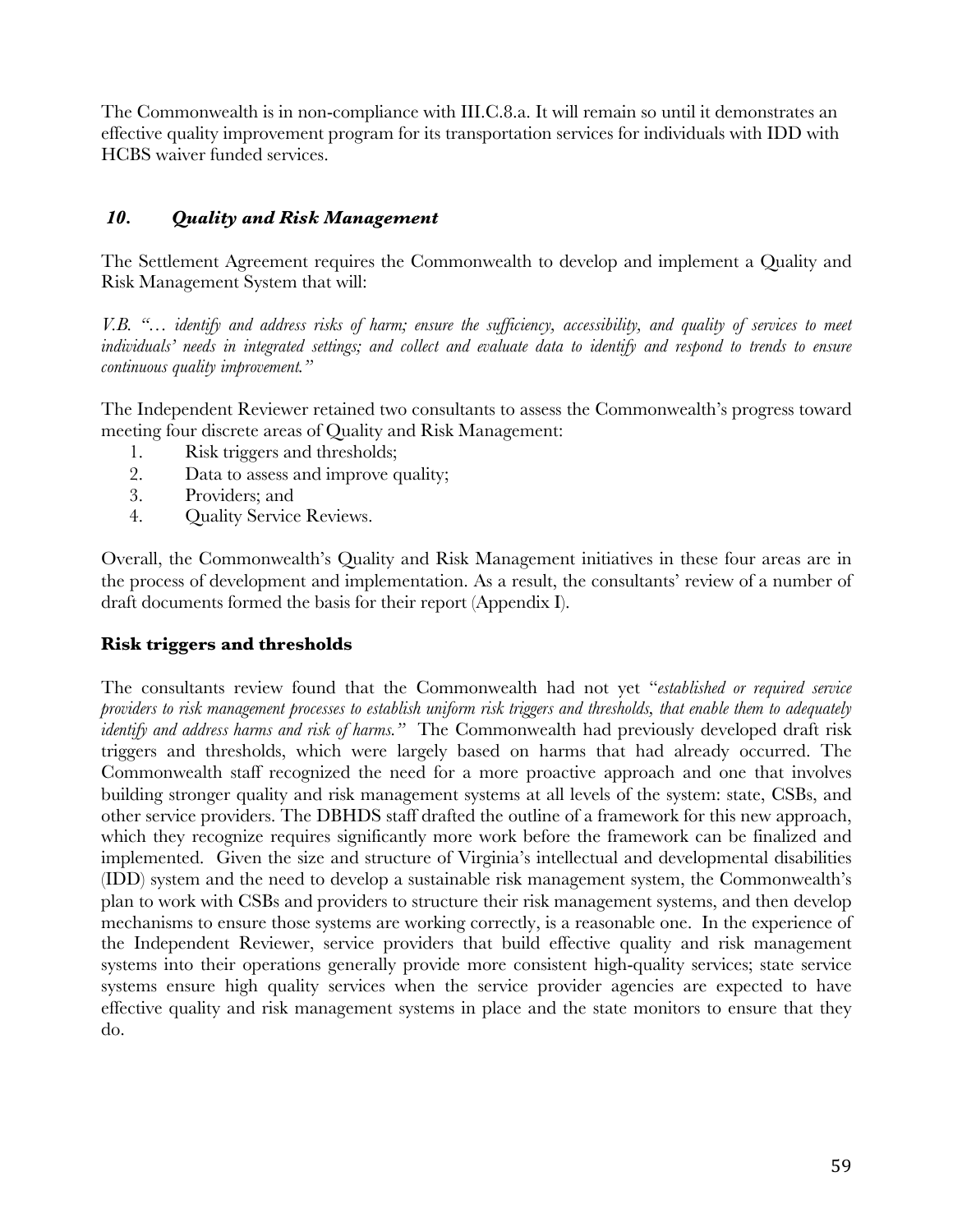The Commonwealth is in non-compliance with III.C.8.a. It will remain so until it demonstrates an effective quality improvement program for its transportation services for individuals with IDD with HCBS waiver funded services.

### *10. Quality and Risk Management*

The Settlement Agreement requires the Commonwealth to develop and implement a Quality and Risk Management System that will:

*V.B. "… identify and address risks of harm; ensure the sufficiency, accessibility, and quality of services to meet individuals' needs in integrated settings; and collect and evaluate data to identify and respond to trends to ensure continuous quality improvement."*

The Independent Reviewer retained two consultants to assess the Commonwealth's progress toward meeting four discrete areas of Quality and Risk Management:

1. Risk triggers and thresholds;
2. Data to assess and improve quality;
3. Providers; and
4. Quality Service Reviews.

Overall, the Commonwealth's Quality and Risk Management initiatives in these four areas are in the process of development and implementation. As a result, the consultants' review of a number of draft documents formed the basis for their report (Appendix I).

**Risk triggers and thresholds**

The consultants review found that the Commonwealth had not yet "*established or required service providers to risk management processes to establish uniform risk triggers and thresholds, that enable them to adequately identify and address harms and risk of harms.*" The Commonwealth had previously developed draft risk triggers and thresholds, which were largely based on harms that had already occurred. The Commonwealth staff recognized the need for a more proactive approach and one that involves building stronger quality and risk management systems at all levels of the system: state, CSBs, and other service providers. The DBHDS staff drafted the outline of a framework for this new approach, which they recognize requires significantly more work before the framework can be finalized and implemented. Given the size and structure of Virginia's intellectual and developmental disabilities (IDD) system and the need to develop a sustainable risk management system, the Commonwealth's plan to work with CSBs and providers to structure their risk management systems, and then develop mechanisms to ensure those systems are working correctly, is a reasonable one. In the experience of the Independent Reviewer, service providers that build effective quality and risk management systems into their operations generally provide more consistent high-quality services; state service systems ensure high quality services when the service provider agencies are expected to have effective quality and risk management systems in place and the state monitors to ensure that they do.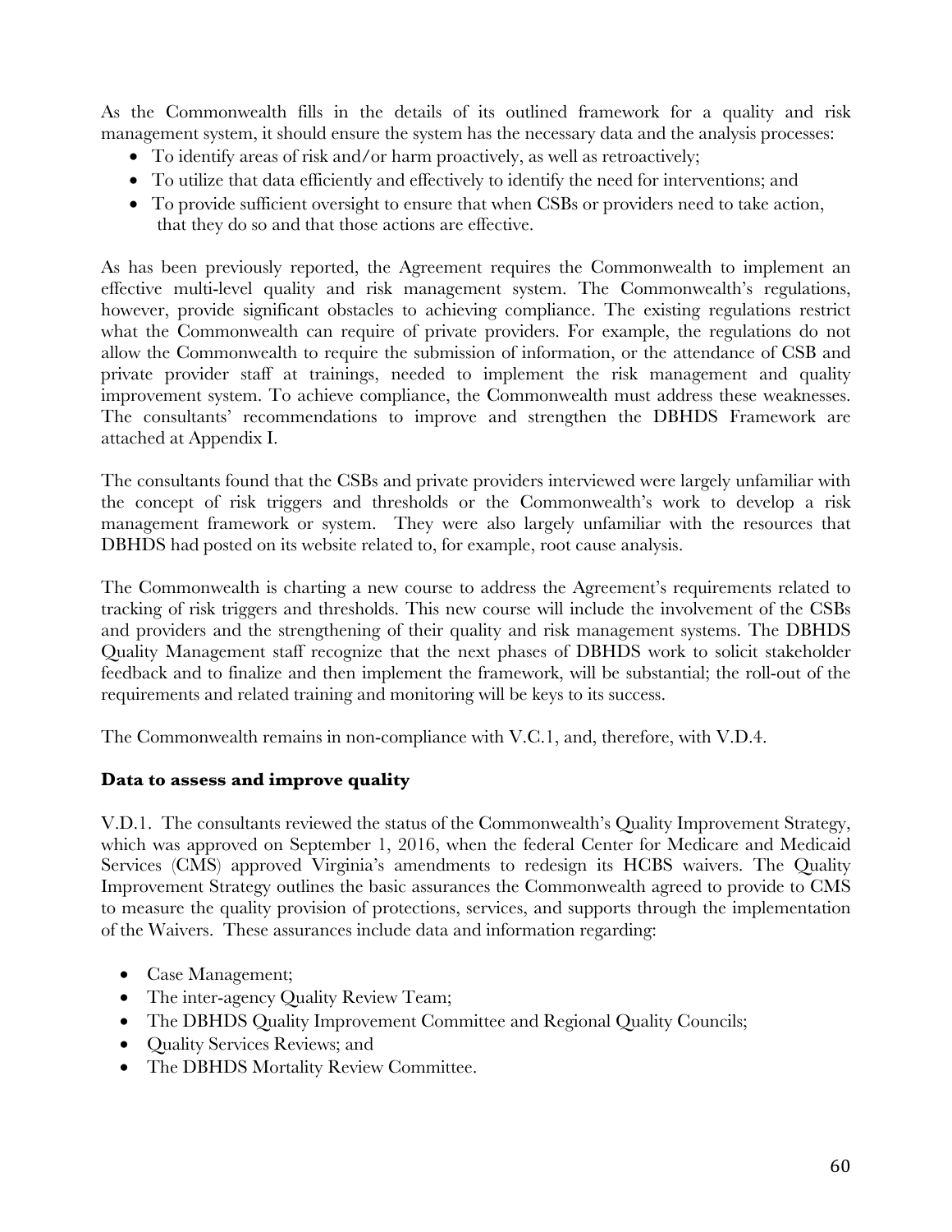As the Commonwealth fills in the details of its outlined framework for a quality and risk management system, it should ensure the system has the necessary data and the analysis processes:

- To identify areas of risk and/or harm proactively, as well as retroactively;
- To utilize that data efficiently and effectively to identify the need for interventions; and
- To provide sufficient oversight to ensure that when CSBs or providers need to take action, that they do so and that those actions are effective.

As has been previously reported, the Agreement requires the Commonwealth to implement an effective multi-level quality and risk management system. The Commonwealth's regulations, however, provide significant obstacles to achieving compliance. The existing regulations restrict what the Commonwealth can require of private providers. For example, the regulations do not allow the Commonwealth to require the submission of information, or the attendance of CSB and private provider staff at trainings, needed to implement the risk management and quality improvement system. To achieve compliance, the Commonwealth must address these weaknesses. The consultants' recommendations to improve and strengthen the DBHDS Framework are attached at Appendix I.

The consultants found that the CSBs and private providers interviewed were largely unfamiliar with the concept of risk triggers and thresholds or the Commonwealth's work to develop a risk management framework or system. They were also largely unfamiliar with the resources that DBHDS had posted on its website related to, for example, root cause analysis.

The Commonwealth is charting a new course to address the Agreement's requirements related to tracking of risk triggers and thresholds. This new course will include the involvement of the CSBs and providers and the strengthening of their quality and risk management systems. The DBHDS Quality Management staff recognize that the next phases of DBHDS work to solicit stakeholder feedback and to finalize and then implement the framework, will be substantial; the roll-out of the requirements and related training and monitoring will be keys to its success.

The Commonwealth remains in non-compliance with V.C.1, and, therefore, with V.D.4.

**Data to assess and improve quality**

V.D.1. The consultants reviewed the status of the Commonwealth's Quality Improvement Strategy, which was approved on September 1, 2016, when the federal Center for Medicare and Medicaid Services (CMS) approved Virginia's amendments to redesign its HCBS waivers. The Quality Improvement Strategy outlines the basic assurances the Commonwealth agreed to provide to CMS to measure the quality provision of protections, services, and supports through the implementation of the Waivers. These assurances include data and information regarding:

- Case Management;
- The inter-agency Quality Review Team;
- The DBHDS Quality Improvement Committee and Regional Quality Councils;
- Quality Services Reviews; and
- The DBHDS Mortality Review Committee.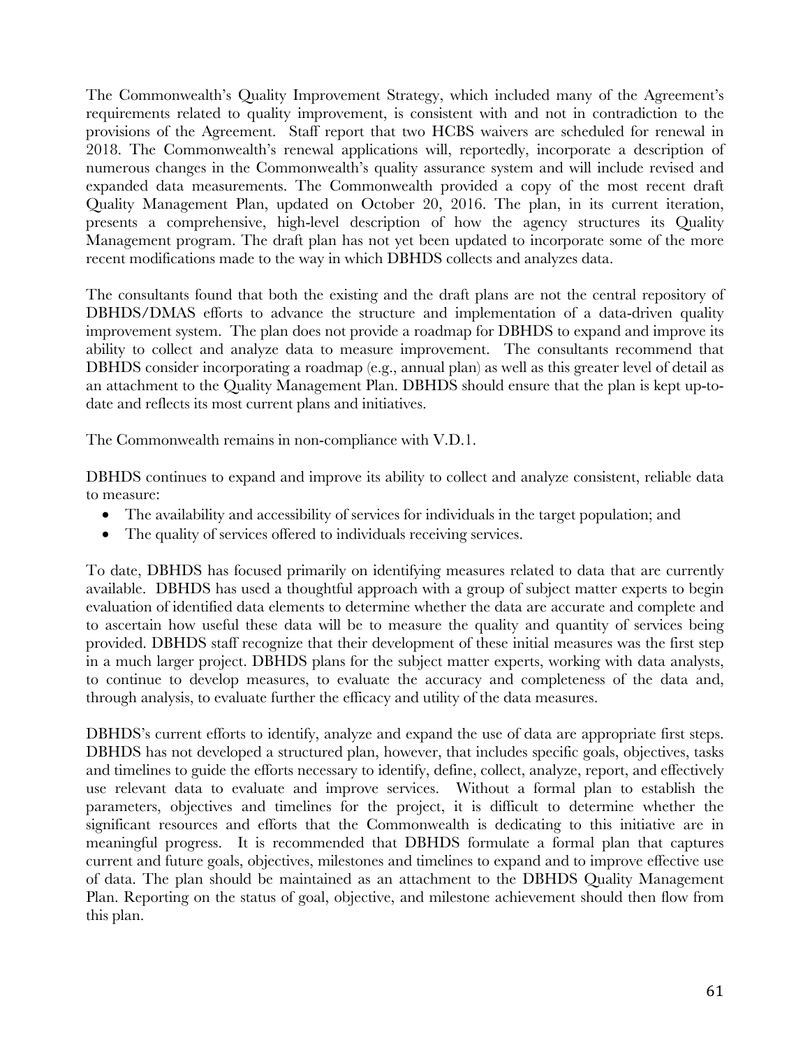The Commonwealth's Quality Improvement Strategy, which included many of the Agreement's requirements related to quality improvement, is consistent with and not in contradiction to the provisions of the Agreement. Staff report that two HCBS waivers are scheduled for renewal in 2018. The Commonwealth's renewal applications will, reportedly, incorporate a description of numerous changes in the Commonwealth's quality assurance system and will include revised and expanded data measurements. The Commonwealth provided a copy of the most recent draft Quality Management Plan, updated on October 20, 2016. The plan, in its current iteration, presents a comprehensive, high-level description of how the agency structures its Quality Management program. The draft plan has not yet been updated to incorporate some of the more recent modifications made to the way in which DBHDS collects and analyzes data.

The consultants found that both the existing and the draft plans are not the central repository of DBHDS/DMAS efforts to advance the structure and implementation of a data-driven quality improvement system. The plan does not provide a roadmap for DBHDS to expand and improve its ability to collect and analyze data to measure improvement. The consultants recommend that DBHDS consider incorporating a roadmap (e.g., annual plan) as well as this greater level of detail as an attachment to the Quality Management Plan. DBHDS should ensure that the plan is kept up-to-date and reflects its most current plans and initiatives.

The Commonwealth remains in non-compliance with V.D.1.

DBHDS continues to expand and improve its ability to collect and analyze consistent, reliable data to measure:

- The availability and accessibility of services for individuals in the target population; and
- The quality of services offered to individuals receiving services.

To date, DBHDS has focused primarily on identifying measures related to data that are currently available. DBHDS has used a thoughtful approach with a group of subject matter experts to begin evaluation of identified data elements to determine whether the data are accurate and complete and to ascertain how useful these data will be to measure the quality and quantity of services being provided. DBHDS staff recognize that their development of these initial measures was the first step in a much larger project. DBHDS plans for the subject matter experts, working with data analysts, to continue to develop measures, to evaluate the accuracy and completeness of the data and, through analysis, to evaluate further the efficacy and utility of the data measures.

DBHDS's current efforts to identify, analyze and expand the use of data are appropriate first steps. DBHDS has not developed a structured plan, however, that includes specific goals, objectives, tasks and timelines to guide the efforts necessary to identify, define, collect, analyze, report, and effectively use relevant data to evaluate and improve services. Without a formal plan to establish the parameters, objectives and timelines for the project, it is difficult to determine whether the significant resources and efforts that the Commonwealth is dedicating to this initiative are in meaningful progress. It is recommended that DBHDS formulate a formal plan that captures current and future goals, objectives, milestones and timelines to expand and to improve effective use of data. The plan should be maintained as an attachment to the DBHDS Quality Management Plan. Reporting on the status of goal, objective, and milestone achievement should then flow from this plan.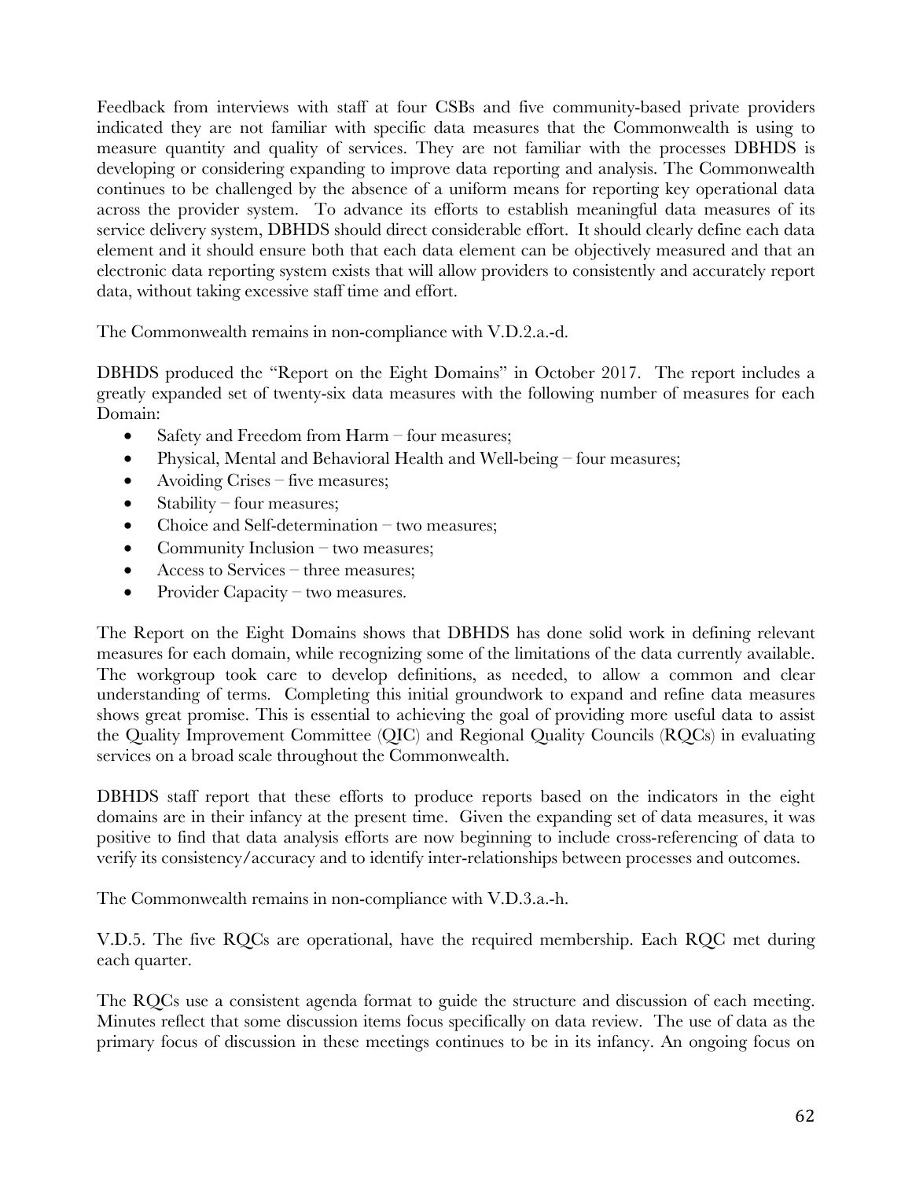Feedback from interviews with staff at four CSBs and five community-based private providers indicated they are not familiar with specific data measures that the Commonwealth is using to measure quantity and quality of services. They are not familiar with the processes DBHDS is developing or considering expanding to improve data reporting and analysis. The Commonwealth continues to be challenged by the absence of a uniform means for reporting key operational data across the provider system. To advance its efforts to establish meaningful data measures of its service delivery system, DBHDS should direct considerable effort. It should clearly define each data element and it should ensure both that each data element can be objectively measured and that an electronic data reporting system exists that will allow providers to consistently and accurately report data, without taking excessive staff time and effort.

The Commonwealth remains in non-compliance with V.D.2.a.-d.

DBHDS produced the "Report on the Eight Domains" in October 2017. The report includes a greatly expanded set of twenty-six data measures with the following number of measures for each Domain:

- Safety and Freedom from Harm – four measures;
- Physical, Mental and Behavioral Health and Well-being – four measures;
- Avoiding Crises – five measures;
- Stability – four measures;
- Choice and Self-determination – two measures;
- Community Inclusion – two measures;
- Access to Services – three measures;
- Provider Capacity – two measures.

The Report on the Eight Domains shows that DBHDS has done solid work in defining relevant measures for each domain, while recognizing some of the limitations of the data currently available. The workgroup took care to develop definitions, as needed, to allow a common and clear understanding of terms. Completing this initial groundwork to expand and refine data measures shows great promise. This is essential to achieving the goal of providing more useful data to assist the Quality Improvement Committee (QIC) and Regional Quality Councils (RQCs) in evaluating services on a broad scale throughout the Commonwealth.

DBHDS staff report that these efforts to produce reports based on the indicators in the eight domains are in their infancy at the present time. Given the expanding set of data measures, it was positive to find that data analysis efforts are now beginning to include cross-referencing of data to verify its consistency/accuracy and to identify inter-relationships between processes and outcomes.

The Commonwealth remains in non-compliance with V.D.3.a.-h.

V.D.5. The five RQCs are operational, have the required membership. Each RQC met during each quarter.

The RQCs use a consistent agenda format to guide the structure and discussion of each meeting. Minutes reflect that some discussion items focus specifically on data review. The use of data as the primary focus of discussion in these meetings continues to be in its infancy. An ongoing focus on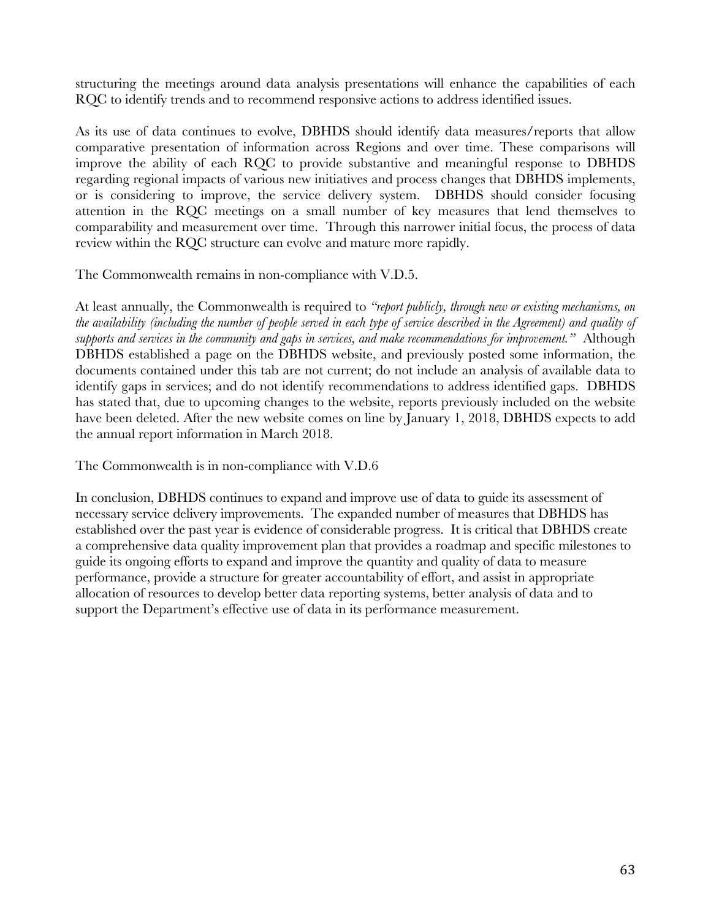structuring the meetings around data analysis presentations will enhance the capabilities of each RQC to identify trends and to recommend responsive actions to address identified issues.

As its use of data continues to evolve, DBHDS should identify data measures/reports that allow comparative presentation of information across Regions and over time. These comparisons will improve the ability of each RQC to provide substantive and meaningful response to DBHDS regarding regional impacts of various new initiatives and process changes that DBHDS implements, or is considering to improve, the service delivery system. DBHDS should consider focusing attention in the RQC meetings on a small number of key measures that lend themselves to comparability and measurement over time. Through this narrower initial focus, the process of data review within the RQC structure can evolve and mature more rapidly.

The Commonwealth remains in non-compliance with V.D.5.

At least annually, the Commonwealth is required to *"report publicly, through new or existing mechanisms, on the availability (including the number of people served in each type of service described in the Agreement) and quality of supports and services in the community and gaps in services, and make recommendations for improvement."* Although DBHDS established a page on the DBHDS website, and previously posted some information, the documents contained under this tab are not current; do not include an analysis of available data to identify gaps in services; and do not identify recommendations to address identified gaps. DBHDS has stated that, due to upcoming changes to the website, reports previously included on the website have been deleted. After the new website comes on line by January 1, 2018, DBHDS expects to add the annual report information in March 2018.

The Commonwealth is in non-compliance with V.D.6

In conclusion, DBHDS continues to expand and improve use of data to guide its assessment of necessary service delivery improvements. The expanded number of measures that DBHDS has established over the past year is evidence of considerable progress. It is critical that DBHDS create a comprehensive data quality improvement plan that provides a roadmap and specific milestones to guide its ongoing efforts to expand and improve the quantity and quality of data to measure performance, provide a structure for greater accountability of effort, and assist in appropriate allocation of resources to develop better data reporting systems, better analysis of data and to support the Department's effective use of data in its performance measurement.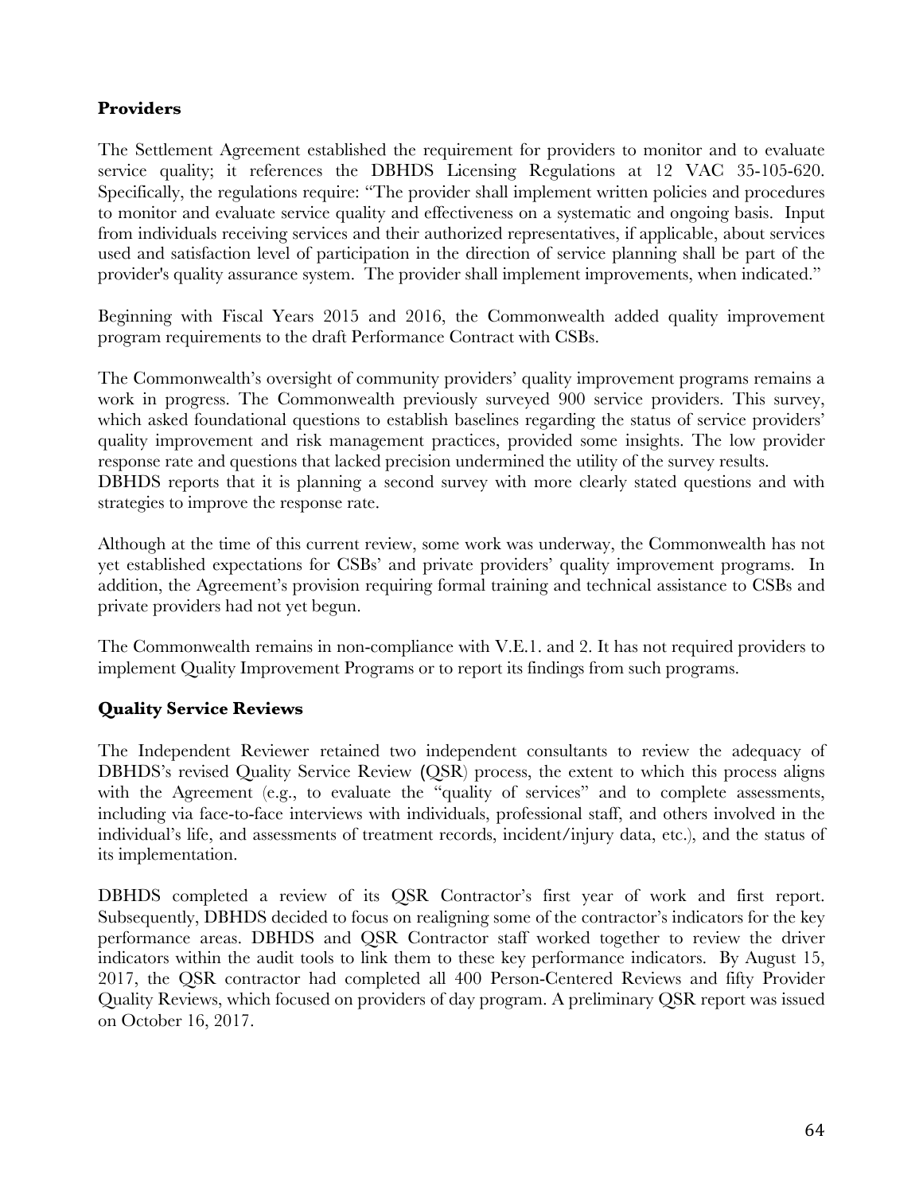**Providers**

The Settlement Agreement established the requirement for providers to monitor and to evaluate service quality; it references the DBHDS Licensing Regulations at 12 VAC 35-105-620. Specifically, the regulations require: "The provider shall implement written policies and procedures to monitor and evaluate service quality and effectiveness on a systematic and ongoing basis. Input from individuals receiving services and their authorized representatives, if applicable, about services used and satisfaction level of participation in the direction of service planning shall be part of the provider's quality assurance system. The provider shall implement improvements, when indicated."

Beginning with Fiscal Years 2015 and 2016, the Commonwealth added quality improvement program requirements to the draft Performance Contract with CSBs.

The Commonwealth's oversight of community providers' quality improvement programs remains a work in progress. The Commonwealth previously surveyed 900 service providers. This survey, which asked foundational questions to establish baselines regarding the status of service providers' quality improvement and risk management practices, provided some insights. The low provider response rate and questions that lacked precision undermined the utility of the survey results. DBHDS reports that it is planning a second survey with more clearly stated questions and with strategies to improve the response rate.

Although at the time of this current review, some work was underway, the Commonwealth has not yet established expectations for CSBs' and private providers' quality improvement programs. In addition, the Agreement's provision requiring formal training and technical assistance to CSBs and private providers had not yet begun.

The Commonwealth remains in non-compliance with V.E.1. and 2. It has not required providers to implement Quality Improvement Programs or to report its findings from such programs.

**Quality Service Reviews**

The Independent Reviewer retained two independent consultants to review the adequacy of DBHDS's revised Quality Service Review (QSR) process, the extent to which this process aligns with the Agreement (e.g., to evaluate the "quality of services" and to complete assessments, including via face-to-face interviews with individuals, professional staff, and others involved in the individual's life, and assessments of treatment records, incident/injury data, etc.), and the status of its implementation.

DBHDS completed a review of its QSR Contractor's first year of work and first report. Subsequently, DBHDS decided to focus on realigning some of the contractor's indicators for the key performance areas. DBHDS and QSR Contractor staff worked together to review the driver indicators within the audit tools to link them to these key performance indicators. By August 15, 2017, the QSR contractor had completed all 400 Person-Centered Reviews and fifty Provider Quality Reviews, which focused on providers of day program. A preliminary QSR report was issued on October 16, 2017.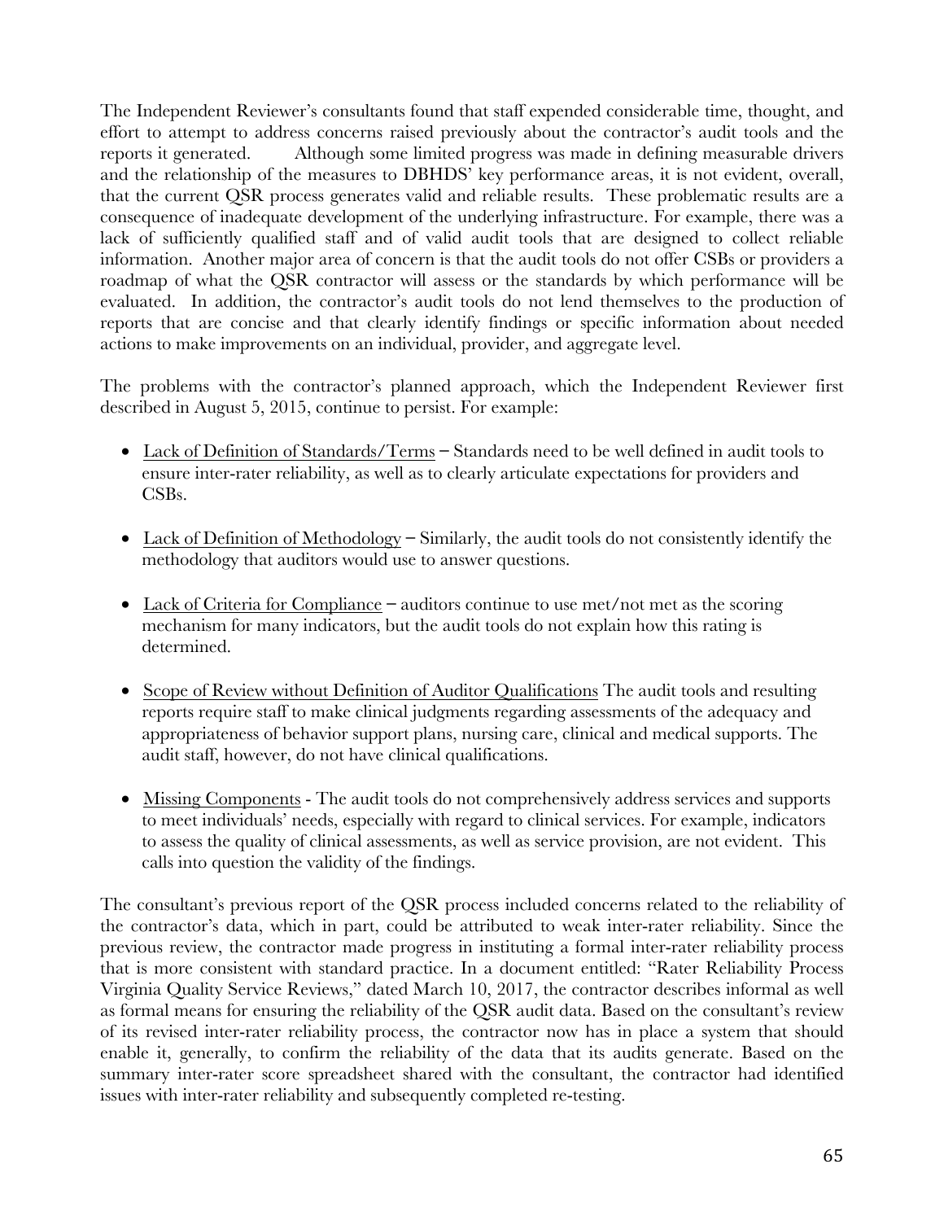The Independent Reviewer's consultants found that staff expended considerable time, thought, and effort to attempt to address concerns raised previously about the contractor's audit tools and the reports it generated. Although some limited progress was made in defining measurable drivers and the relationship of the measures to DBHDS' key performance areas, it is not evident, overall, that the current QSR process generates valid and reliable results. These problematic results are a consequence of inadequate development of the underlying infrastructure. For example, there was a lack of sufficiently qualified staff and of valid audit tools that are designed to collect reliable information. Another major area of concern is that the audit tools do not offer CSBs or providers a roadmap of what the QSR contractor will assess or the standards by which performance will be evaluated. In addition, the contractor's audit tools do not lend themselves to the production of reports that are concise and that clearly identify findings or specific information about needed actions to make improvements on an individual, provider, and aggregate level.

The problems with the contractor's planned approach, which the Independent Reviewer first described in August 5, 2015, continue to persist. For example:

- Lack of Definition of Standards/Terms – Standards need to be well defined in audit tools to ensure inter-rater reliability, as well as to clearly articulate expectations for providers and CSBs.
- Lack of Definition of Methodology – Similarly, the audit tools do not consistently identify the methodology that auditors would use to answer questions.
- Lack of Criteria for Compliance – auditors continue to use met/not met as the scoring mechanism for many indicators, but the audit tools do not explain how this rating is determined.
- Scope of Review without Definition of Auditor Qualifications The audit tools and resulting reports require staff to make clinical judgments regarding assessments of the adequacy and appropriateness of behavior support plans, nursing care, clinical and medical supports. The audit staff, however, do not have clinical qualifications.
- Missing Components - The audit tools do not comprehensively address services and supports to meet individuals' needs, especially with regard to clinical services. For example, indicators to assess the quality of clinical assessments, as well as service provision, are not evident. This calls into question the validity of the findings.

The consultant's previous report of the QSR process included concerns related to the reliability of the contractor's data, which in part, could be attributed to weak inter-rater reliability. Since the previous review, the contractor made progress in instituting a formal inter-rater reliability process that is more consistent with standard practice. In a document entitled: "Rater Reliability Process Virginia Quality Service Reviews," dated March 10, 2017, the contractor describes informal as well as formal means for ensuring the reliability of the QSR audit data. Based on the consultant's review of its revised inter-rater reliability process, the contractor now has in place a system that should enable it, generally, to confirm the reliability of the data that its audits generate. Based on the summary inter-rater score spreadsheet shared with the consultant, the contractor had identified issues with inter-rater reliability and subsequently completed re-testing.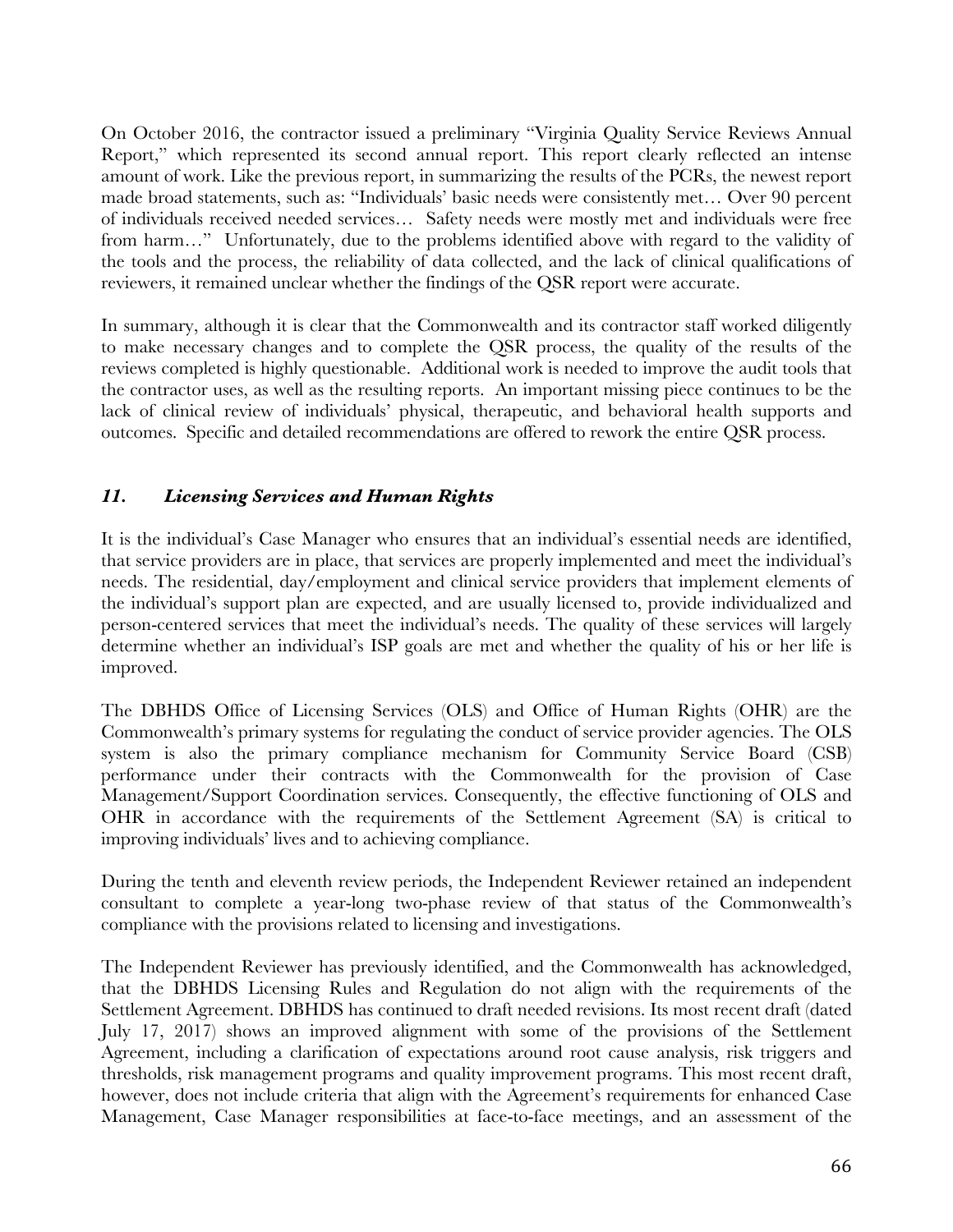On October 2016, the contractor issued a preliminary "Virginia Quality Service Reviews Annual Report," which represented its second annual report. This report clearly reflected an intense amount of work. Like the previous report, in summarizing the results of the PCRs, the newest report made broad statements, such as: "Individuals' basic needs were consistently met… Over 90 percent of individuals received needed services… Safety needs were mostly met and individuals were free from harm…" Unfortunately, due to the problems identified above with regard to the validity of the tools and the process, the reliability of data collected, and the lack of clinical qualifications of reviewers, it remained unclear whether the findings of the QSR report were accurate.

In summary, although it is clear that the Commonwealth and its contractor staff worked diligently to make necessary changes and to complete the QSR process, the quality of the results of the reviews completed is highly questionable. Additional work is needed to improve the audit tools that the contractor uses, as well as the resulting reports. An important missing piece continues to be the lack of clinical review of individuals' physical, therapeutic, and behavioral health supports and outcomes. Specific and detailed recommendations are offered to rework the entire QSR process.

### *11. Licensing Services and Human Rights*

It is the individual's Case Manager who ensures that an individual's essential needs are identified, that service providers are in place, that services are properly implemented and meet the individual's needs. The residential, day/employment and clinical service providers that implement elements of the individual's support plan are expected, and are usually licensed to, provide individualized and person-centered services that meet the individual's needs. The quality of these services will largely determine whether an individual's ISP goals are met and whether the quality of his or her life is improved.

The DBHDS Office of Licensing Services (OLS) and Office of Human Rights (OHR) are the Commonwealth's primary systems for regulating the conduct of service provider agencies. The OLS system is also the primary compliance mechanism for Community Service Board (CSB) performance under their contracts with the Commonwealth for the provision of Case Management/Support Coordination services. Consequently, the effective functioning of OLS and OHR in accordance with the requirements of the Settlement Agreement (SA) is critical to improving individuals' lives and to achieving compliance.

During the tenth and eleventh review periods, the Independent Reviewer retained an independent consultant to complete a year-long two-phase review of that status of the Commonwealth's compliance with the provisions related to licensing and investigations.

The Independent Reviewer has previously identified, and the Commonwealth has acknowledged, that the DBHDS Licensing Rules and Regulation do not align with the requirements of the Settlement Agreement. DBHDS has continued to draft needed revisions. Its most recent draft (dated July 17, 2017) shows an improved alignment with some of the provisions of the Settlement Agreement, including a clarification of expectations around root cause analysis, risk triggers and thresholds, risk management programs and quality improvement programs. This most recent draft, however, does not include criteria that align with the Agreement's requirements for enhanced Case Management, Case Manager responsibilities at face-to-face meetings, and an assessment of the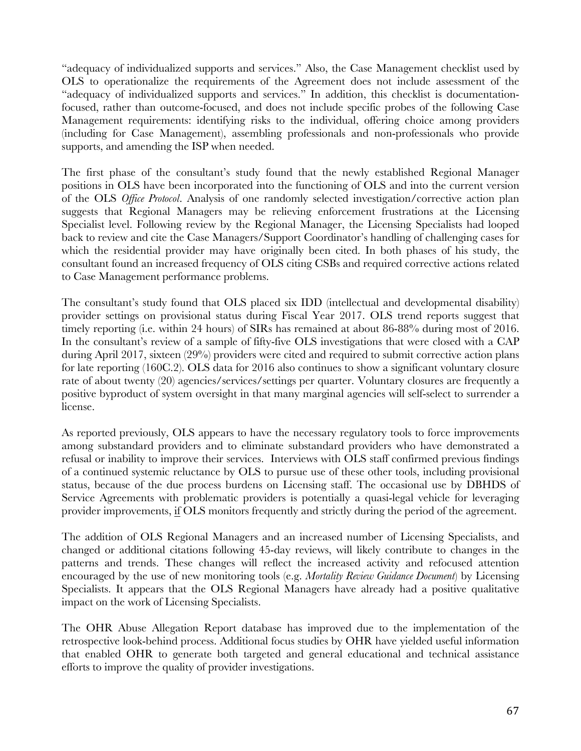"adequacy of individualized supports and services." Also, the Case Management checklist used by OLS to operationalize the requirements of the Agreement does not include assessment of the "adequacy of individualized supports and services." In addition, this checklist is documentation-focused, rather than outcome-focused, and does not include specific probes of the following Case Management requirements: identifying risks to the individual, offering choice among providers (including for Case Management), assembling professionals and non-professionals who provide supports, and amending the ISP when needed.

The first phase of the consultant's study found that the newly established Regional Manager positions in OLS have been incorporated into the functioning of OLS and into the current version of the OLS *Office Protocol*. Analysis of one randomly selected investigation/corrective action plan suggests that Regional Managers may be relieving enforcement frustrations at the Licensing Specialist level. Following review by the Regional Manager, the Licensing Specialists had looped back to review and cite the Case Managers/Support Coordinator's handling of challenging cases for which the residential provider may have originally been cited. In both phases of his study, the consultant found an increased frequency of OLS citing CSBs and required corrective actions related to Case Management performance problems.

The consultant's study found that OLS placed six IDD (intellectual and developmental disability) provider settings on provisional status during Fiscal Year 2017. OLS trend reports suggest that timely reporting (i.e. within 24 hours) of SIRs has remained at about 86-88% during most of 2016. In the consultant's review of a sample of fifty-five OLS investigations that were closed with a CAP during April 2017, sixteen (29%) providers were cited and required to submit corrective action plans for late reporting (160C.2). OLS data for 2016 also continues to show a significant voluntary closure rate of about twenty (20) agencies/services/settings per quarter. Voluntary closures are frequently a positive byproduct of system oversight in that many marginal agencies will self-select to surrender a license.

As reported previously, OLS appears to have the necessary regulatory tools to force improvements among substandard providers and to eliminate substandard providers who have demonstrated a refusal or inability to improve their services. Interviews with OLS staff confirmed previous findings of a continued systemic reluctance by OLS to pursue use of these other tools, including provisional status, because of the due process burdens on Licensing staff. The occasional use by DBHDS of Service Agreements with problematic providers is potentially a quasi-legal vehicle for leveraging provider improvements, <u>if</u> OLS monitors frequently and strictly during the period of the agreement.

The addition of OLS Regional Managers and an increased number of Licensing Specialists, and changed or additional citations following 45-day reviews, will likely contribute to changes in the patterns and trends. These changes will reflect the increased activity and refocused attention encouraged by the use of new monitoring tools (e.g. *Mortality Review Guidance Document*) by Licensing Specialists. It appears that the OLS Regional Managers have already had a positive qualitative impact on the work of Licensing Specialists.

The OHR Abuse Allegation Report database has improved due to the implementation of the retrospective look-behind process. Additional focus studies by OHR have yielded useful information that enabled OHR to generate both targeted and general educational and technical assistance efforts to improve the quality of provider investigations.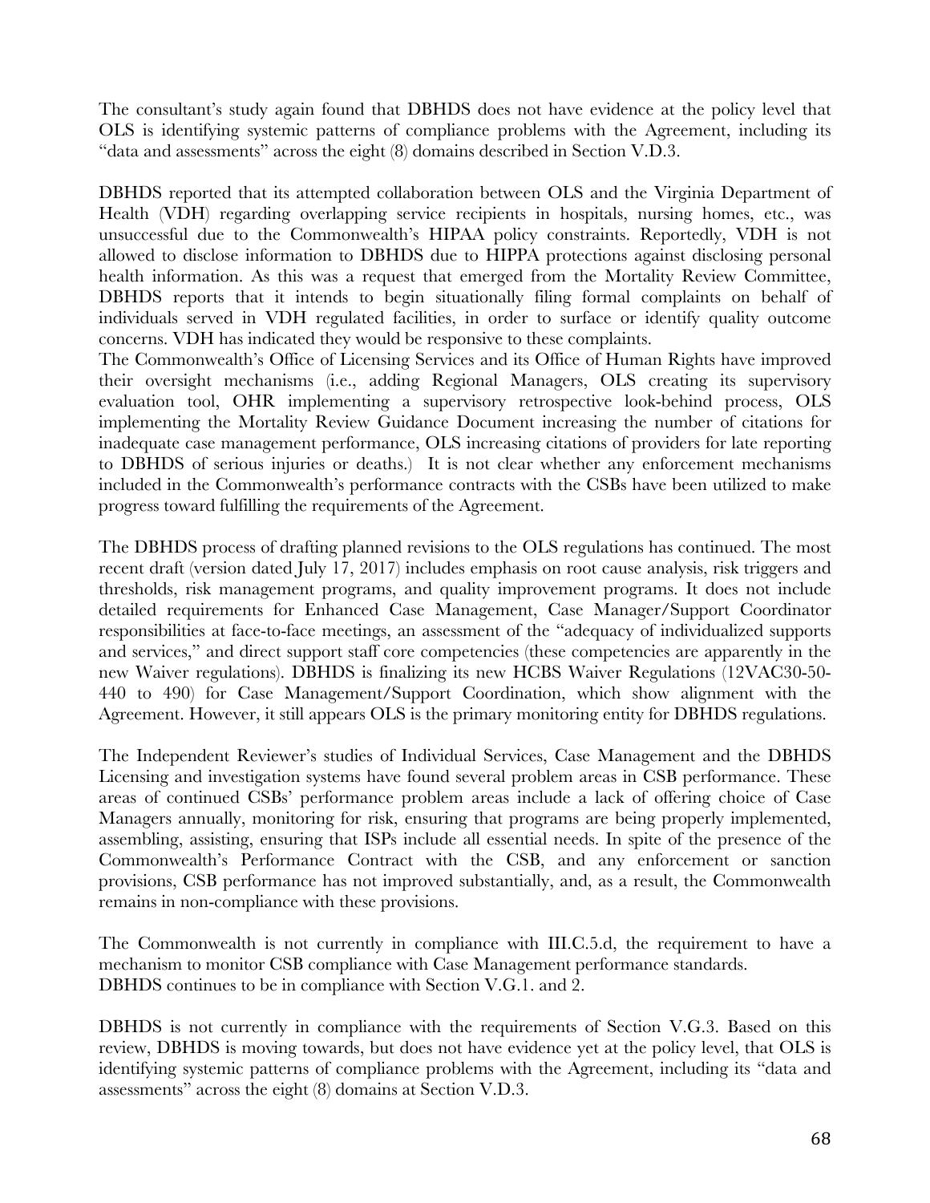The consultant's study again found that DBHDS does not have evidence at the policy level that OLS is identifying systemic patterns of compliance problems with the Agreement, including its "data and assessments" across the eight (8) domains described in Section V.D.3.

DBHDS reported that its attempted collaboration between OLS and the Virginia Department of Health (VDH) regarding overlapping service recipients in hospitals, nursing homes, etc., was unsuccessful due to the Commonwealth's HIPAA policy constraints. Reportedly, VDH is not allowed to disclose information to DBHDS due to HIPPA protections against disclosing personal health information. As this was a request that emerged from the Mortality Review Committee, DBHDS reports that it intends to begin situationally filing formal complaints on behalf of individuals served in VDH regulated facilities, in order to surface or identify quality outcome concerns. VDH has indicated they would be responsive to these complaints.
The Commonwealth's Office of Licensing Services and its Office of Human Rights have improved their oversight mechanisms (i.e., adding Regional Managers, OLS creating its supervisory evaluation tool, OHR implementing a supervisory retrospective look-behind process, OLS implementing the Mortality Review Guidance Document increasing the number of citations for inadequate case management performance, OLS increasing citations of providers for late reporting to DBHDS of serious injuries or deaths.) It is not clear whether any enforcement mechanisms included in the Commonwealth's performance contracts with the CSBs have been utilized to make progress toward fulfilling the requirements of the Agreement.

The DBHDS process of drafting planned revisions to the OLS regulations has continued. The most recent draft (version dated July 17, 2017) includes emphasis on root cause analysis, risk triggers and thresholds, risk management programs, and quality improvement programs. It does not include detailed requirements for Enhanced Case Management, Case Manager/Support Coordinator responsibilities at face-to-face meetings, an assessment of the "adequacy of individualized supports and services," and direct support staff core competencies (these competencies are apparently in the new Waiver regulations). DBHDS is finalizing its new HCBS Waiver Regulations (12VAC30-50-440 to 490) for Case Management/Support Coordination, which show alignment with the Agreement. However, it still appears OLS is the primary monitoring entity for DBHDS regulations.

The Independent Reviewer's studies of Individual Services, Case Management and the DBHDS Licensing and investigation systems have found several problem areas in CSB performance. These areas of continued CSBs' performance problem areas include a lack of offering choice of Case Managers annually, monitoring for risk, ensuring that programs are being properly implemented, assembling, assisting, ensuring that ISPs include all essential needs. In spite of the presence of the Commonwealth's Performance Contract with the CSB, and any enforcement or sanction provisions, CSB performance has not improved substantially, and, as a result, the Commonwealth remains in non-compliance with these provisions.

The Commonwealth is not currently in compliance with III.C.5.d, the requirement to have a mechanism to monitor CSB compliance with Case Management performance standards.
DBHDS continues to be in compliance with Section V.G.1. and 2.

DBHDS is not currently in compliance with the requirements of Section V.G.3. Based on this review, DBHDS is moving towards, but does not have evidence yet at the policy level, that OLS is identifying systemic patterns of compliance problems with the Agreement, including its "data and assessments" across the eight (8) domains at Section V.D.3.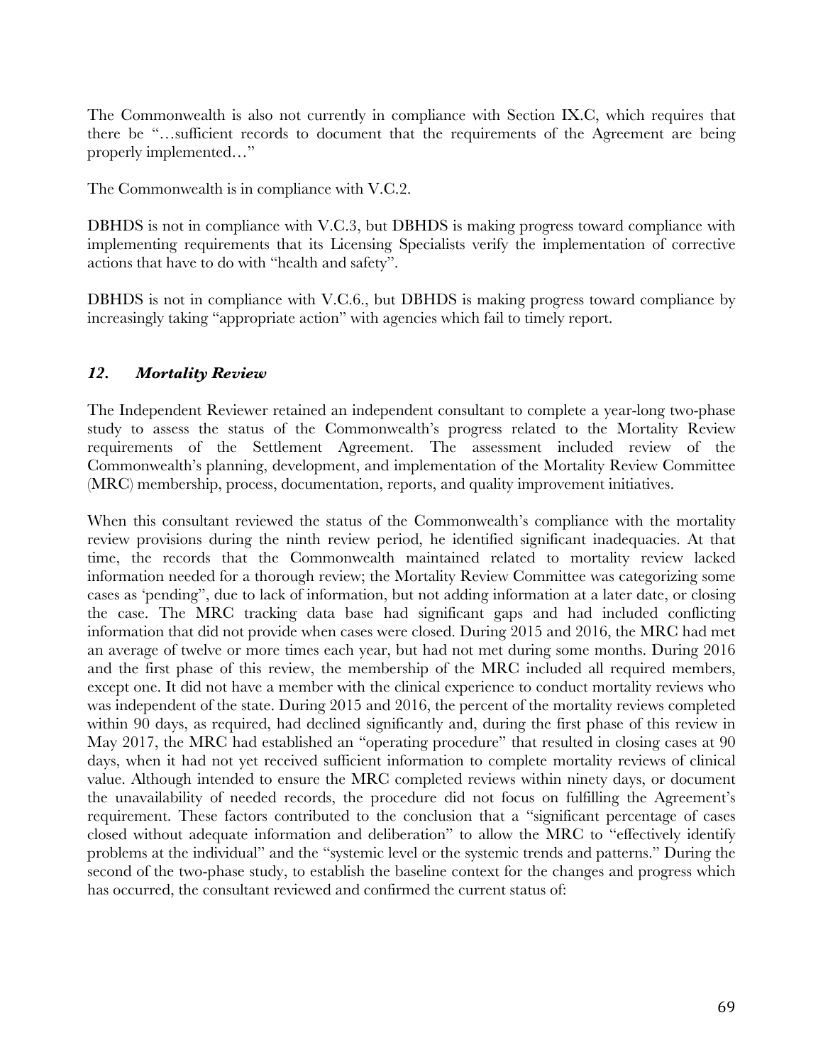The Commonwealth is also not currently in compliance with Section IX.C, which requires that there be "…sufficient records to document that the requirements of the Agreement are being properly implemented…"

The Commonwealth is in compliance with V.C.2.

DBHDS is not in compliance with V.C.3, but DBHDS is making progress toward compliance with implementing requirements that its Licensing Specialists verify the implementation of corrective actions that have to do with "health and safety".

DBHDS is not in compliance with V.C.6., but DBHDS is making progress toward compliance by increasingly taking "appropriate action" with agencies which fail to timely report.

### *12. Mortality Review*

The Independent Reviewer retained an independent consultant to complete a year-long two-phase study to assess the status of the Commonwealth's progress related to the Mortality Review requirements of the Settlement Agreement. The assessment included review of the Commonwealth's planning, development, and implementation of the Mortality Review Committee (MRC) membership, process, documentation, reports, and quality improvement initiatives.

When this consultant reviewed the status of the Commonwealth's compliance with the mortality review provisions during the ninth review period, he identified significant inadequacies. At that time, the records that the Commonwealth maintained related to mortality review lacked information needed for a thorough review; the Mortality Review Committee was categorizing some cases as 'pending", due to lack of information, but not adding information at a later date, or closing the case. The MRC tracking data base had significant gaps and had included conflicting information that did not provide when cases were closed. During 2015 and 2016, the MRC had met an average of twelve or more times each year, but had not met during some months. During 2016 and the first phase of this review, the membership of the MRC included all required members, except one. It did not have a member with the clinical experience to conduct mortality reviews who was independent of the state. During 2015 and 2016, the percent of the mortality reviews completed within 90 days, as required, had declined significantly and, during the first phase of this review in May 2017, the MRC had established an "operating procedure" that resulted in closing cases at 90 days, when it had not yet received sufficient information to complete mortality reviews of clinical value. Although intended to ensure the MRC completed reviews within ninety days, or document the unavailability of needed records, the procedure did not focus on fulfilling the Agreement's requirement. These factors contributed to the conclusion that a "significant percentage of cases closed without adequate information and deliberation" to allow the MRC to "effectively identify problems at the individual" and the "systemic level or the systemic trends and patterns." During the second of the two-phase study, to establish the baseline context for the changes and progress which has occurred, the consultant reviewed and confirmed the current status of: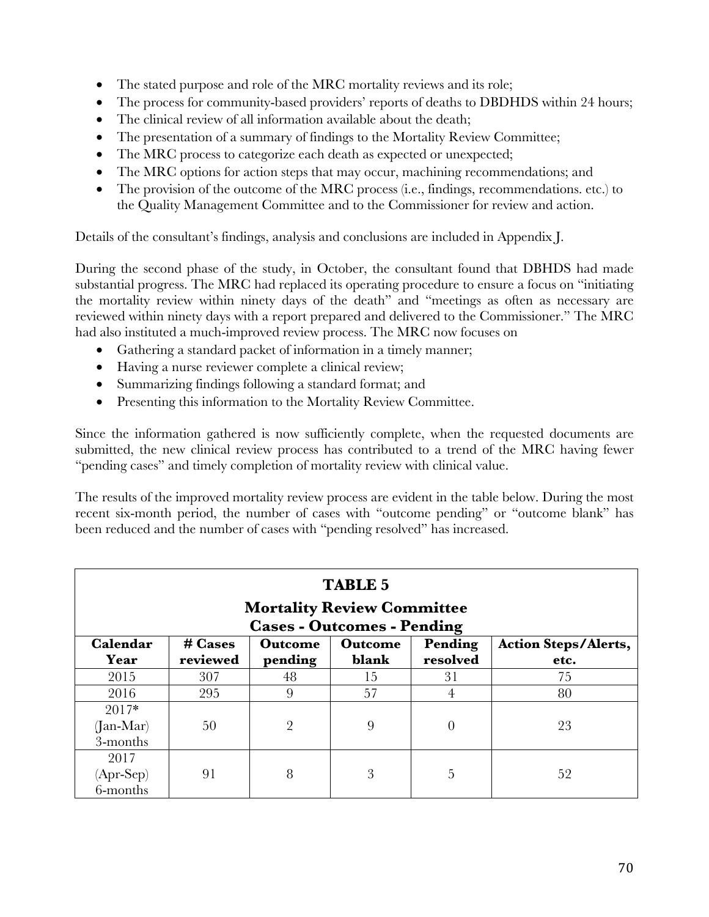- The stated purpose and role of the MRC mortality reviews and its role;
- The process for community-based providers' reports of deaths to DBDHDS within 24 hours;
- The clinical review of all information available about the death;
- The presentation of a summary of findings to the Mortality Review Committee;
- The MRC process to categorize each death as expected or unexpected;
- The MRC options for action steps that may occur, machining recommendations; and
- The provision of the outcome of the MRC process (i.e., findings, recommendations. etc.) to the Quality Management Committee and to the Commissioner for review and action.

Details of the consultant's findings, analysis and conclusions are included in Appendix J.

During the second phase of the study, in October, the consultant found that DBHDS had made substantial progress. The MRC had replaced its operating procedure to ensure a focus on "initiating the mortality review within ninety days of the death" and "meetings as often as necessary are reviewed within ninety days with a report prepared and delivered to the Commissioner." The MRC had also instituted a much-improved review process. The MRC now focuses on

- Gathering a standard packet of information in a timely manner;
- Having a nurse reviewer complete a clinical review;
- Summarizing findings following a standard format; and
- Presenting this information to the Mortality Review Committee.

Since the information gathered is now sufficiently complete, when the requested documents are submitted, the new clinical review process has contributed to a trend of the MRC having fewer "pending cases" and timely completion of mortality review with clinical value.

The results of the improved mortality review process are evident in the table below. During the most recent six-month period, the number of cases with "outcome pending" or "outcome blank" has been reduced and the number of cases with "pending resolved" has increased.

**TABLE 5**
**Mortality Review Committee**
**Cases - Outcomes - Pending**

| Calendar Year | # Cases reviewed | Outcome pending | Outcome blank | Pending resolved | Action Steps/Alerts, etc. |
|---|---|---|---|---|---|
| 2015 | 307 | 48 | 15 | 31 | 75 |
| 2016 | 295 | 9 | 57 | 4 | 80 |
| 2017* (Jan-Mar) 3-months | 50 | 2 | 9 | 0 | 23 |
| 2017 (Apr-Sep) 6-months | 91 | 8 | 3 | 5 | 52 |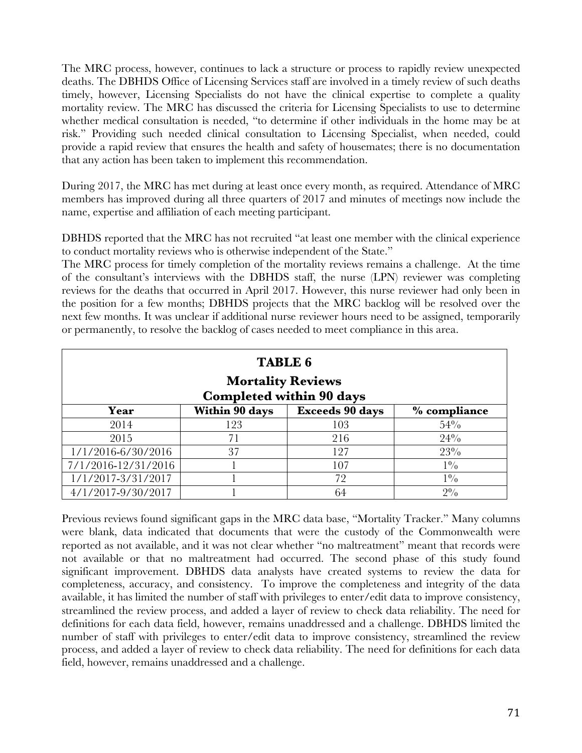The MRC process, however, continues to lack a structure or process to rapidly review unexpected deaths. The DBHDS Office of Licensing Services staff are involved in a timely review of such deaths timely, however, Licensing Specialists do not have the clinical expertise to complete a quality mortality review. The MRC has discussed the criteria for Licensing Specialists to use to determine whether medical consultation is needed, "to determine if other individuals in the home may be at risk." Providing such needed clinical consultation to Licensing Specialist, when needed, could provide a rapid review that ensures the health and safety of housemates; there is no documentation that any action has been taken to implement this recommendation.

During 2017, the MRC has met during at least once every month, as required. Attendance of MRC members has improved during all three quarters of 2017 and minutes of meetings now include the name, expertise and affiliation of each meeting participant.

DBHDS reported that the MRC has not recruited "at least one member with the clinical experience to conduct mortality reviews who is otherwise independent of the State."

The MRC process for timely completion of the mortality reviews remains a challenge. At the time of the consultant's interviews with the DBHDS staff, the nurse (LPN) reviewer was completing reviews for the deaths that occurred in April 2017. However, this nurse reviewer had only been in the position for a few months; DBHDS projects that the MRC backlog will be resolved over the next few months. It was unclear if additional nurse reviewer hours need to be assigned, temporarily or permanently, to resolve the backlog of cases needed to meet compliance in this area.

**TABLE 6**
**Mortality Reviews**
**Completed within 90 days**

| Year | Within 90 days | Exceeds 90 days | % compliance |
|---|---|---|---|
| 2014 | 123 | 103 | 54% |
| 2015 | 71 | 216 | 24% |
| 1/1/2016-6/30/2016 | 37 | 127 | 23% |
| 7/1/2016-12/31/2016 | 1 | 107 | 1% |
| 1/1/2017-3/31/2017 | 1 | 72 | 1% |
| 4/1/2017-9/30/2017 | 1 | 64 | 2% |

Previous reviews found significant gaps in the MRC data base, "Mortality Tracker." Many columns were blank, data indicated that documents that were the custody of the Commonwealth were reported as not available, and it was not clear whether "no maltreatment" meant that records were not available or that no maltreatment had occurred. The second phase of this study found significant improvement. DBHDS data analysts have created systems to review the data for completeness, accuracy, and consistency. To improve the completeness and integrity of the data available, it has limited the number of staff with privileges to enter/edit data to improve consistency, streamlined the review process, and added a layer of review to check data reliability. The need for definitions for each data field, however, remains unaddressed and a challenge. DBHDS limited the number of staff with privileges to enter/edit data to improve consistency, streamlined the review process, and added a layer of review to check data reliability. The need for definitions for each data field, however, remains unaddressed and a challenge.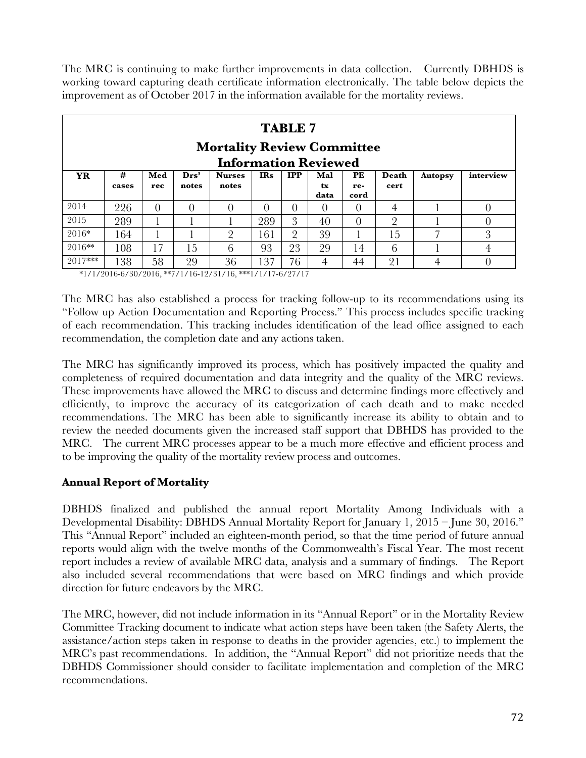The MRC is continuing to make further improvements in data collection. Currently DBHDS is working toward capturing death certificate information electronically. The table below depicts the improvement as of October 2017 in the information available for the mortality reviews.

**TABLE 7**
**Mortality Review Committee Information Reviewed**

| YR | # cases | Med rec | Drs' notes | Nurses notes | IRs | IPP | Mal tx data | PE re-cord | Death cert | Autopsy | interview |
|---|---|---|---|---|---|---|---|---|---|---|---|
| 2014 | 226 | 0 | 0 | 0 | 0 | 0 | 0 | 0 | 4 | 1 | 0 |
| 2015 | 289 | 1 | 1 | 1 | 289 | 3 | 40 | 0 | 2 | 1 | 0 |
| 2016* | 164 | 1 | 1 | 2 | 161 | 2 | 39 | 1 | 15 | 7 | 3 |
| 2016** | 108 | 17 | 15 | 6 | 93 | 23 | 29 | 14 | 6 | 1 | 4 |
| 2017*** | 138 | 58 | 29 | 36 | 137 | 76 | 4 | 44 | 21 | 4 | 0 |

*1/1/2016-6/30/2016, **7/1/16-12/31/16, ***1/1/17-6/27/17

The MRC has also established a process for tracking follow-up to its recommendations using its "Follow up Action Documentation and Reporting Process." This process includes specific tracking of each recommendation. This tracking includes identification of the lead office assigned to each recommendation, the completion date and any actions taken.

The MRC has significantly improved its process, which has positively impacted the quality and completeness of required documentation and data integrity and the quality of the MRC reviews. These improvements have allowed the MRC to discuss and determine findings more effectively and efficiently, to improve the accuracy of its categorization of each death and to make needed recommendations. The MRC has been able to significantly increase its ability to obtain and to review the needed documents given the increased staff support that DBHDS has provided to the MRC. The current MRC processes appear to be a much more effective and efficient process and to be improving the quality of the mortality review process and outcomes.

**Annual Report of Mortality**

DBHDS finalized and published the annual report Mortality Among Individuals with a Developmental Disability: DBHDS Annual Mortality Report for January 1, 2015 – June 30, 2016." This "Annual Report" included an eighteen-month period, so that the time period of future annual reports would align with the twelve months of the Commonwealth's Fiscal Year. The most recent report includes a review of available MRC data, analysis and a summary of findings. The Report also included several recommendations that were based on MRC findings and which provide direction for future endeavors by the MRC.

The MRC, however, did not include information in its "Annual Report" or in the Mortality Review Committee Tracking document to indicate what action steps have been taken (the Safety Alerts, the assistance/action steps taken in response to deaths in the provider agencies, etc.) to implement the MRC's past recommendations. In addition, the "Annual Report" did not prioritize needs that the DBHDS Commissioner should consider to facilitate implementation and completion of the MRC recommendations.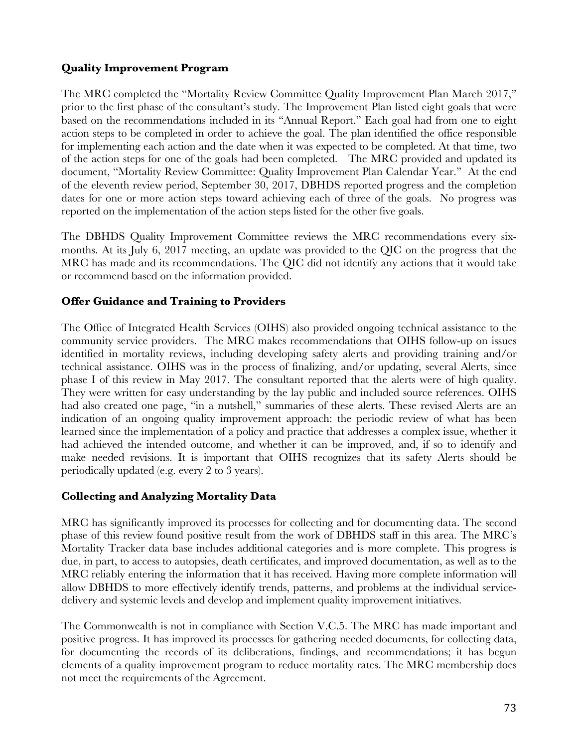### Quality Improvement Program

The MRC completed the "Mortality Review Committee Quality Improvement Plan March 2017," prior to the first phase of the consultant's study. The Improvement Plan listed eight goals that were based on the recommendations included in its "Annual Report." Each goal had from one to eight action steps to be completed in order to achieve the goal. The plan identified the office responsible for implementing each action and the date when it was expected to be completed. At that time, two of the action steps for one of the goals had been completed. The MRC provided and updated its document, "Mortality Review Committee: Quality Improvement Plan Calendar Year." At the end of the eleventh review period, September 30, 2017, DBHDS reported progress and the completion dates for one or more action steps toward achieving each of three of the goals. No progress was reported on the implementation of the action steps listed for the other five goals.

The DBHDS Quality Improvement Committee reviews the MRC recommendations every six-months. At its July 6, 2017 meeting, an update was provided to the QIC on the progress that the MRC has made and its recommendations. The QIC did not identify any actions that it would take or recommend based on the information provided.

### Offer Guidance and Training to Providers

The Office of Integrated Health Services (OIHS) also provided ongoing technical assistance to the community service providers. The MRC makes recommendations that OIHS follow-up on issues identified in mortality reviews, including developing safety alerts and providing training and/or technical assistance. OIHS was in the process of finalizing, and/or updating, several Alerts, since phase I of this review in May 2017. The consultant reported that the alerts were of high quality. They were written for easy understanding by the lay public and included source references. OIHS had also created one page, "in a nutshell," summaries of these alerts. These revised Alerts are an indication of an ongoing quality improvement approach: the periodic review of what has been learned since the implementation of a policy and practice that addresses a complex issue, whether it had achieved the intended outcome, and whether it can be improved, and, if so to identify and make needed revisions. It is important that OIHS recognizes that its safety Alerts should be periodically updated (e.g. every 2 to 3 years).

### Collecting and Analyzing Mortality Data

MRC has significantly improved its processes for collecting and for documenting data. The second phase of this review found positive result from the work of DBHDS staff in this area. The MRC's Mortality Tracker data base includes additional categories and is more complete. This progress is due, in part, to access to autopsies, death certificates, and improved documentation, as well as to the MRC reliably entering the information that it has received. Having more complete information will allow DBHDS to more effectively identify trends, patterns, and problems at the individual service-delivery and systemic levels and develop and implement quality improvement initiatives.

The Commonwealth is not in compliance with Section V.C.5. The MRC has made important and positive progress. It has improved its processes for gathering needed documents, for collecting data, for documenting the records of its deliberations, findings, and recommendations; it has begun elements of a quality improvement program to reduce mortality rates. The MRC membership does not meet the requirements of the Agreement.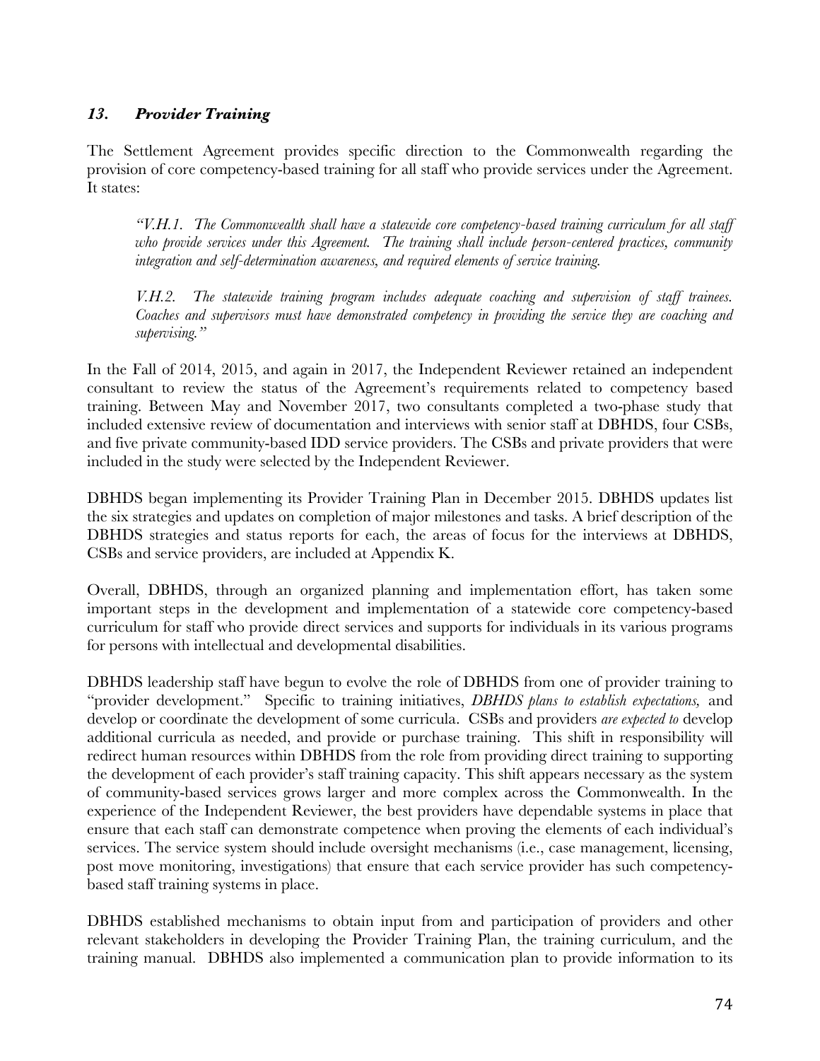### *13. Provider Training*

The Settlement Agreement provides specific direction to the Commonwealth regarding the provision of core competency-based training for all staff who provide services under the Agreement. It states:

> *"V.H.1. The Commonwealth shall have a statewide core competency-based training curriculum for all staff who provide services under this Agreement. The training shall include person-centered practices, community integration and self-determination awareness, and required elements of service training.*
>
> *V.H.2. The statewide training program includes adequate coaching and supervision of staff trainees. Coaches and supervisors must have demonstrated competency in providing the service they are coaching and supervising."*

In the Fall of 2014, 2015, and again in 2017, the Independent Reviewer retained an independent consultant to review the status of the Agreement's requirements related to competency based training. Between May and November 2017, two consultants completed a two-phase study that included extensive review of documentation and interviews with senior staff at DBHDS, four CSBs, and five private community-based IDD service providers. The CSBs and private providers that were included in the study were selected by the Independent Reviewer.

DBHDS began implementing its Provider Training Plan in December 2015. DBHDS updates list the six strategies and updates on completion of major milestones and tasks. A brief description of the DBHDS strategies and status reports for each, the areas of focus for the interviews at DBHDS, CSBs and service providers, are included at Appendix K.

Overall, DBHDS, through an organized planning and implementation effort, has taken some important steps in the development and implementation of a statewide core competency-based curriculum for staff who provide direct services and supports for individuals in its various programs for persons with intellectual and developmental disabilities.

DBHDS leadership staff have begun to evolve the role of DBHDS from one of provider training to "provider development." Specific to training initiatives, *DBHDS plans to establish expectations,* and develop or coordinate the development of some curricula. CSBs and providers *are expected to* develop additional curricula as needed, and provide or purchase training. This shift in responsibility will redirect human resources within DBHDS from the role from providing direct training to supporting the development of each provider's staff training capacity. This shift appears necessary as the system of community-based services grows larger and more complex across the Commonwealth. In the experience of the Independent Reviewer, the best providers have dependable systems in place that ensure that each staff can demonstrate competence when proving the elements of each individual's services. The service system should include oversight mechanisms (i.e., case management, licensing, post move monitoring, investigations) that ensure that each service provider has such competency-based staff training systems in place.

DBHDS established mechanisms to obtain input from and participation of providers and other relevant stakeholders in developing the Provider Training Plan, the training curriculum, and the training manual. DBHDS also implemented a communication plan to provide information to its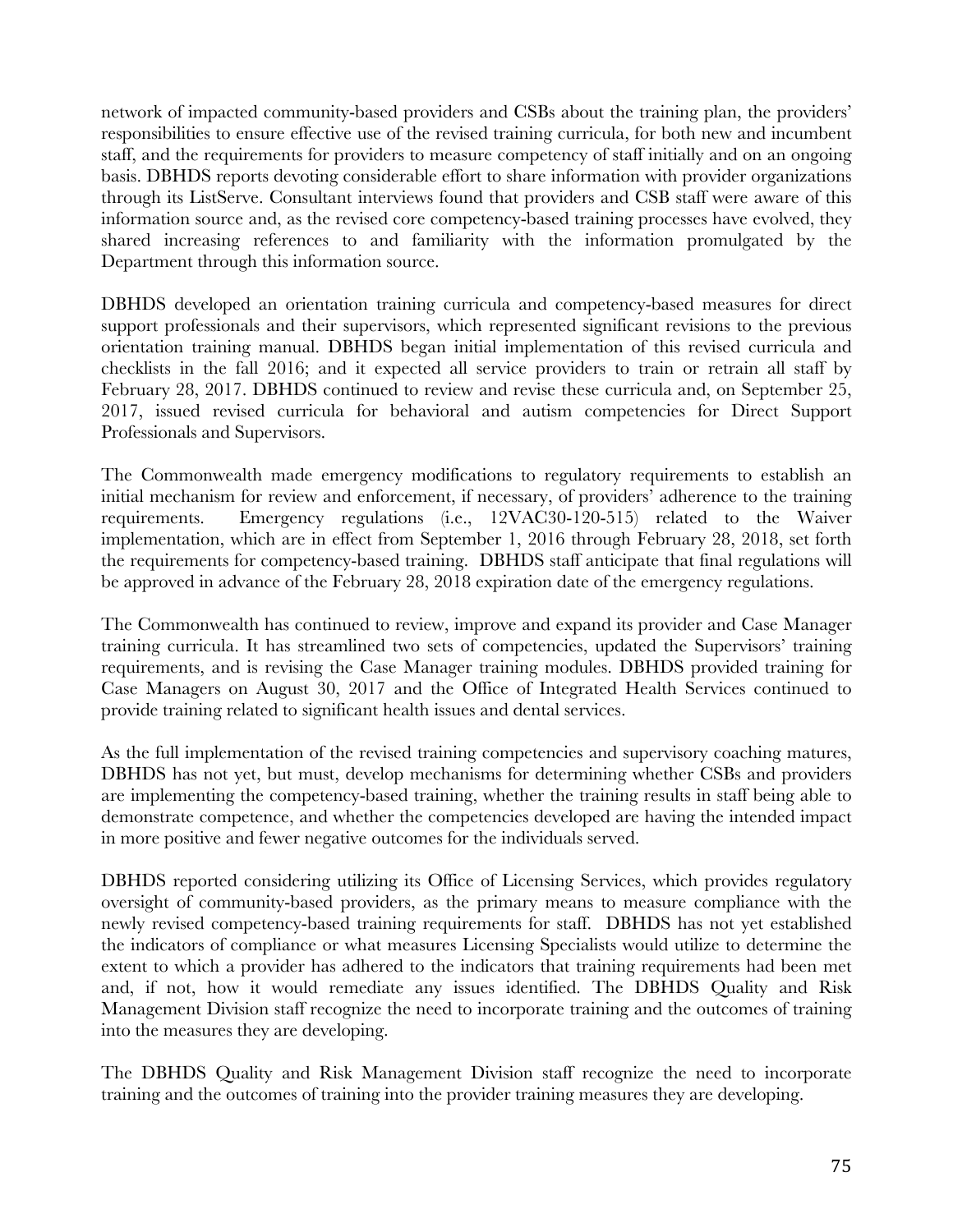network of impacted community-based providers and CSBs about the training plan, the providers' responsibilities to ensure effective use of the revised training curricula, for both new and incumbent staff, and the requirements for providers to measure competency of staff initially and on an ongoing basis. DBHDS reports devoting considerable effort to share information with provider organizations through its ListServe. Consultant interviews found that providers and CSB staff were aware of this information source and, as the revised core competency-based training processes have evolved, they shared increasing references to and familiarity with the information promulgated by the Department through this information source.

DBHDS developed an orientation training curricula and competency-based measures for direct support professionals and their supervisors, which represented significant revisions to the previous orientation training manual. DBHDS began initial implementation of this revised curricula and checklists in the fall 2016; and it expected all service providers to train or retrain all staff by February 28, 2017. DBHDS continued to review and revise these curricula and, on September 25, 2017, issued revised curricula for behavioral and autism competencies for Direct Support Professionals and Supervisors.

The Commonwealth made emergency modifications to regulatory requirements to establish an initial mechanism for review and enforcement, if necessary, of providers' adherence to the training requirements. Emergency regulations (i.e., 12VAC30-120-515) related to the Waiver implementation, which are in effect from September 1, 2016 through February 28, 2018, set forth the requirements for competency-based training. DBHDS staff anticipate that final regulations will be approved in advance of the February 28, 2018 expiration date of the emergency regulations.

The Commonwealth has continued to review, improve and expand its provider and Case Manager training curricula. It has streamlined two sets of competencies, updated the Supervisors' training requirements, and is revising the Case Manager training modules. DBHDS provided training for Case Managers on August 30, 2017 and the Office of Integrated Health Services continued to provide training related to significant health issues and dental services.

As the full implementation of the revised training competencies and supervisory coaching matures, DBHDS has not yet, but must, develop mechanisms for determining whether CSBs and providers are implementing the competency-based training, whether the training results in staff being able to demonstrate competence, and whether the competencies developed are having the intended impact in more positive and fewer negative outcomes for the individuals served.

DBHDS reported considering utilizing its Office of Licensing Services, which provides regulatory oversight of community-based providers, as the primary means to measure compliance with the newly revised competency-based training requirements for staff. DBHDS has not yet established the indicators of compliance or what measures Licensing Specialists would utilize to determine the extent to which a provider has adhered to the indicators that training requirements had been met and, if not, how it would remediate any issues identified. The DBHDS Quality and Risk Management Division staff recognize the need to incorporate training and the outcomes of training into the measures they are developing.

The DBHDS Quality and Risk Management Division staff recognize the need to incorporate training and the outcomes of training into the provider training measures they are developing.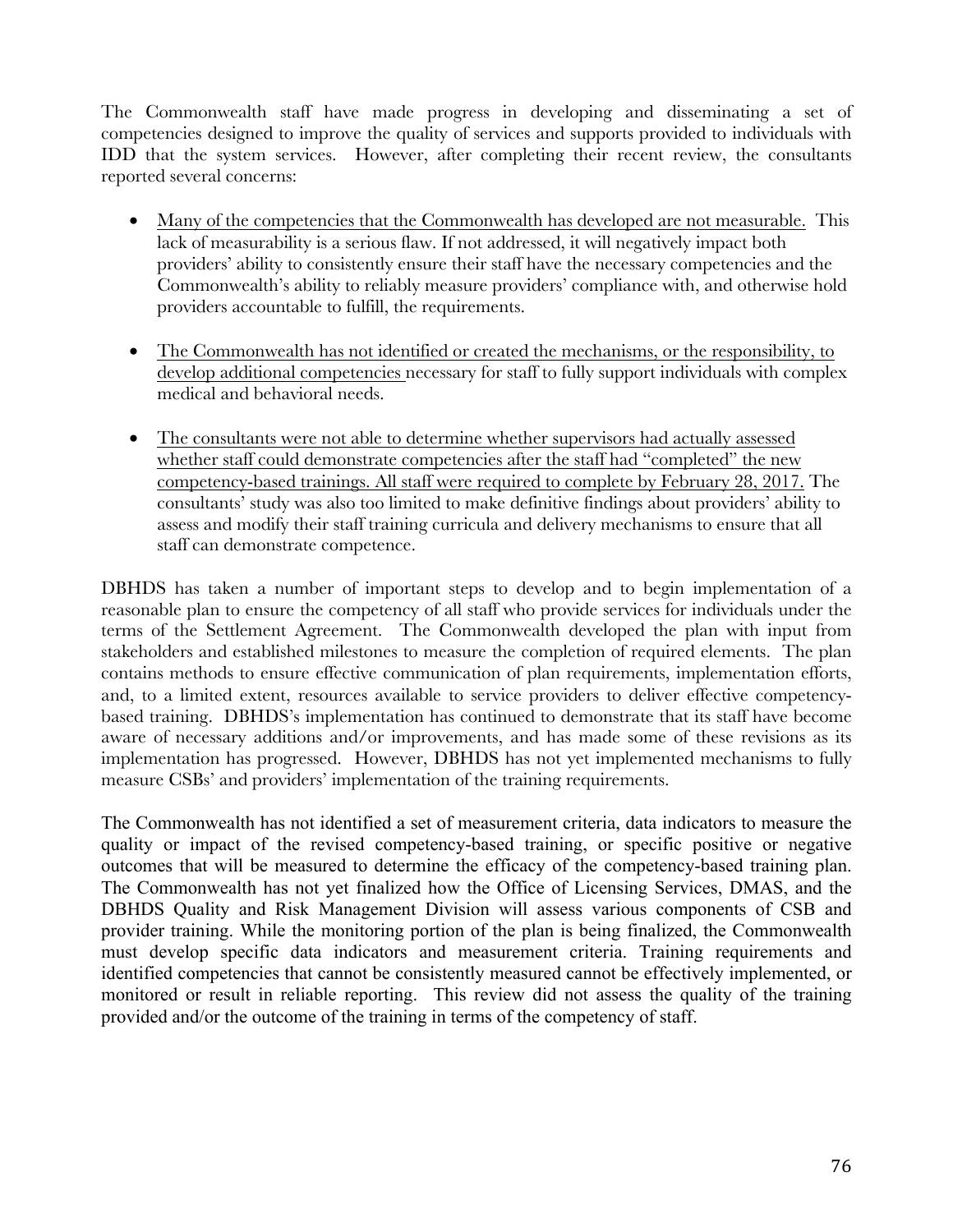The Commonwealth staff have made progress in developing and disseminating a set of competencies designed to improve the quality of services and supports provided to individuals with IDD that the system services. However, after completing their recent review, the consultants reported several concerns:

- <u>Many of the competencies that the Commonwealth has developed are not measurable.</u> This lack of measurability is a serious flaw. If not addressed, it will negatively impact both providers' ability to consistently ensure their staff have the necessary competencies and the Commonwealth's ability to reliably measure providers' compliance with, and otherwise hold providers accountable to fulfill, the requirements.

- <u>The Commonwealth has not identified or created the mechanisms, or the responsibility, to develop additional competencies</u> necessary for staff to fully support individuals with complex medical and behavioral needs.

- <u>The consultants were not able to determine whether supervisors had actually assessed whether staff could demonstrate competencies after the staff had "completed" the new competency-based trainings. All staff were required to complete by February 28, 2017.</u> The consultants' study was also too limited to make definitive findings about providers' ability to assess and modify their staff training curricula and delivery mechanisms to ensure that all staff can demonstrate competence.

DBHDS has taken a number of important steps to develop and to begin implementation of a reasonable plan to ensure the competency of all staff who provide services for individuals under the terms of the Settlement Agreement. The Commonwealth developed the plan with input from stakeholders and established milestones to measure the completion of required elements. The plan contains methods to ensure effective communication of plan requirements, implementation efforts, and, to a limited extent, resources available to service providers to deliver effective competency-based training. DBHDS's implementation has continued to demonstrate that its staff have become aware of necessary additions and/or improvements, and has made some of these revisions as its implementation has progressed. However, DBHDS has not yet implemented mechanisms to fully measure CSBs' and providers' implementation of the training requirements.

The Commonwealth has not identified a set of measurement criteria, data indicators to measure the quality or impact of the revised competency-based training, or specific positive or negative outcomes that will be measured to determine the efficacy of the competency-based training plan. The Commonwealth has not yet finalized how the Office of Licensing Services, DMAS, and the DBHDS Quality and Risk Management Division will assess various components of CSB and provider training. While the monitoring portion of the plan is being finalized, the Commonwealth must develop specific data indicators and measurement criteria. Training requirements and identified competencies that cannot be consistently measured cannot be effectively implemented, or monitored or result in reliable reporting. This review did not assess the quality of the training provided and/or the outcome of the training in terms of the competency of staff.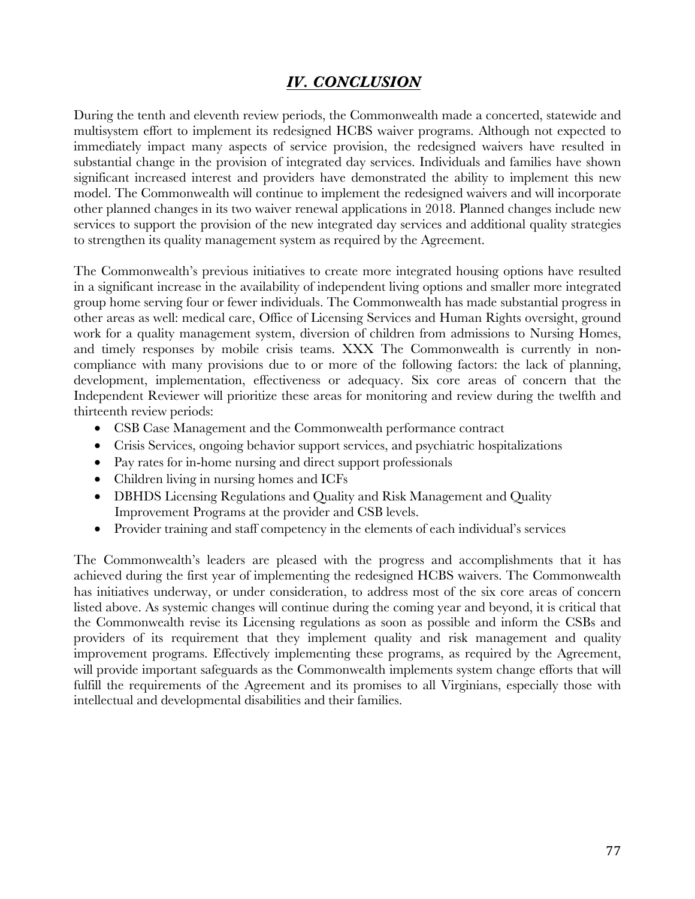# *IV. CONCLUSION*

During the tenth and eleventh review periods, the Commonwealth made a concerted, statewide and multisystem effort to implement its redesigned HCBS waiver programs. Although not expected to immediately impact many aspects of service provision, the redesigned waivers have resulted in substantial change in the provision of integrated day services. Individuals and families have shown significant increased interest and providers have demonstrated the ability to implement this new model. The Commonwealth will continue to implement the redesigned waivers and will incorporate other planned changes in its two waiver renewal applications in 2018. Planned changes include new services to support the provision of the new integrated day services and additional quality strategies to strengthen its quality management system as required by the Agreement.

The Commonwealth's previous initiatives to create more integrated housing options have resulted in a significant increase in the availability of independent living options and smaller more integrated group home serving four or fewer individuals. The Commonwealth has made substantial progress in other areas as well: medical care, Office of Licensing Services and Human Rights oversight, ground work for a quality management system, diversion of children from admissions to Nursing Homes, and timely responses by mobile crisis teams. XXX The Commonwealth is currently in non-compliance with many provisions due to or more of the following factors: the lack of planning, development, implementation, effectiveness or adequacy. Six core areas of concern that the Independent Reviewer will prioritize these areas for monitoring and review during the twelfth and thirteenth review periods:

- CSB Case Management and the Commonwealth performance contract
- Crisis Services, ongoing behavior support services, and psychiatric hospitalizations
- Pay rates for in-home nursing and direct support professionals
- Children living in nursing homes and ICFs
- DBHDS Licensing Regulations and Quality and Risk Management and Quality Improvement Programs at the provider and CSB levels.
- Provider training and staff competency in the elements of each individual's services

The Commonwealth's leaders are pleased with the progress and accomplishments that it has achieved during the first year of implementing the redesigned HCBS waivers. The Commonwealth has initiatives underway, or under consideration, to address most of the six core areas of concern listed above. As systemic changes will continue during the coming year and beyond, it is critical that the Commonwealth revise its Licensing regulations as soon as possible and inform the CSBs and providers of its requirement that they implement quality and risk management and quality improvement programs. Effectively implementing these programs, as required by the Agreement, will provide important safeguards as the Commonwealth implements system change efforts that will fulfill the requirements of the Agreement and its promises to all Virginians, especially those with intellectual and developmental disabilities and their families.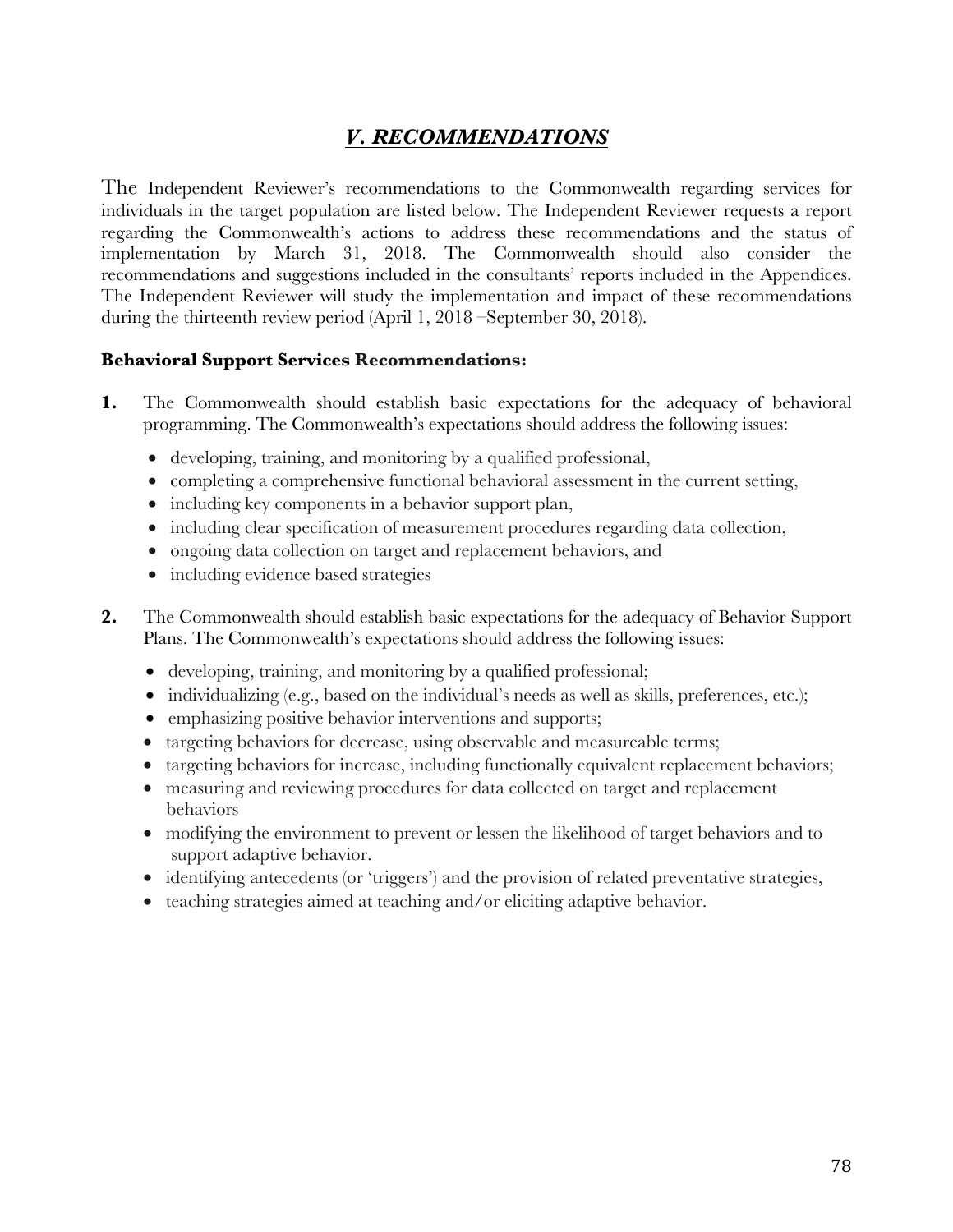## *V. RECOMMENDATIONS*

The Independent Reviewer's recommendations to the Commonwealth regarding services for individuals in the target population are listed below. The Independent Reviewer requests a report regarding the Commonwealth's actions to address these recommendations and the status of implementation by March 31, 2018. The Commonwealth should also consider the recommendations and suggestions included in the consultants' reports included in the Appendices. The Independent Reviewer will study the implementation and impact of these recommendations during the thirteenth review period (April 1, 2018 –September 30, 2018).

**Behavioral Support Services Recommendations:**

**1.** The Commonwealth should establish basic expectations for the adequacy of behavioral programming. The Commonwealth's expectations should address the following issues:

- developing, training, and monitoring by a qualified professional,
- completing a comprehensive functional behavioral assessment in the current setting,
- including key components in a behavior support plan,
- including clear specification of measurement procedures regarding data collection,
- ongoing data collection on target and replacement behaviors, and
- including evidence based strategies

**2.** The Commonwealth should establish basic expectations for the adequacy of Behavior Support Plans. The Commonwealth's expectations should address the following issues:

- developing, training, and monitoring by a qualified professional;
- individualizing (e.g., based on the individual's needs as well as skills, preferences, etc.);
- emphasizing positive behavior interventions and supports;
- targeting behaviors for decrease, using observable and measureable terms;
- targeting behaviors for increase, including functionally equivalent replacement behaviors;
- measuring and reviewing procedures for data collected on target and replacement behaviors
- modifying the environment to prevent or lessen the likelihood of target behaviors and to support adaptive behavior.
- identifying antecedents (or 'triggers') and the provision of related preventative strategies,
- teaching strategies aimed at teaching and/or eliciting adaptive behavior.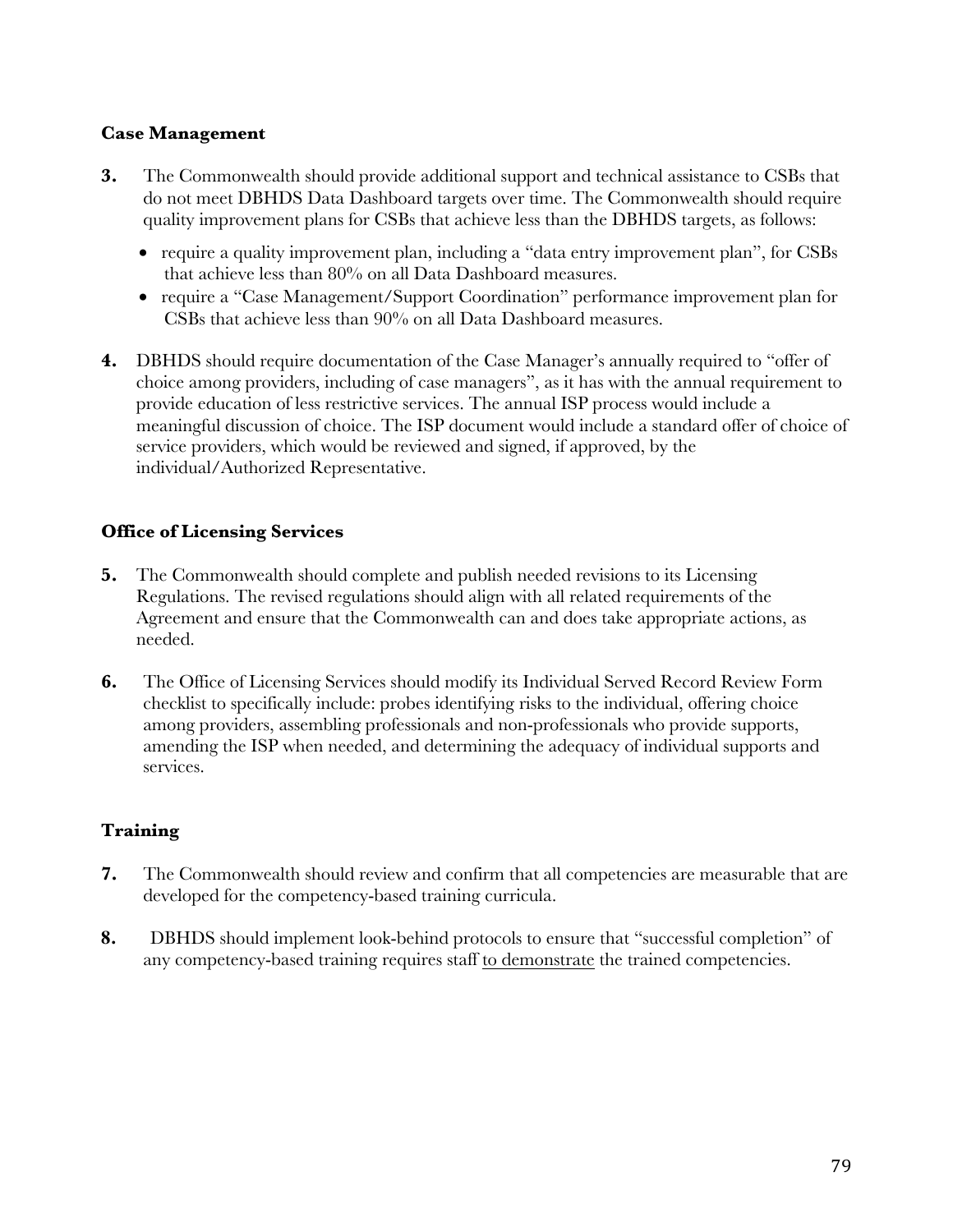**Case Management**

**3.** The Commonwealth should provide additional support and technical assistance to CSBs that do not meet DBHDS Data Dashboard targets over time. The Commonwealth should require quality improvement plans for CSBs that achieve less than the DBHDS targets, as follows:

- require a quality improvement plan, including a "data entry improvement plan", for CSBs that achieve less than 80% on all Data Dashboard measures.
- require a "Case Management/Support Coordination" performance improvement plan for CSBs that achieve less than 90% on all Data Dashboard measures.

**4.** DBHDS should require documentation of the Case Manager's annually required to "offer of choice among providers, including of case managers", as it has with the annual requirement to provide education of less restrictive services. The annual ISP process would include a meaningful discussion of choice. The ISP document would include a standard offer of choice of service providers, which would be reviewed and signed, if approved, by the individual/Authorized Representative.

**Office of Licensing Services**

**5.** The Commonwealth should complete and publish needed revisions to its Licensing Regulations. The revised regulations should align with all related requirements of the Agreement and ensure that the Commonwealth can and does take appropriate actions, as needed.

**6.** The Office of Licensing Services should modify its Individual Served Record Review Form checklist to specifically include: probes identifying risks to the individual, offering choice among providers, assembling professionals and non-professionals who provide supports, amending the ISP when needed, and determining the adequacy of individual supports and services.

**Training**

**7.** The Commonwealth should review and confirm that all competencies are measurable that are developed for the competency-based training curricula.

**8.** DBHDS should implement look-behind protocols to ensure that "successful completion" of any competency-based training requires staff <u>to demonstrate</u> the trained competencies.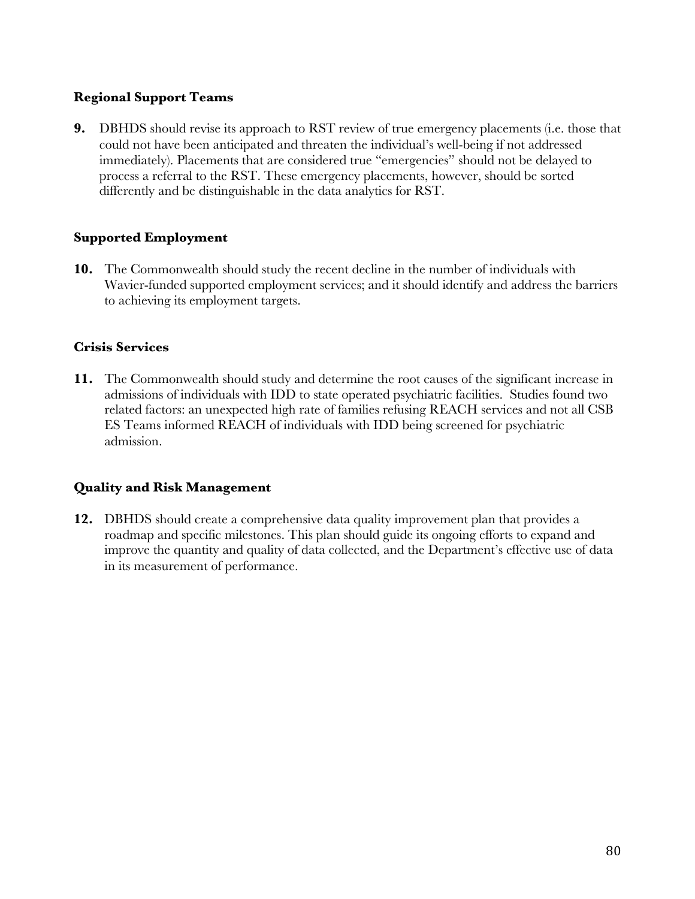**Regional Support Teams**

**9.** DBHDS should revise its approach to RST review of true emergency placements (i.e. those that could not have been anticipated and threaten the individual's well-being if not addressed immediately). Placements that are considered true "emergencies" should not be delayed to process a referral to the RST. These emergency placements, however, should be sorted differently and be distinguishable in the data analytics for RST.

**Supported Employment**

**10.** The Commonwealth should study the recent decline in the number of individuals with Wavier-funded supported employment services; and it should identify and address the barriers to achieving its employment targets.

**Crisis Services**

**11.** The Commonwealth should study and determine the root causes of the significant increase in admissions of individuals with IDD to state operated psychiatric facilities. Studies found two related factors: an unexpected high rate of families refusing REACH services and not all CSB ES Teams informed REACH of individuals with IDD being screened for psychiatric admission.

**Quality and Risk Management**

**12.** DBHDS should create a comprehensive data quality improvement plan that provides a roadmap and specific milestones. This plan should guide its ongoing efforts to expand and improve the quantity and quality of data collected, and the Department's effective use of data in its measurement of performance.